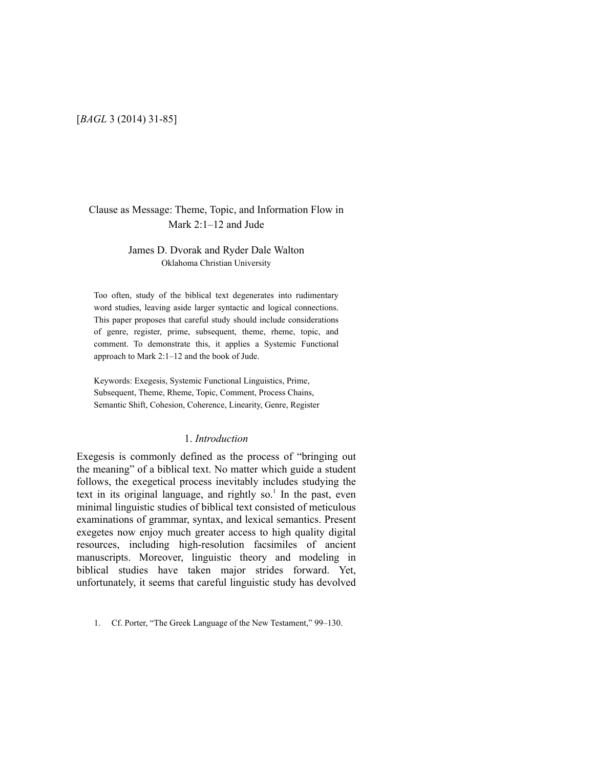# Clause as Message: Theme, Topic, and Information Flow in Mark 2:1–12 and Jude

James D. Dvorak and Ryder Dale Walton
Oklahoma Christian University

Too often, study of the biblical text degenerates into rudimentary word studies, leaving aside larger syntactic and logical connections. This paper proposes that careful study should include considerations of genre, register, prime, subsequent, theme, rheme, topic, and comment. To demonstrate this, it applies a Systemic Functional approach to Mark 2:1–12 and the book of Jude.

Keywords: Exegesis, Systemic Functional Linguistics, Prime, Subsequent, Theme, Rheme, Topic, Comment, Process Chains, Semantic Shift, Cohesion, Coherence, Linearity, Genre, Register

## 1. *Introduction*

Exegesis is commonly defined as the process of "bringing out the meaning" of a biblical text. No matter which guide a student follows, the exegetical process inevitably includes studying the text in its original language, and rightly so.[1] In the past, even minimal linguistic studies of biblical text consisted of meticulous examinations of grammar, syntax, and lexical semantics. Present exegetes now enjoy much greater access to high quality digital resources, including high-resolution facsimiles of ancient manuscripts. Moreover, linguistic theory and modeling in biblical studies have taken major strides forward. Yet, unfortunately, it seems that careful linguistic study has devolved

1. Cf. Porter, "The Greek Language of the New Testament," 99–130.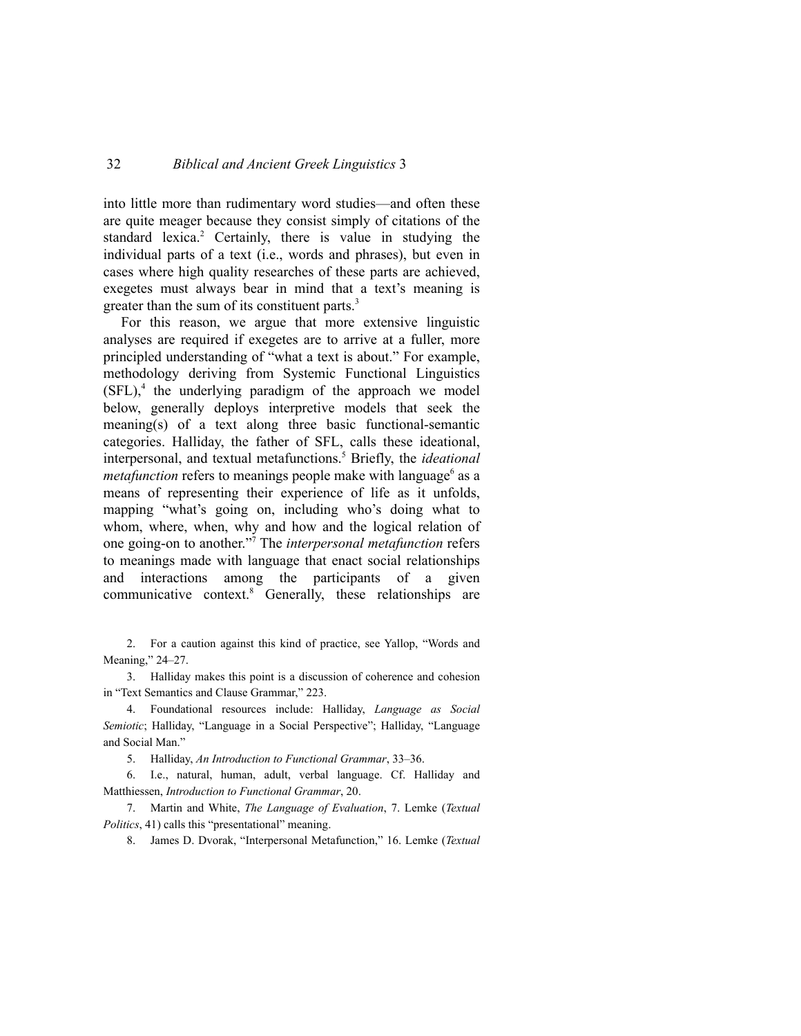into little more than rudimentary word studies—and often these are quite meager because they consist simply of citations of the standard lexica.[2] Certainly, there is value in studying the individual parts of a text (i.e., words and phrases), but even in cases where high quality researches of these parts are achieved, exegetes must always bear in mind that a text's meaning is greater than the sum of its constituent parts.[3]

For this reason, we argue that more extensive linguistic analyses are required if exegetes are to arrive at a fuller, more principled understanding of "what a text is about." For example, methodology deriving from Systemic Functional Linguistics (SFL),[4] the underlying paradigm of the approach we model below, generally deploys interpretive models that seek the meaning(s) of a text along three basic functional-semantic categories. Halliday, the father of SFL, calls these ideational, interpersonal, and textual metafunctions.[5] Briefly, the *ideational metafunction* refers to meanings people make with language[6] as a means of representing their experience of life as it unfolds, mapping "what's going on, including who's doing what to whom, where, when, why and how and the logical relation of one going-on to another."[7] The *interpersonal metafunction* refers to meanings made with language that enact social relationships and interactions among the participants of a given communicative context.[8] Generally, these relationships are

2. For a caution against this kind of practice, see Yallop, "Words and Meaning," 24–27.

3. Halliday makes this point is a discussion of coherence and cohesion in "Text Semantics and Clause Grammar," 223.

4. Foundational resources include: Halliday, *Language as Social Semiotic*; Halliday, "Language in a Social Perspective"; Halliday, "Language and Social Man."

5. Halliday, *An Introduction to Functional Grammar*, 33–36.

6. I.e., natural, human, adult, verbal language. Cf. Halliday and Matthiessen, *Introduction to Functional Grammar*, 20.

7. Martin and White, *The Language of Evaluation*, 7. Lemke (*Textual Politics*, 41) calls this "presentational" meaning.

8. James D. Dvorak, "Interpersonal Metafunction," 16. Lemke (*Textual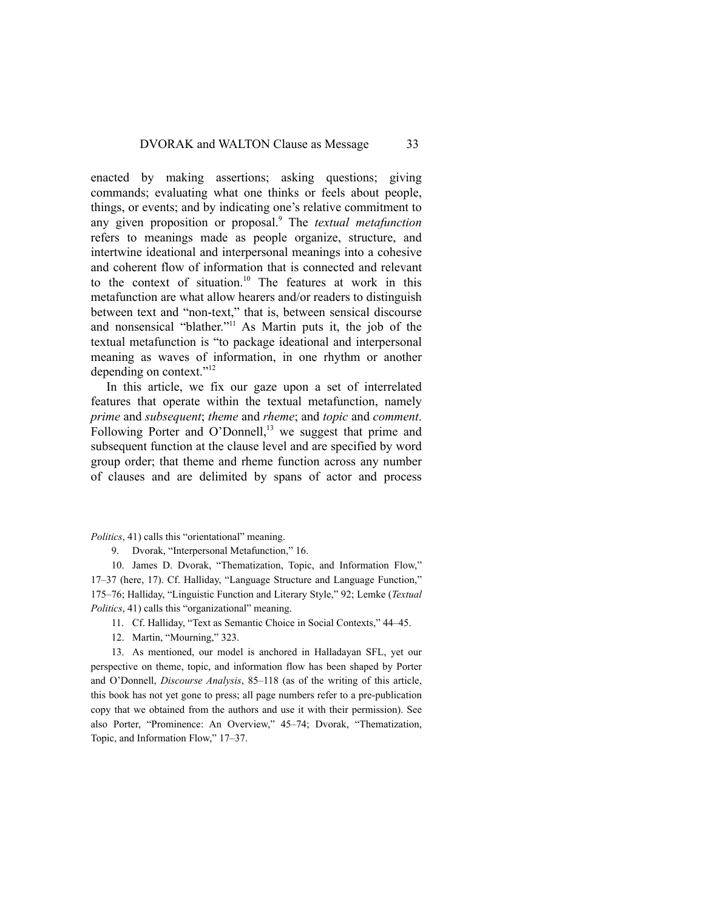enacted by making assertions; asking questions; giving commands; evaluating what one thinks or feels about people, things, or events; and by indicating one's relative commitment to any given proposition or proposal.[9] The *textual metafunction* refers to meanings made as people organize, structure, and intertwine ideational and interpersonal meanings into a cohesive and coherent flow of information that is connected and relevant to the context of situation.[10] The features at work in this metafunction are what allow hearers and/or readers to distinguish between text and "non-text," that is, between sensical discourse and nonsensical "blather."[11] As Martin puts it, the job of the textual metafunction is "to package ideational and interpersonal meaning as waves of information, in one rhythm or another depending on context."[12]

In this article, we fix our gaze upon a set of interrelated features that operate within the textual metafunction, namely *prime* and *subsequent*; *theme* and *rheme*; and *topic* and *comment*. Following Porter and O'Donnell,[13] we suggest that prime and subsequent function at the clause level and are specified by word group order; that theme and rheme function across any number of clauses and are delimited by spans of actor and process

---

*Politics*, 41) calls this "orientational" meaning.

9. Dvorak, "Interpersonal Metafunction," 16.

10. James D. Dvorak, "Thematization, Topic, and Information Flow," 17–37 (here, 17). Cf. Halliday, "Language Structure and Language Function," 175–76; Halliday, "Linguistic Function and Literary Style," 92; Lemke (*Textual Politics*, 41) calls this "organizational" meaning.

11. Cf. Halliday, "Text as Semantic Choice in Social Contexts," 44–45.

12. Martin, "Mourning," 323.

13. As mentioned, our model is anchored in Halladayan SFL, yet our perspective on theme, topic, and information flow has been shaped by Porter and O'Donnell, *Discourse Analysis*, 85–118 (as of the writing of this article, this book has not yet gone to press; all page numbers refer to a pre-publication copy that we obtained from the authors and use it with their permission). See also Porter, "Prominence: An Overview," 45–74; Dvorak, "Thematization, Topic, and Information Flow," 17–37.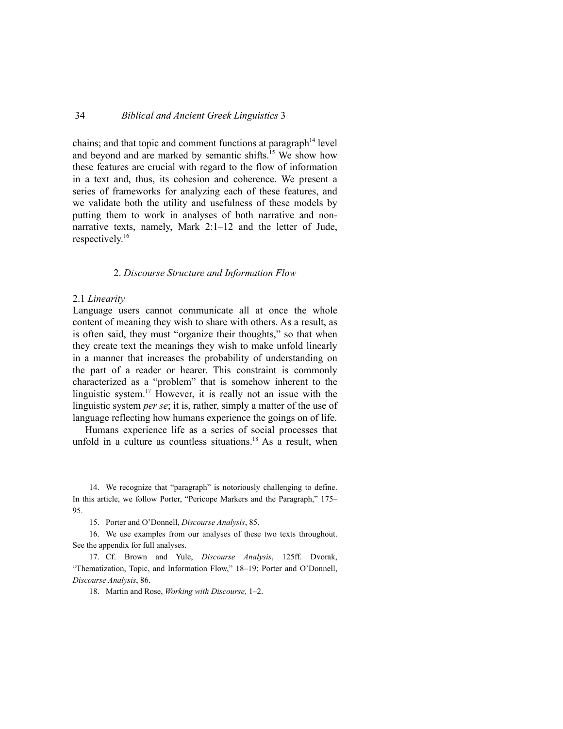chains; and that topic and comment functions at paragraph[14] level and beyond and are marked by semantic shifts.[15] We show how these features are crucial with regard to the flow of information in a text and, thus, its cohesion and coherence. We present a series of frameworks for analyzing each of these features, and we validate both the utility and usefulness of these models by putting them to work in analyses of both narrative and non-narrative texts, namely, Mark 2:1–12 and the letter of Jude, respectively.[16]

## 2. *Discourse Structure and Information Flow*

### 2.1 *Linearity*

Language users cannot communicate all at once the whole content of meaning they wish to share with others. As a result, as is often said, they must "organize their thoughts," so that when they create text the meanings they wish to make unfold linearly in a manner that increases the probability of understanding on the part of a reader or hearer. This constraint is commonly characterized as a "problem" that is somehow inherent to the linguistic system.[17] However, it is really not an issue with the linguistic system *per se*; it is, rather, simply a matter of the use of language reflecting how humans experience the goings on of life.

Humans experience life as a series of social processes that unfold in a culture as countless situations.[18] As a result, when

14. We recognize that "paragraph" is notoriously challenging to define. In this article, we follow Porter, "Pericope Markers and the Paragraph," 175–95.

15. Porter and O'Donnell, *Discourse Analysis*, 85.

16. We use examples from our analyses of these two texts throughout. See the appendix for full analyses.

17. Cf. Brown and Yule, *Discourse Analysis*, 125ff. Dvorak, "Thematization, Topic, and Information Flow," 18–19; Porter and O'Donnell, *Discourse Analysis*, 86.

18. Martin and Rose, *Working with Discourse,* 1–2.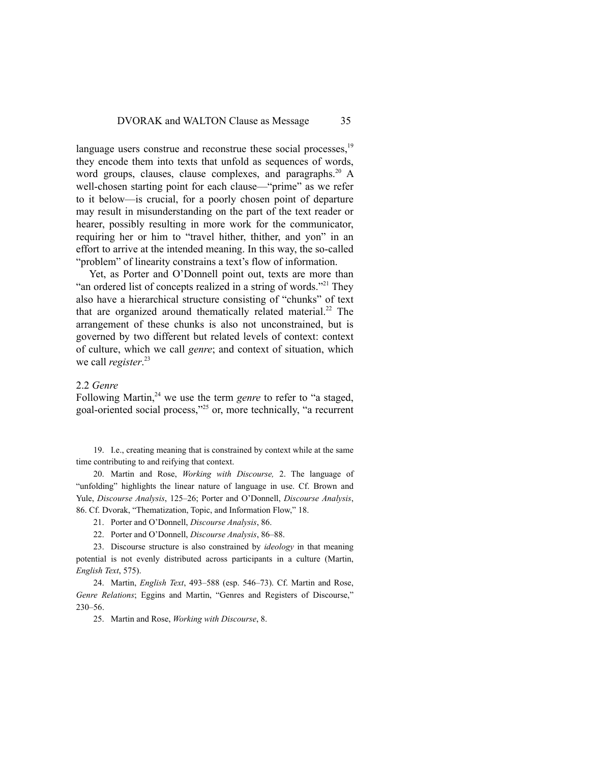language users construe and reconstrue these social processes,[19] they encode them into texts that unfold as sequences of words, word groups, clauses, clause complexes, and paragraphs.[20] A well-chosen starting point for each clause—"prime" as we refer to it below—is crucial, for a poorly chosen point of departure may result in misunderstanding on the part of the text reader or hearer, possibly resulting in more work for the communicator, requiring her or him to "travel hither, thither, and yon" in an effort to arrive at the intended meaning. In this way, the so-called "problem" of linearity constrains a text's flow of information.

Yet, as Porter and O'Donnell point out, texts are more than "an ordered list of concepts realized in a string of words."[21] They also have a hierarchical structure consisting of "chunks" of text that are organized around thematically related material.[22] The arrangement of these chunks is also not unconstrained, but is governed by two different but related levels of context: context of culture, which we call *genre*; and context of situation, which we call *register*.[23]

### 2.2 *Genre*

Following Martin,[24] we use the term *genre* to refer to "a staged, goal-oriented social process,"[25] or, more technically, "a recurrent

19. I.e., creating meaning that is constrained by context while at the same time contributing to and reifying that context.

20. Martin and Rose, *Working with Discourse,* 2. The language of "unfolding" highlights the linear nature of language in use. Cf. Brown and Yule, *Discourse Analysis*, 125–26; Porter and O'Donnell, *Discourse Analysis*, 86. Cf. Dvorak, "Thematization, Topic, and Information Flow," 18.

21. Porter and O'Donnell, *Discourse Analysis*, 86.

22. Porter and O'Donnell, *Discourse Analysis*, 86–88.

23. Discourse structure is also constrained by *ideology* in that meaning potential is not evenly distributed across participants in a culture (Martin, *English Text*, 575).

24. Martin, *English Text*, 493–588 (esp. 546–73). Cf. Martin and Rose, *Genre Relations*; Eggins and Martin, "Genres and Registers of Discourse," 230–56.

25. Martin and Rose, *Working with Discourse*, 8.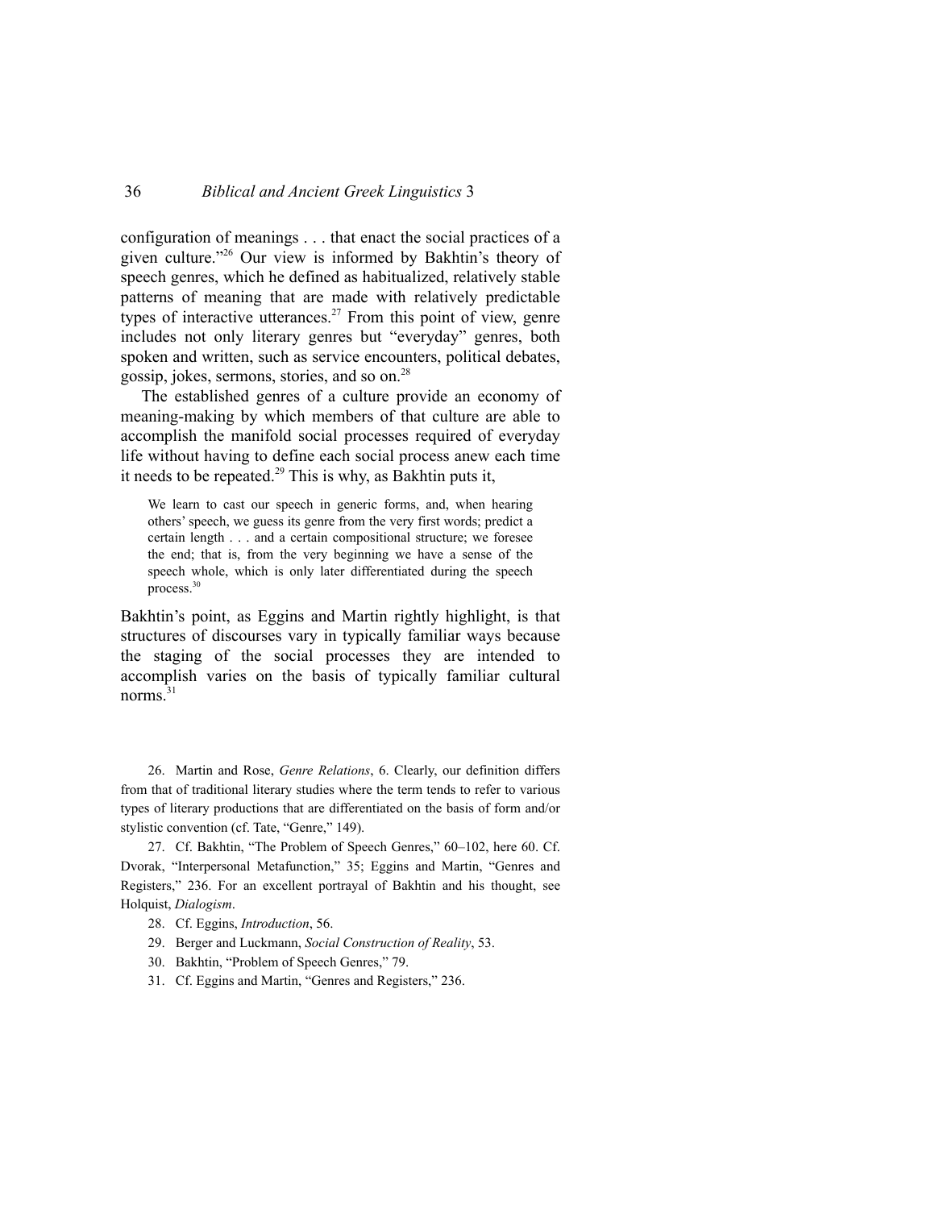configuration of meanings . . . that enact the social practices of a given culture."[26] Our view is informed by Bakhtin's theory of speech genres, which he defined as habitualized, relatively stable patterns of meaning that are made with relatively predictable types of interactive utterances.[27] From this point of view, genre includes not only literary genres but "everyday" genres, both spoken and written, such as service encounters, political debates, gossip, jokes, sermons, stories, and so on.[28]

The established genres of a culture provide an economy of meaning-making by which members of that culture are able to accomplish the manifold social processes required of everyday life without having to define each social process anew each time it needs to be repeated.[29] This is why, as Bakhtin puts it,

> We learn to cast our speech in generic forms, and, when hearing others' speech, we guess its genre from the very first words; predict a certain length . . . and a certain compositional structure; we foresee the end; that is, from the very beginning we have a sense of the speech whole, which is only later differentiated during the speech process.[30]

Bakhtin's point, as Eggins and Martin rightly highlight, is that structures of discourses vary in typically familiar ways because the staging of the social processes they are intended to accomplish varies on the basis of typically familiar cultural norms.[31]

26. Martin and Rose, *Genre Relations*, 6. Clearly, our definition differs from that of traditional literary studies where the term tends to refer to various types of literary productions that are differentiated on the basis of form and/or stylistic convention (cf. Tate, "Genre," 149).

27. Cf. Bakhtin, "The Problem of Speech Genres," 60–102, here 60. Cf. Dvorak, "Interpersonal Metafunction," 35; Eggins and Martin, "Genres and Registers," 236. For an excellent portrayal of Bakhtin and his thought, see Holquist, *Dialogism*.

28. Cf. Eggins, *Introduction*, 56.

29. Berger and Luckmann, *Social Construction of Reality*, 53.

30. Bakhtin, "Problem of Speech Genres," 79.

31. Cf. Eggins and Martin, "Genres and Registers," 236.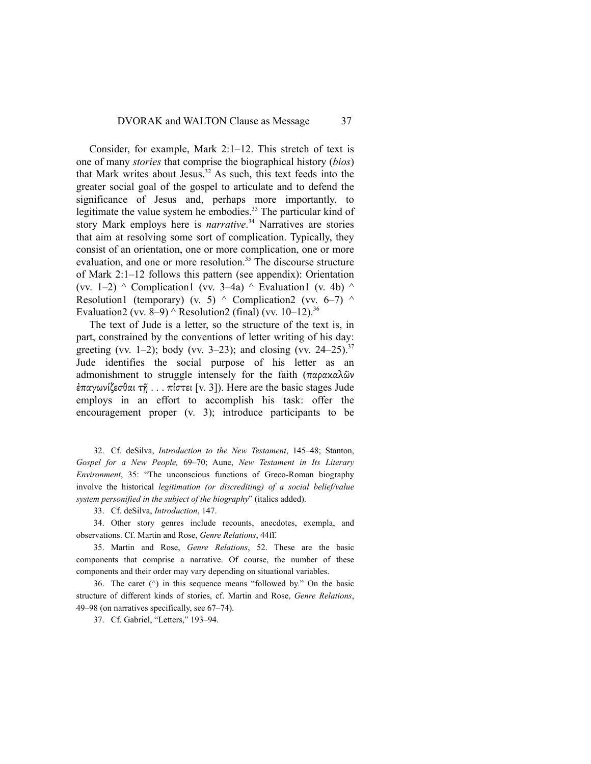Consider, for example, Mark 2:1–12. This stretch of text is one of many *stories* that comprise the biographical history (*bios*) that Mark writes about Jesus.[32] As such, this text feeds into the greater social goal of the gospel to articulate and to defend the significance of Jesus and, perhaps more importantly, to legitimate the value system he embodies.[33] The particular kind of story Mark employs here is *narrative*.[34] Narratives are stories that aim at resolving some sort of complication. Typically, they consist of an orientation, one or more complication, one or more evaluation, and one or more resolution.[35] The discourse structure of Mark 2:1–12 follows this pattern (see appendix): Orientation (vv. 1–2) ^ Complication1 (vv. 3–4a) ^ Evaluation1 (v. 4b) ^ Resolution1 (temporary) (v. 5) ^ Complication2 (vv. 6–7) ^ Evaluation2 (vv. 8–9) ^ Resolution2 (final) (vv. 10–12).[36]

The text of Jude is a letter, so the structure of the text is, in part, constrained by the conventions of letter writing of his day: greeting (vv. 1–2); body (vv. 3–23); and closing (vv. 24–25).[37] Jude identifies the social purpose of his letter as an admonishment to struggle intensely for the faith (παρακαλῶν ἐπαγωνίζεσθαι τῇ . . . πίστει [v. 3]). Here are the basic stages Jude employs in an effort to accomplish his task: offer the encouragement proper (v. 3); introduce participants to be

32. Cf. deSilva, *Introduction to the New Testament*, 145–48; Stanton, *Gospel for a New People,* 69–70; Aune, *New Testament in Its Literary Environment*, 35: "The unconscious functions of Greco-Roman biography involve the historical *legitimation (or discrediting) of a social belief/value system personified in the subject of the biography*" (italics added).

33. Cf. deSilva, *Introduction*, 147.

34. Other story genres include recounts, anecdotes, exempla, and observations. Cf. Martin and Rose, *Genre Relations*, 44ff.

35. Martin and Rose, *Genre Relations*, 52. These are the basic components that comprise a narrative. Of course, the number of these components and their order may vary depending on situational variables.

36. The caret (^) in this sequence means "followed by." On the basic structure of different kinds of stories, cf. Martin and Rose, *Genre Relations*, 49–98 (on narratives specifically, see 67–74).

37. Cf. Gabriel, "Letters," 193–94.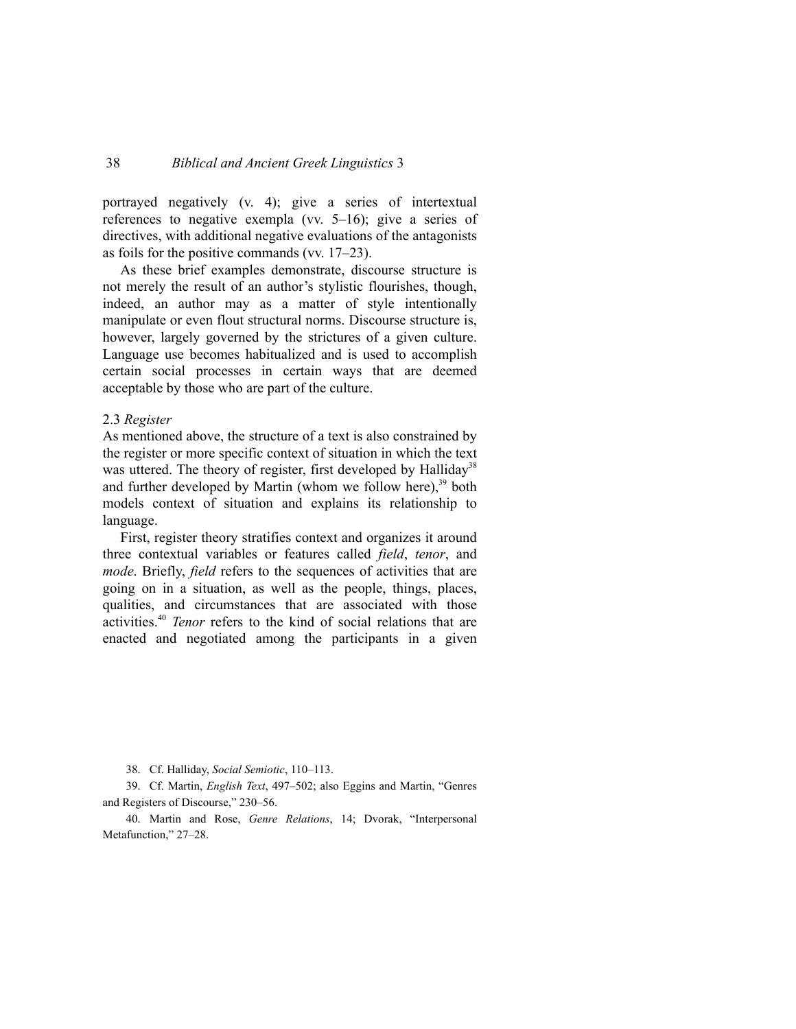portrayed negatively (v. 4); give a series of intertextual references to negative exempla (vv. 5–16); give a series of directives, with additional negative evaluations of the antagonists as foils for the positive commands (vv. 17–23).

As these brief examples demonstrate, discourse structure is not merely the result of an author's stylistic flourishes, though, indeed, an author may as a matter of style intentionally manipulate or even flout structural norms. Discourse structure is, however, largely governed by the strictures of a given culture. Language use becomes habitualized and is used to accomplish certain social processes in certain ways that are deemed acceptable by those who are part of the culture.

### 2.3 *Register*

As mentioned above, the structure of a text is also constrained by the register or more specific context of situation in which the text was uttered. The theory of register, first developed by Halliday[38] and further developed by Martin (whom we follow here),[39] both models context of situation and explains its relationship to language.

First, register theory stratifies context and organizes it around three contextual variables or features called *field*, *tenor*, and *mode*. Briefly, *field* refers to the sequences of activities that are going on in a situation, as well as the people, things, places, qualities, and circumstances that are associated with those activities.[40] *Tenor* refers to the kind of social relations that are enacted and negotiated among the participants in a given

38. Cf. Halliday, *Social Semiotic*, 110–113.

39. Cf. Martin, *English Text*, 497–502; also Eggins and Martin, "Genres and Registers of Discourse," 230–56.

40. Martin and Rose, *Genre Relations*, 14; Dvorak, "Interpersonal Metafunction," 27–28.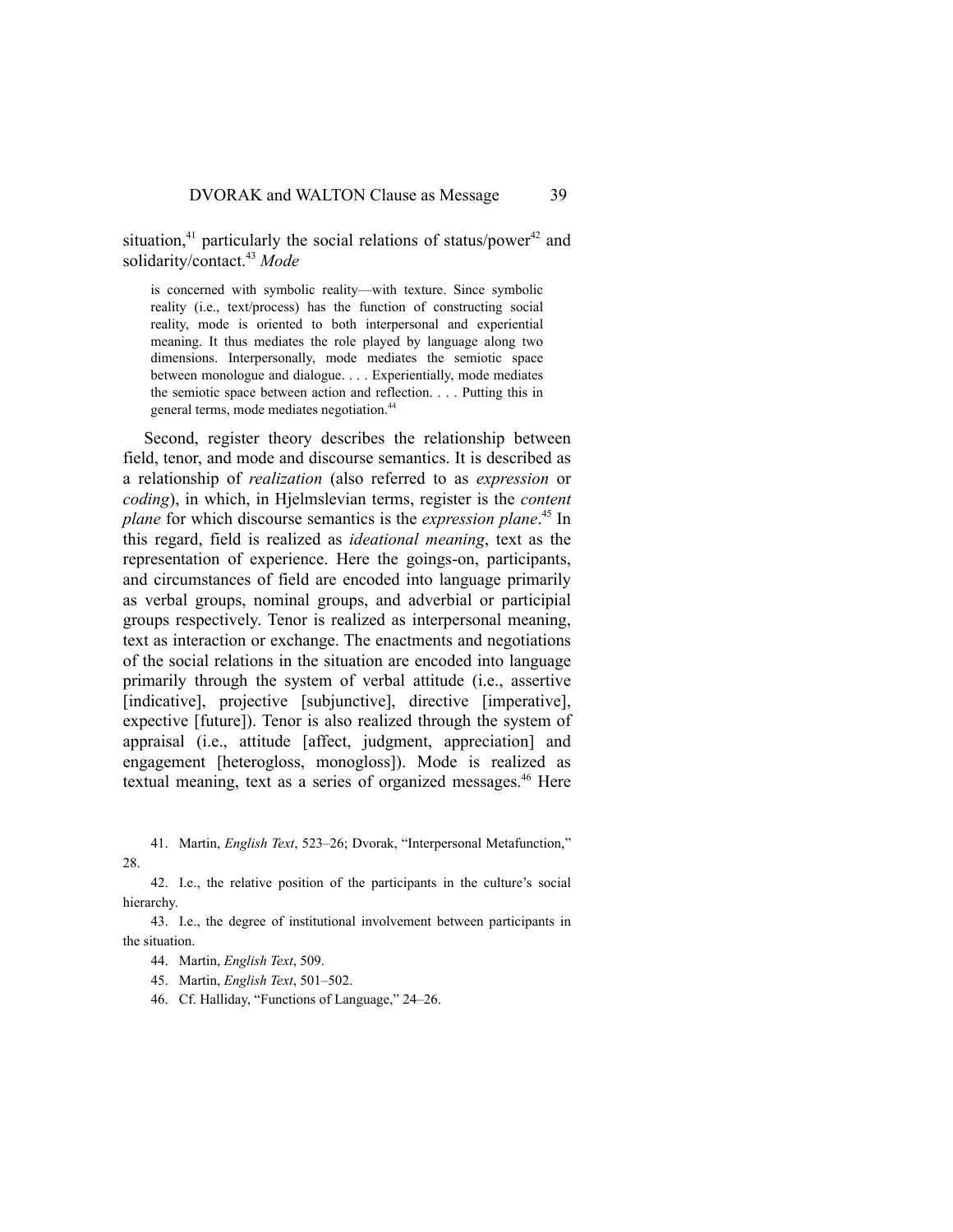situation,[41] particularly the social relations of status/power[42] and solidarity/contact.[43] *Mode*

> is concerned with symbolic reality—with texture. Since symbolic reality (i.e., text/process) has the function of constructing social reality, mode is oriented to both interpersonal and experiential meaning. It thus mediates the role played by language along two dimensions. Interpersonally, mode mediates the semiotic space between monologue and dialogue. . . . Experientially, mode mediates the semiotic space between action and reflection. . . . Putting this in general terms, mode mediates negotiation.[44]

Second, register theory describes the relationship between field, tenor, and mode and discourse semantics. It is described as a relationship of *realization* (also referred to as *expression* or *coding*), in which, in Hjelmslevian terms, register is the *content plane* for which discourse semantics is the *expression plane*.[45] In this regard, field is realized as *ideational meaning*, text as the representation of experience. Here the goings-on, participants, and circumstances of field are encoded into language primarily as verbal groups, nominal groups, and adverbial or participial groups respectively. Tenor is realized as interpersonal meaning, text as interaction or exchange. The enactments and negotiations of the social relations in the situation are encoded into language primarily through the system of verbal attitude (i.e., assertive [indicative], projective [subjunctive], directive [imperative], expective [future]). Tenor is also realized through the system of appraisal (i.e., attitude [affect, judgment, appreciation] and engagement [heterogloss, monogloss]). Mode is realized as textual meaning, text as a series of organized messages.[46] Here

41. Martin, *English Text*, 523–26; Dvorak, "Interpersonal Metafunction," 28.

42. I.e., the relative position of the participants in the culture's social hierarchy.

43. I.e., the degree of institutional involvement between participants in the situation.

44. Martin, *English Text*, 509.

45. Martin, *English Text*, 501–502.

46. Cf. Halliday, "Functions of Language," 24–26.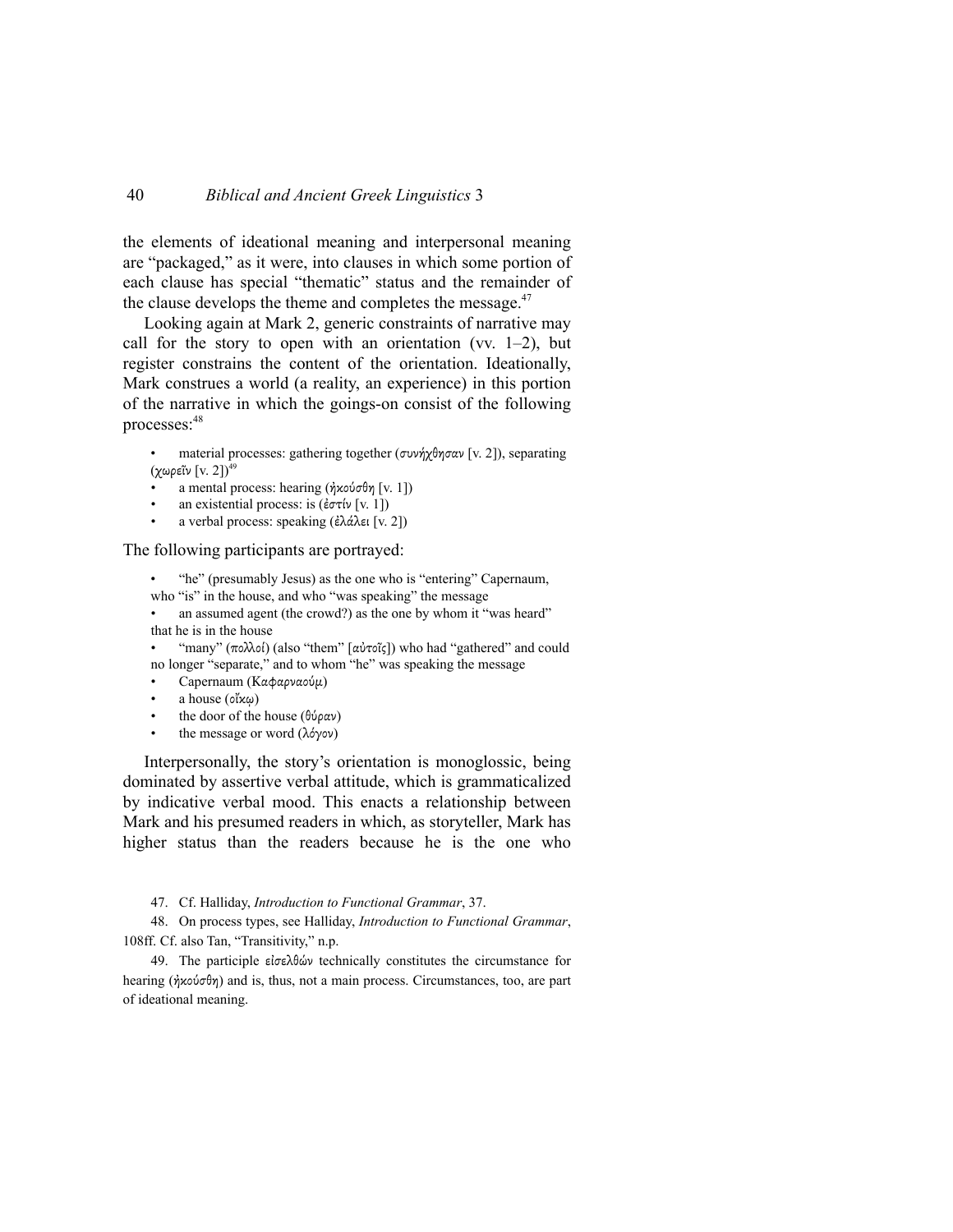the elements of ideational meaning and interpersonal meaning are "packaged," as it were, into clauses in which some portion of each clause has special "thematic" status and the remainder of the clause develops the theme and completes the message.[47]

Looking again at Mark 2, generic constraints of narrative may call for the story to open with an orientation (vv. 1–2), but register constrains the content of the orientation. Ideationally, Mark construes a world (a reality, an experience) in this portion of the narrative in which the goings-on consist of the following processes:[48]

- material processes: gathering together (*συνήχθησαν* [v. 2]), separating (χωρεῖν [v. 2])[49]
- a mental process: hearing (*ἠκούσθη* [v. 1])
- an existential process: is (*ἐστίν* [v. 1])
- a verbal process: speaking (ἐλάλει [v. 2])

The following participants are portrayed:

- "he" (presumably Jesus) as the one who is "entering" Capernaum, who "is" in the house, and who "was speaking" the message
- an assumed agent (the crowd?) as the one by whom it "was heard" that he is in the house
- "many" (*πολλοί*) (also "them" [*αὐτοῖς*]) who had "gathered" and could no longer "separate," and to whom "he" was speaking the message
- Capernaum (Καφαρναούμ)
- a house (οἴκῳ)
- the door of the house (θύραν)
- the message or word (λόγον)

Interpersonally, the story's orientation is monoglossic, being dominated by assertive verbal attitude, which is grammaticalized by indicative verbal mood. This enacts a relationship between Mark and his presumed readers in which, as storyteller, Mark has higher status than the readers because he is the one who

47. Cf. Halliday, *Introduction to Functional Grammar*, 37.

48. On process types, see Halliday, *Introduction to Functional Grammar*, 108ff. Cf. also Tan, "Transitivity," n.p.

49. The participle εἰσελθών technically constitutes the circumstance for hearing (*ἠκούσθη*) and is, thus, not a main process. Circumstances, too, are part of ideational meaning.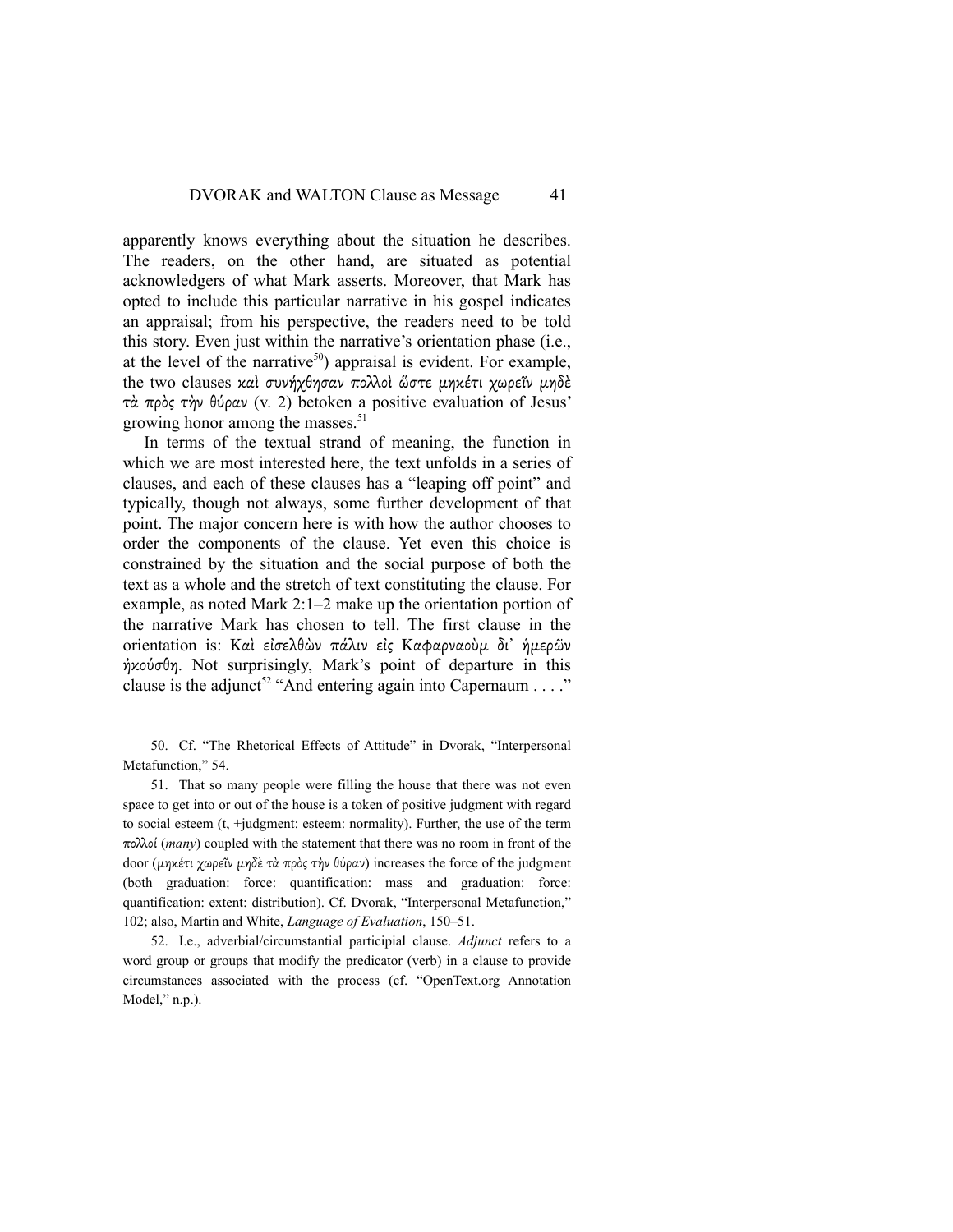apparently knows everything about the situation he describes. The readers, on the other hand, are situated as potential acknowledgers of what Mark asserts. Moreover, that Mark has opted to include this particular narrative in his gospel indicates an appraisal; from his perspective, the readers need to be told this story. Even just within the narrative's orientation phase (i.e., at the level of the narrative[50]) appraisal is evident. For example, the two clauses καὶ συνήχθησαν πολλοὶ ὥστε μηκέτι χωρεῖν μηδὲ τὰ πρὸς τὴν θύραν (v. 2) betoken a positive evaluation of Jesus' growing honor among the masses.[51]

In terms of the textual strand of meaning, the function in which we are most interested here, the text unfolds in a series of clauses, and each of these clauses has a "leaping off point" and typically, though not always, some further development of that point. The major concern here is with how the author chooses to order the components of the clause. Yet even this choice is constrained by the situation and the social purpose of both the text as a whole and the stretch of text constituting the clause. For example, as noted Mark 2:1–2 make up the orientation portion of the narrative Mark has chosen to tell. The first clause in the orientation is: Καὶ εἰσελθὼν πάλιν εἰς Καφαρναοὺμ δι' ἡμερῶν ἠκούσθη. Not surprisingly, Mark's point of departure in this clause is the adjunct[52] "And entering again into Capernaum . . . ."

50. Cf. "The Rhetorical Effects of Attitude" in Dvorak, "Interpersonal Metafunction," 54.

51. That so many people were filling the house that there was not even space to get into or out of the house is a token of positive judgment with regard to social esteem (t, +judgment: esteem: normality). Further, the use of the term πολλοί (*many*) coupled with the statement that there was no room in front of the door (*μηκέτι χωρεῖν μηδὲ τὰ πρὸς τὴν θύραν*) increases the force of the judgment (both graduation: force: quantification: mass and graduation: force: quantification: extent: distribution). Cf. Dvorak, "Interpersonal Metafunction," 102; also, Martin and White, *Language of Evaluation*, 150–51.

52. I.e., adverbial/circumstantial participial clause. *Adjunct* refers to a word group or groups that modify the predicator (verb) in a clause to provide circumstances associated with the process (cf. "OpenText.org Annotation Model," n.p.).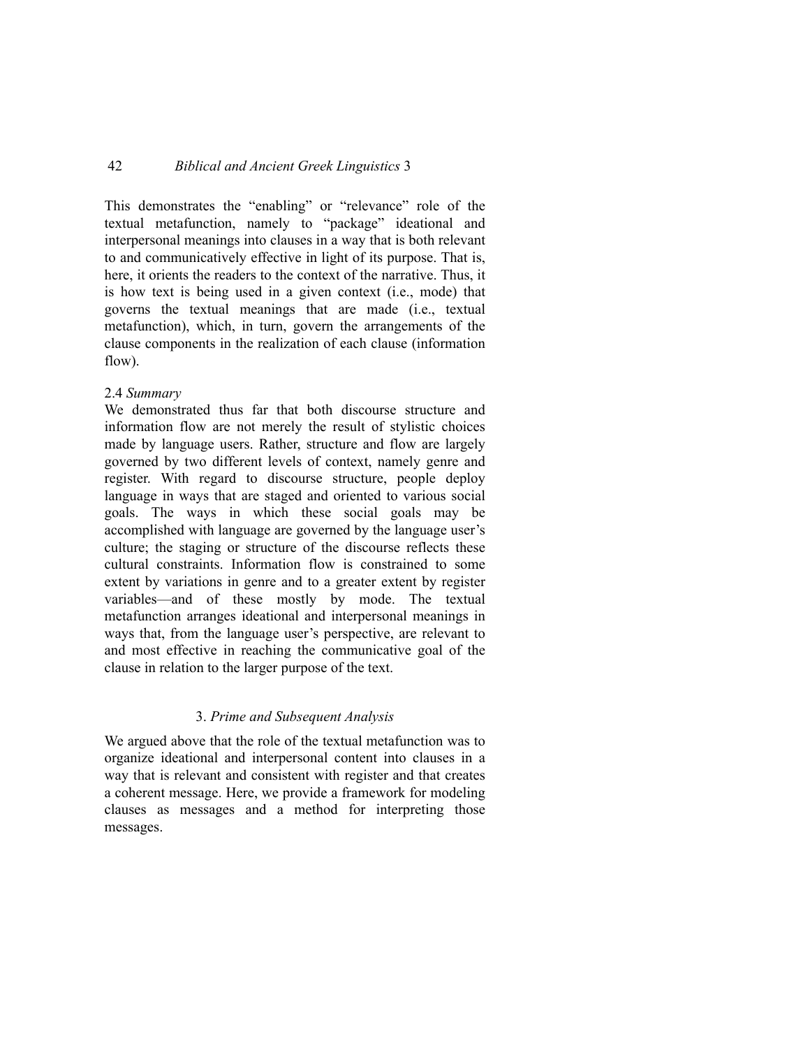This demonstrates the "enabling" or "relevance" role of the textual metafunction, namely to "package" ideational and interpersonal meanings into clauses in a way that is both relevant to and communicatively effective in light of its purpose. That is, here, it orients the readers to the context of the narrative. Thus, it is how text is being used in a given context (i.e., mode) that governs the textual meanings that are made (i.e., textual metafunction), which, in turn, govern the arrangements of the clause components in the realization of each clause (information flow).

### 2.4 *Summary*

We demonstrated thus far that both discourse structure and information flow are not merely the result of stylistic choices made by language users. Rather, structure and flow are largely governed by two different levels of context, namely genre and register. With regard to discourse structure, people deploy language in ways that are staged and oriented to various social goals. The ways in which these social goals may be accomplished with language are governed by the language user's culture; the staging or structure of the discourse reflects these cultural constraints. Information flow is constrained to some extent by variations in genre and to a greater extent by register variables—and of these mostly by mode. The textual metafunction arranges ideational and interpersonal meanings in ways that, from the language user's perspective, are relevant to and most effective in reaching the communicative goal of the clause in relation to the larger purpose of the text.

## 3. *Prime and Subsequent Analysis*

We argued above that the role of the textual metafunction was to organize ideational and interpersonal content into clauses in a way that is relevant and consistent with register and that creates a coherent message. Here, we provide a framework for modeling clauses as messages and a method for interpreting those messages.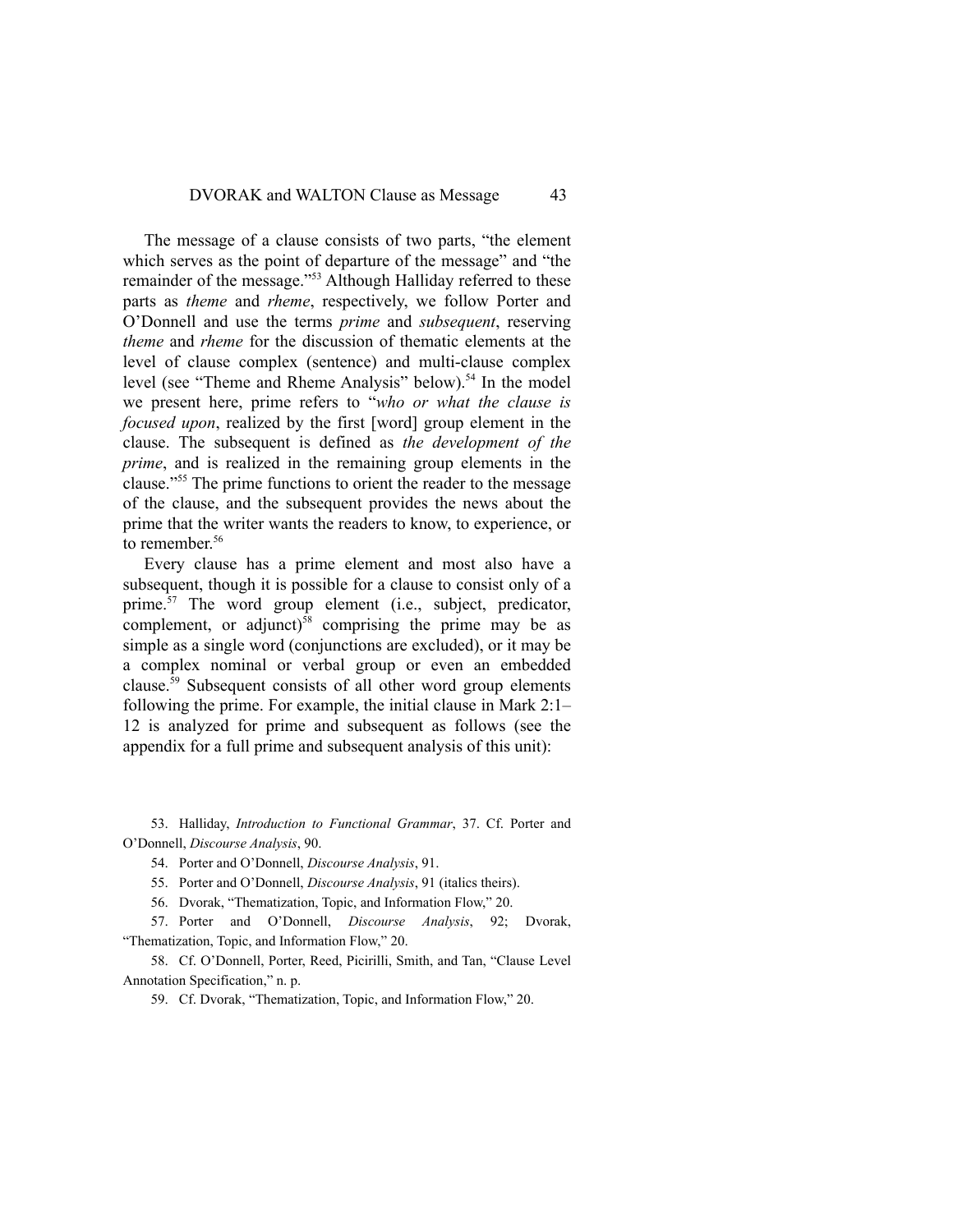The message of a clause consists of two parts, "the element which serves as the point of departure of the message" and "the remainder of the message."[53] Although Halliday referred to these parts as *theme* and *rheme*, respectively, we follow Porter and O'Donnell and use the terms *prime* and *subsequent*, reserving *theme* and *rheme* for the discussion of thematic elements at the level of clause complex (sentence) and multi-clause complex level (see "Theme and Rheme Analysis" below).[54] In the model we present here, prime refers to "*who or what the clause is focused upon*, realized by the first [word] group element in the clause. The subsequent is defined as *the development of the prime*, and is realized in the remaining group elements in the clause."[55] The prime functions to orient the reader to the message of the clause, and the subsequent provides the news about the prime that the writer wants the readers to know, to experience, or to remember.[56]

Every clause has a prime element and most also have a subsequent, though it is possible for a clause to consist only of a prime.[57] The word group element (i.e., subject, predicator, complement, or adjunct)[58] comprising the prime may be as simple as a single word (conjunctions are excluded), or it may be a complex nominal or verbal group or even an embedded clause.[59] Subsequent consists of all other word group elements following the prime. For example, the initial clause in Mark 2:1–12 is analyzed for prime and subsequent as follows (see the appendix for a full prime and subsequent analysis of this unit):

53. Halliday, *Introduction to Functional Grammar*, 37. Cf. Porter and O'Donnell, *Discourse Analysis*, 90.

54. Porter and O'Donnell, *Discourse Analysis*, 91.

55. Porter and O'Donnell, *Discourse Analysis*, 91 (italics theirs).

56. Dvorak, "Thematization, Topic, and Information Flow," 20.

57. Porter and O'Donnell, *Discourse Analysis*, 92; Dvorak, "Thematization, Topic, and Information Flow," 20.

58. Cf. O'Donnell, Porter, Reed, Picirilli, Smith, and Tan, "Clause Level Annotation Specification," n. p.

59. Cf. Dvorak, "Thematization, Topic, and Information Flow," 20.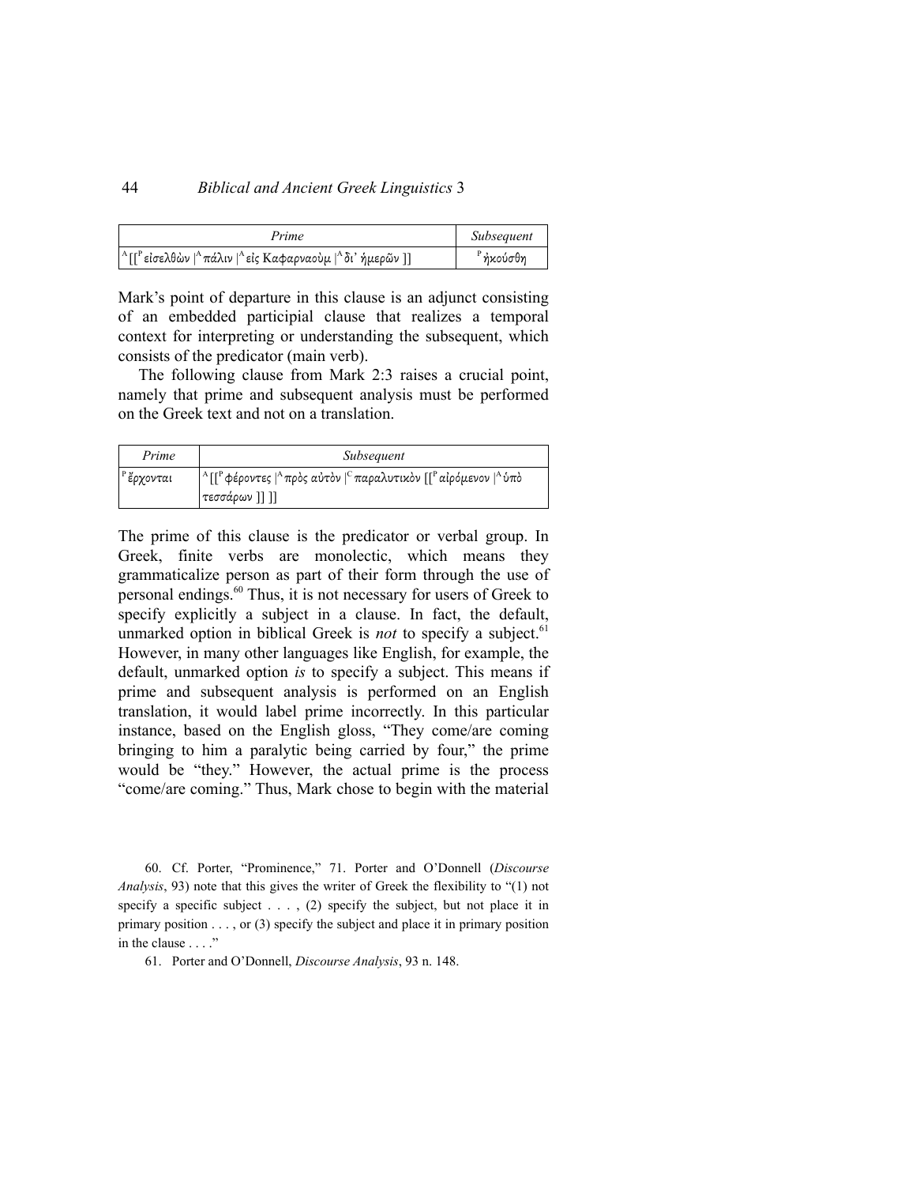| *Prime* | *Subsequent* |
|---|---|
| ^A [[^P εἰσελθὼν \|^A πάλιν \|^A εἰς Καφαρναοὺμ \|^A δι' ἡμερῶν ]] | ^P ἠκούσθη |

Mark's point of departure in this clause is an adjunct consisting of an embedded participial clause that realizes a temporal context for interpreting or understanding the subsequent, which consists of the predicator (main verb).

The following clause from Mark 2:3 raises a crucial point, namely that prime and subsequent analysis must be performed on the Greek text and not on a translation.

| *Prime* | *Subsequent* |
|---|---|
| ^P ἔρχονται | ^A [[^P φέροντες \|^A πρὸς αὐτὸν \|^C παραλυτικὸν [[^P αἰρόμενον \|^A ὑπὸ τεσσάρων ]] ]] |

The prime of this clause is the predicator or verbal group. In Greek, finite verbs are monolectic, which means they grammaticalize person as part of their form through the use of personal endings.[60] Thus, it is not necessary for users of Greek to specify explicitly a subject in a clause. In fact, the default, unmarked option in biblical Greek is *not* to specify a subject.[61] However, in many other languages like English, for example, the default, unmarked option *is* to specify a subject. This means if prime and subsequent analysis is performed on an English translation, it would label prime incorrectly. In this particular instance, based on the English gloss, "They come/are coming bringing to him a paralytic being carried by four," the prime would be "they." However, the actual prime is the process "come/are coming." Thus, Mark chose to begin with the material

60. Cf. Porter, "Prominence," 71. Porter and O'Donnell (*Discourse Analysis*, 93) note that this gives the writer of Greek the flexibility to "(1) not specify a specific subject . . . , (2) specify the subject, but not place it in primary position . . . , or (3) specify the subject and place it in primary position in the clause . . . ."

61. Porter and O'Donnell, *Discourse Analysis*, 93 n. 148.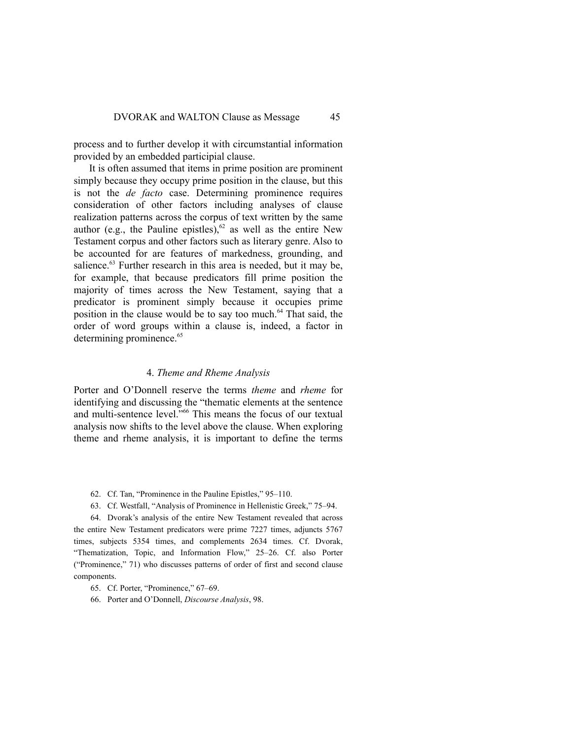process and to further develop it with circumstantial information provided by an embedded participial clause.

It is often assumed that items in prime position are prominent simply because they occupy prime position in the clause, but this is not the *de facto* case. Determining prominence requires consideration of other factors including analyses of clause realization patterns across the corpus of text written by the same author (e.g., the Pauline epistles),[62] as well as the entire New Testament corpus and other factors such as literary genre. Also to be accounted for are features of markedness, grounding, and salience.[63] Further research in this area is needed, but it may be, for example, that because predicators fill prime position the majority of times across the New Testament, saying that a predicator is prominent simply because it occupies prime position in the clause would be to say too much.[64] That said, the order of word groups within a clause is, indeed, a factor in determining prominence.[65]

### 4. *Theme and Rheme Analysis*

Porter and O'Donnell reserve the terms *theme* and *rheme* for identifying and discussing the "thematic elements at the sentence and multi-sentence level."[66] This means the focus of our textual analysis now shifts to the level above the clause. When exploring theme and rheme analysis, it is important to define the terms

---

62. Cf. Tan, "Prominence in the Pauline Epistles," 95–110.

63. Cf. Westfall, "Analysis of Prominence in Hellenistic Greek," 75–94.

64. Dvorak's analysis of the entire New Testament revealed that across the entire New Testament predicators were prime 7227 times, adjuncts 5767 times, subjects 5354 times, and complements 2634 times. Cf. Dvorak, "Thematization, Topic, and Information Flow," 25–26. Cf. also Porter ("Prominence," 71) who discusses patterns of order of first and second clause components.

65. Cf. Porter, "Prominence," 67–69.

66. Porter and O'Donnell, *Discourse Analysis*, 98.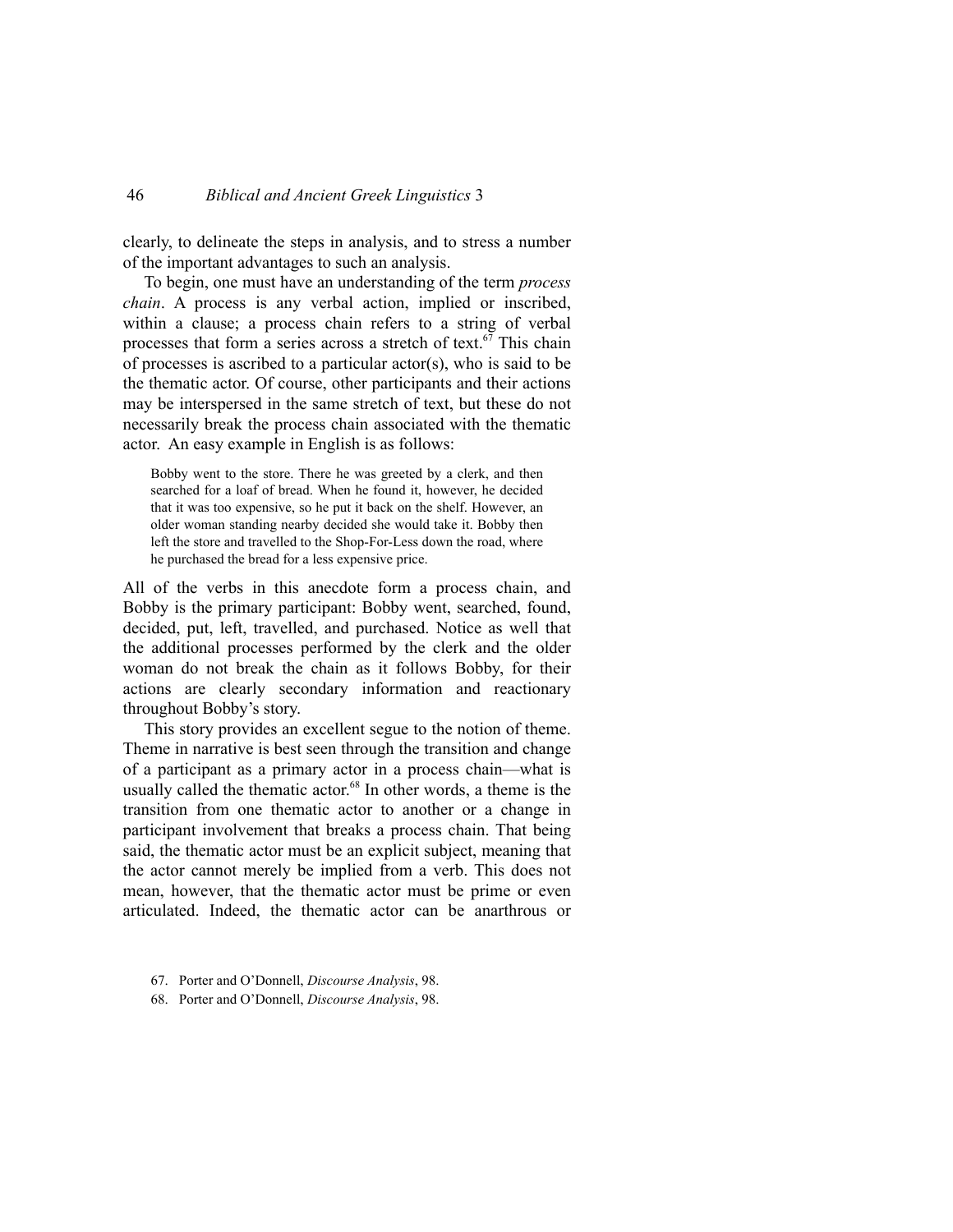clearly, to delineate the steps in analysis, and to stress a number of the important advantages to such an analysis.

To begin, one must have an understanding of the term *process chain*. A process is any verbal action, implied or inscribed, within a clause; a process chain refers to a string of verbal processes that form a series across a stretch of text.[67] This chain of processes is ascribed to a particular actor(s), who is said to be the thematic actor. Of course, other participants and their actions may be interspersed in the same stretch of text, but these do not necessarily break the process chain associated with the thematic actor. An easy example in English is as follows:

> Bobby went to the store. There he was greeted by a clerk, and then searched for a loaf of bread. When he found it, however, he decided that it was too expensive, so he put it back on the shelf. However, an older woman standing nearby decided she would take it. Bobby then left the store and travelled to the Shop-For-Less down the road, where he purchased the bread for a less expensive price.

All of the verbs in this anecdote form a process chain, and Bobby is the primary participant: Bobby went, searched, found, decided, put, left, travelled, and purchased. Notice as well that the additional processes performed by the clerk and the older woman do not break the chain as it follows Bobby, for their actions are clearly secondary information and reactionary throughout Bobby's story.

This story provides an excellent segue to the notion of theme. Theme in narrative is best seen through the transition and change of a participant as a primary actor in a process chain—what is usually called the thematic actor.[68] In other words, a theme is the transition from one thematic actor to another or a change in participant involvement that breaks a process chain. That being said, the thematic actor must be an explicit subject, meaning that the actor cannot merely be implied from a verb. This does not mean, however, that the thematic actor must be prime or even articulated. Indeed, the thematic actor can be anarthrous or

67. Porter and O'Donnell, *Discourse Analysis*, 98.

68. Porter and O'Donnell, *Discourse Analysis*, 98.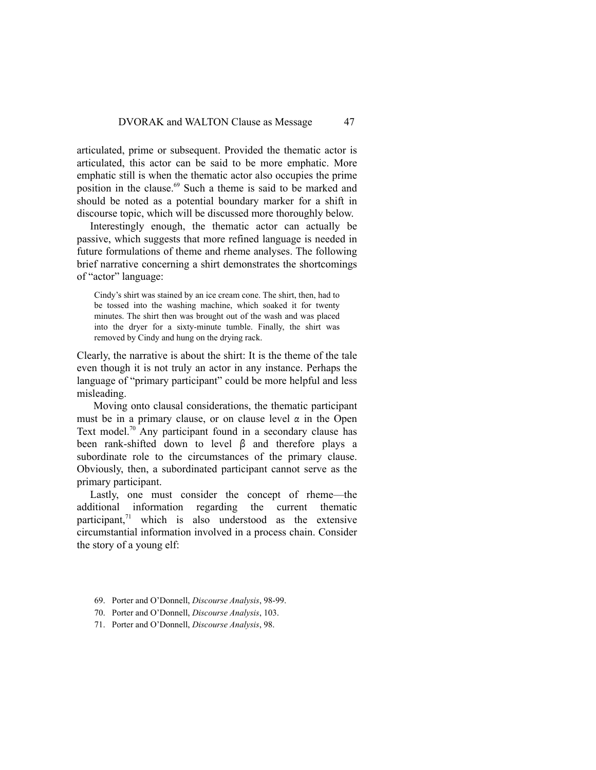articulated, prime or subsequent. Provided the thematic actor is articulated, this actor can be said to be more emphatic. More emphatic still is when the thematic actor also occupies the prime position in the clause.[69] Such a theme is said to be marked and should be noted as a potential boundary marker for a shift in discourse topic, which will be discussed more thoroughly below.

Interestingly enough, the thematic actor can actually be passive, which suggests that more refined language is needed in future formulations of theme and rheme analyses. The following brief narrative concerning a shirt demonstrates the shortcomings of "actor" language:

> Cindy's shirt was stained by an ice cream cone. The shirt, then, had to be tossed into the washing machine, which soaked it for twenty minutes. The shirt then was brought out of the wash and was placed into the dryer for a sixty-minute tumble. Finally, the shirt was removed by Cindy and hung on the drying rack.

Clearly, the narrative is about the shirt: It is the theme of the tale even though it is not truly an actor in any instance. Perhaps the language of "primary participant" could be more helpful and less misleading.

Moving onto clausal considerations, the thematic participant must be in a primary clause, or on clause level α in the Open Text model.[70] Any participant found in a secondary clause has been rank-shifted down to level β and therefore plays a subordinate role to the circumstances of the primary clause. Obviously, then, a subordinated participant cannot serve as the primary participant.

Lastly, one must consider the concept of rheme—the additional information regarding the current thematic participant,[71] which is also understood as the extensive circumstantial information involved in a process chain. Consider the story of a young elf:

69. Porter and O'Donnell, *Discourse Analysis*, 98-99.

70. Porter and O'Donnell, *Discourse Analysis*, 103.

71. Porter and O'Donnell, *Discourse Analysis*, 98.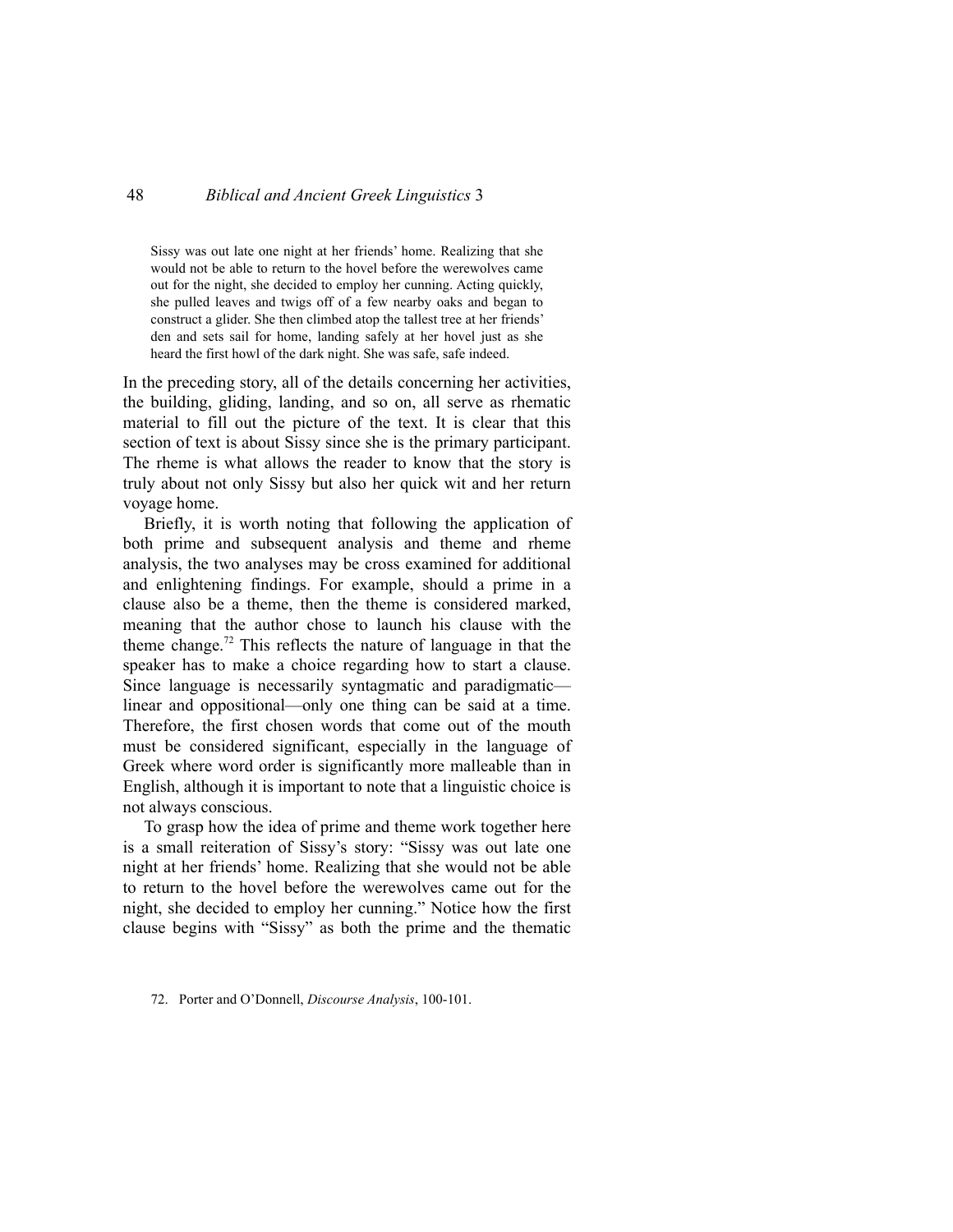> Sissy was out late one night at her friends' home. Realizing that she would not be able to return to the hovel before the werewolves came out for the night, she decided to employ her cunning. Acting quickly, she pulled leaves and twigs off of a few nearby oaks and began to construct a glider. She then climbed atop the tallest tree at her friends' den and sets sail for home, landing safely at her hovel just as she heard the first howl of the dark night. She was safe, safe indeed.

In the preceding story, all of the details concerning her activities, the building, gliding, landing, and so on, all serve as rhematic material to fill out the picture of the text. It is clear that this section of text is about Sissy since she is the primary participant. The rheme is what allows the reader to know that the story is truly about not only Sissy but also her quick wit and her return voyage home.

Briefly, it is worth noting that following the application of both prime and subsequent analysis and theme and rheme analysis, the two analyses may be cross examined for additional and enlightening findings. For example, should a prime in a clause also be a theme, then the theme is considered marked, meaning that the author chose to launch his clause with the theme change.[72] This reflects the nature of language in that the speaker has to make a choice regarding how to start a clause. Since language is necessarily syntagmatic and paradigmatic—linear and oppositional—only one thing can be said at a time. Therefore, the first chosen words that come out of the mouth must be considered significant, especially in the language of Greek where word order is significantly more malleable than in English, although it is important to note that a linguistic choice is not always conscious.

To grasp how the idea of prime and theme work together here is a small reiteration of Sissy's story: "Sissy was out late one night at her friends' home. Realizing that she would not be able to return to the hovel before the werewolves came out for the night, she decided to employ her cunning." Notice how the first clause begins with "Sissy" as both the prime and the thematic

72. Porter and O'Donnell, *Discourse Analysis*, 100-101.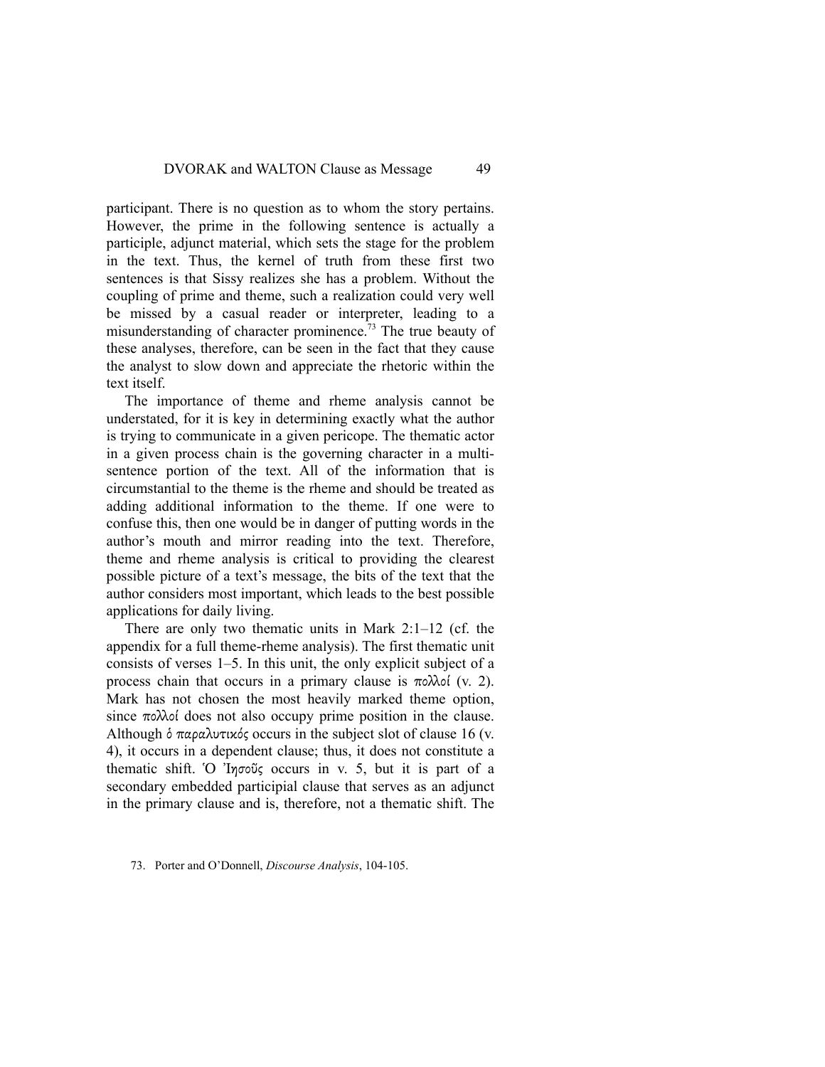participant. There is no question as to whom the story pertains. However, the prime in the following sentence is actually a participle, adjunct material, which sets the stage for the problem in the text. Thus, the kernel of truth from these first two sentences is that Sissy realizes she has a problem. Without the coupling of prime and theme, such a realization could very well be missed by a casual reader or interpreter, leading to a misunderstanding of character prominence.[73] The true beauty of these analyses, therefore, can be seen in the fact that they cause the analyst to slow down and appreciate the rhetoric within the text itself.

The importance of theme and rheme analysis cannot be understated, for it is key in determining exactly what the author is trying to communicate in a given pericope. The thematic actor in a given process chain is the governing character in a multi-sentence portion of the text. All of the information that is circumstantial to the theme is the rheme and should be treated as adding additional information to the theme. If one were to confuse this, then one would be in danger of putting words in the author's mouth and mirror reading into the text. Therefore, theme and rheme analysis is critical to providing the clearest possible picture of a text's message, the bits of the text that the author considers most important, which leads to the best possible applications for daily living.

There are only two thematic units in Mark 2:1–12 (cf. the appendix for a full theme-rheme analysis). The first thematic unit consists of verses 1–5. In this unit, the only explicit subject of a process chain that occurs in a primary clause is πολλοί (v. 2). Mark has not chosen the most heavily marked theme option, since πολλοί does not also occupy prime position in the clause. Although ὁ παραλυτικός occurs in the subject slot of clause 16 (v. 4), it occurs in a dependent clause; thus, it does not constitute a thematic shift. Ὁ Ἰησοῦς occurs in v. 5, but it is part of a secondary embedded participial clause that serves as an adjunct in the primary clause and is, therefore, not a thematic shift. The

73. Porter and O'Donnell, *Discourse Analysis*, 104-105.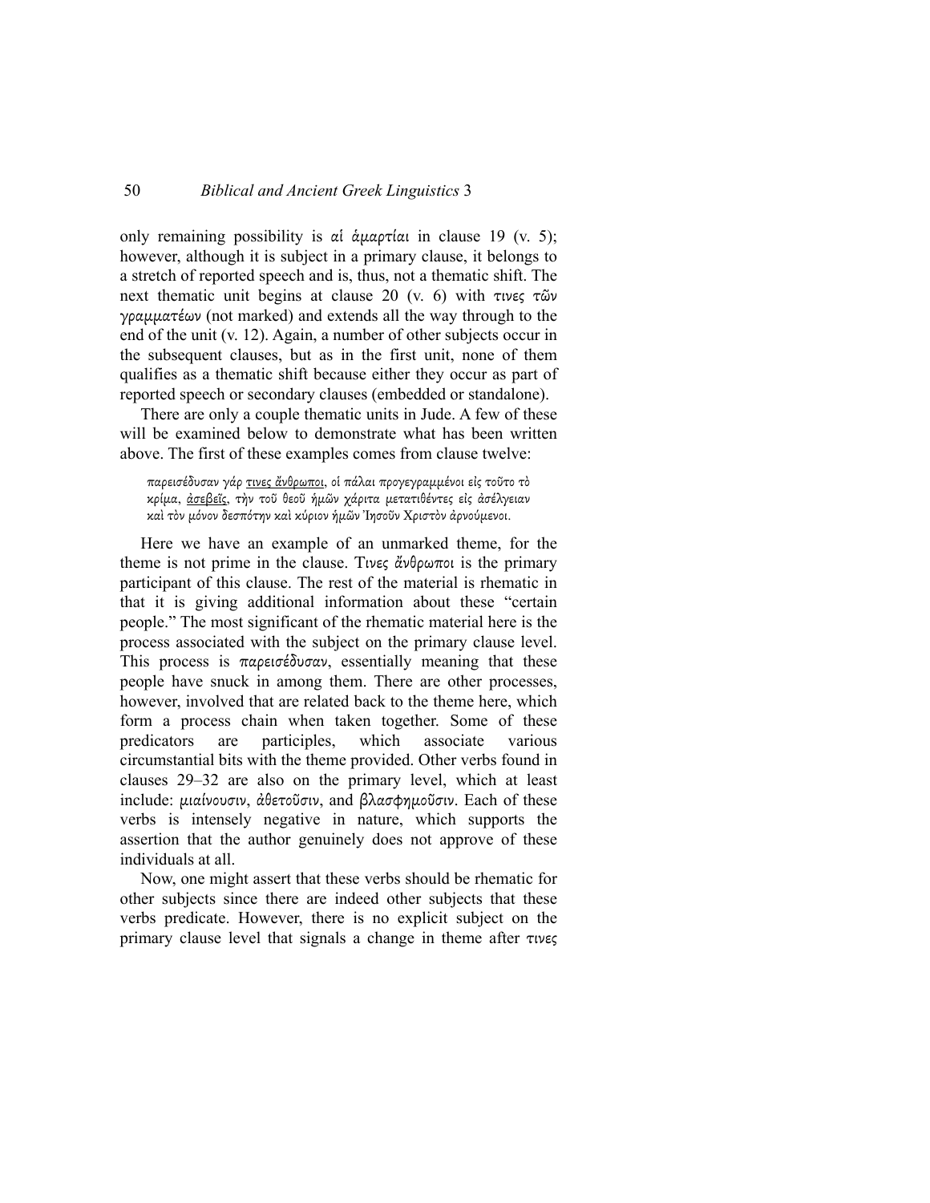only remaining possibility is αἱ ἁμαρτίαι in clause 19 (v. 5); however, although it is subject in a primary clause, it belongs to a stretch of reported speech and is, thus, not a thematic shift. The next thematic unit begins at clause 20 (v. 6) with τινες τῶν γραμματέων (not marked) and extends all the way through to the end of the unit (v. 12). Again, a number of other subjects occur in the subsequent clauses, but as in the first unit, none of them qualifies as a thematic shift because either they occur as part of reported speech or secondary clauses (embedded or standalone).

There are only a couple thematic units in Jude. A few of these will be examined below to demonstrate what has been written above. The first of these examples comes from clause twelve:

> παρεισέδυσαν γάρ <u>τινες ἄνθρωποι</u>, οἱ πάλαι προγεγραμμένοι εἰς τοῦτο τὸ κρίμα, <u>ἀσεβεῖς</u>, τὴν τοῦ θεοῦ ἡμῶν χάριτα μετατιθέντες εἰς ἀσέλγειαν καὶ τὸν μόνον δεσπότην καὶ κύριον ἡμῶν Ἰησοῦν Χριστὸν ἀρνούμενοι.

Here we have an example of an unmarked theme, for the theme is not prime in the clause. Τινες ἄνθρωποι is the primary participant of this clause. The rest of the material is rhematic in that it is giving additional information about these "certain people." The most significant of the rhematic material here is the process associated with the subject on the primary clause level. This process is παρεισέδυσαν, essentially meaning that these people have snuck in among them. There are other processes, however, involved that are related back to the theme here, which form a process chain when taken together. Some of these predicators are participles, which associate various circumstantial bits with the theme provided. Other verbs found in clauses 29–32 are also on the primary level, which at least include: μιαίνουσιν, ἀθετοῦσιν, and βλασφημοῦσιν. Each of these verbs is intensely negative in nature, which supports the assertion that the author genuinely does not approve of these individuals at all.

Now, one might assert that these verbs should be rhematic for other subjects since there are indeed other subjects that these verbs predicate. However, there is no explicit subject on the primary clause level that signals a change in theme after τινες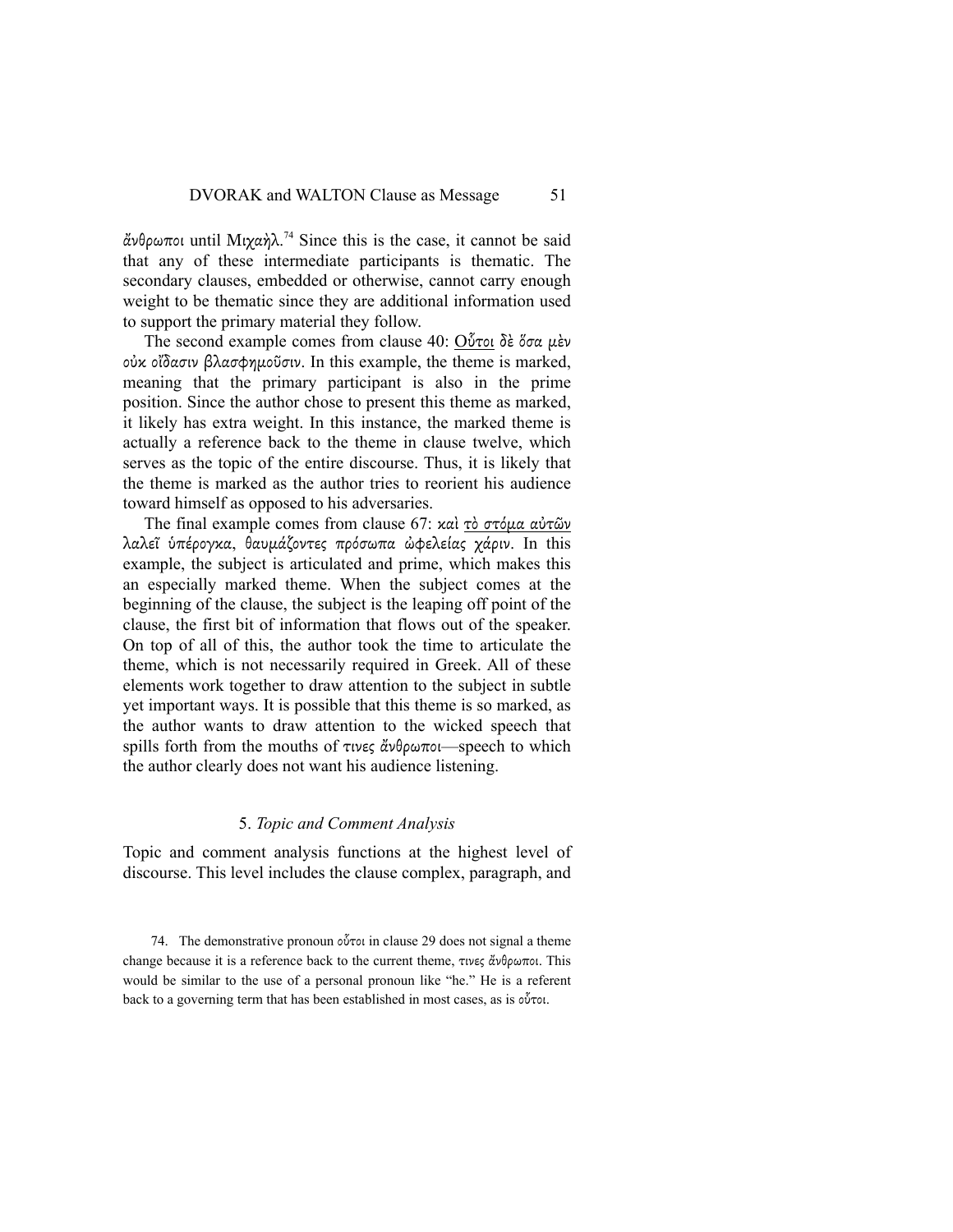ἄνθρωποι until Μιχαὴλ.[74] Since this is the case, it cannot be said that any of these intermediate participants is thematic. The secondary clauses, embedded or otherwise, cannot carry enough weight to be thematic since they are additional information used to support the primary material they follow.

The second example comes from clause 40: <u>Οὗτοι</u> δὲ ὅσα μὲν οὐκ οἴδασιν βλασφημοῦσιν. In this example, the theme is marked, meaning that the primary participant is also in the prime position. Since the author chose to present this theme as marked, it likely has extra weight. In this instance, the marked theme is actually a reference back to the theme in clause twelve, which serves as the topic of the entire discourse. Thus, it is likely that the theme is marked as the author tries to reorient his audience toward himself as opposed to his adversaries.

The final example comes from clause 67: καὶ <u>τὸ στόμα αὐτῶν</u> λαλεῖ ὑπέρογκα, θαυμάζοντες πρόσωπα ὠφελείας χάριν. In this example, the subject is articulated and prime, which makes this an especially marked theme. When the subject comes at the beginning of the clause, the subject is the leaping off point of the clause, the first bit of information that flows out of the speaker. On top of all of this, the author took the time to articulate the theme, which is not necessarily required in Greek. All of these elements work together to draw attention to the subject in subtle yet important ways. It is possible that this theme is so marked, as the author wants to draw attention to the wicked speech that spills forth from the mouths of τινες ἄνθρωποι—speech to which the author clearly does not want his audience listening.

### 5. *Topic and Comment Analysis*

Topic and comment analysis functions at the highest level of discourse. This level includes the clause complex, paragraph, and

74. The demonstrative pronoun οὗτοι in clause 29 does not signal a theme change because it is a reference back to the current theme, τινες ἄνθρωποι. This would be similar to the use of a personal pronoun like "he." He is a referent back to a governing term that has been established in most cases, as is οὗτοι.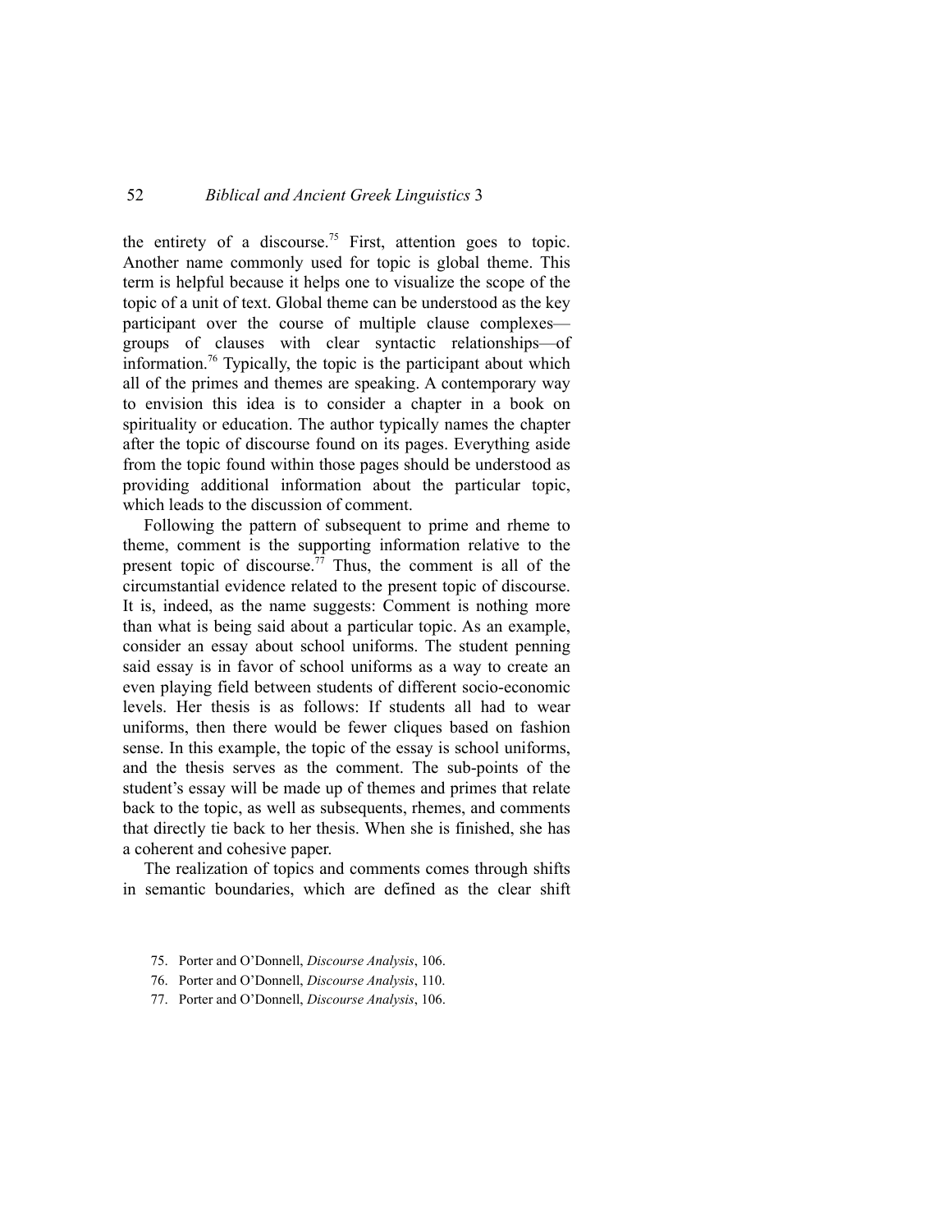the entirety of a discourse.[75] First, attention goes to topic. Another name commonly used for topic is global theme. This term is helpful because it helps one to visualize the scope of the topic of a unit of text. Global theme can be understood as the key participant over the course of multiple clause complexes—groups of clauses with clear syntactic relationships—of information.[76] Typically, the topic is the participant about which all of the primes and themes are speaking. A contemporary way to envision this idea is to consider a chapter in a book on spirituality or education. The author typically names the chapter after the topic of discourse found on its pages. Everything aside from the topic found within those pages should be understood as providing additional information about the particular topic, which leads to the discussion of comment.

Following the pattern of subsequent to prime and rheme to theme, comment is the supporting information relative to the present topic of discourse.[77] Thus, the comment is all of the circumstantial evidence related to the present topic of discourse. It is, indeed, as the name suggests: Comment is nothing more than what is being said about a particular topic. As an example, consider an essay about school uniforms. The student penning said essay is in favor of school uniforms as a way to create an even playing field between students of different socio-economic levels. Her thesis is as follows: If students all had to wear uniforms, then there would be fewer cliques based on fashion sense. In this example, the topic of the essay is school uniforms, and the thesis serves as the comment. The sub-points of the student's essay will be made up of themes and primes that relate back to the topic, as well as subsequents, rhemes, and comments that directly tie back to her thesis. When she is finished, she has a coherent and cohesive paper.

The realization of topics and comments comes through shifts in semantic boundaries, which are defined as the clear shift

75. Porter and O'Donnell, *Discourse Analysis*, 106.

76. Porter and O'Donnell, *Discourse Analysis*, 110.

77. Porter and O'Donnell, *Discourse Analysis*, 106.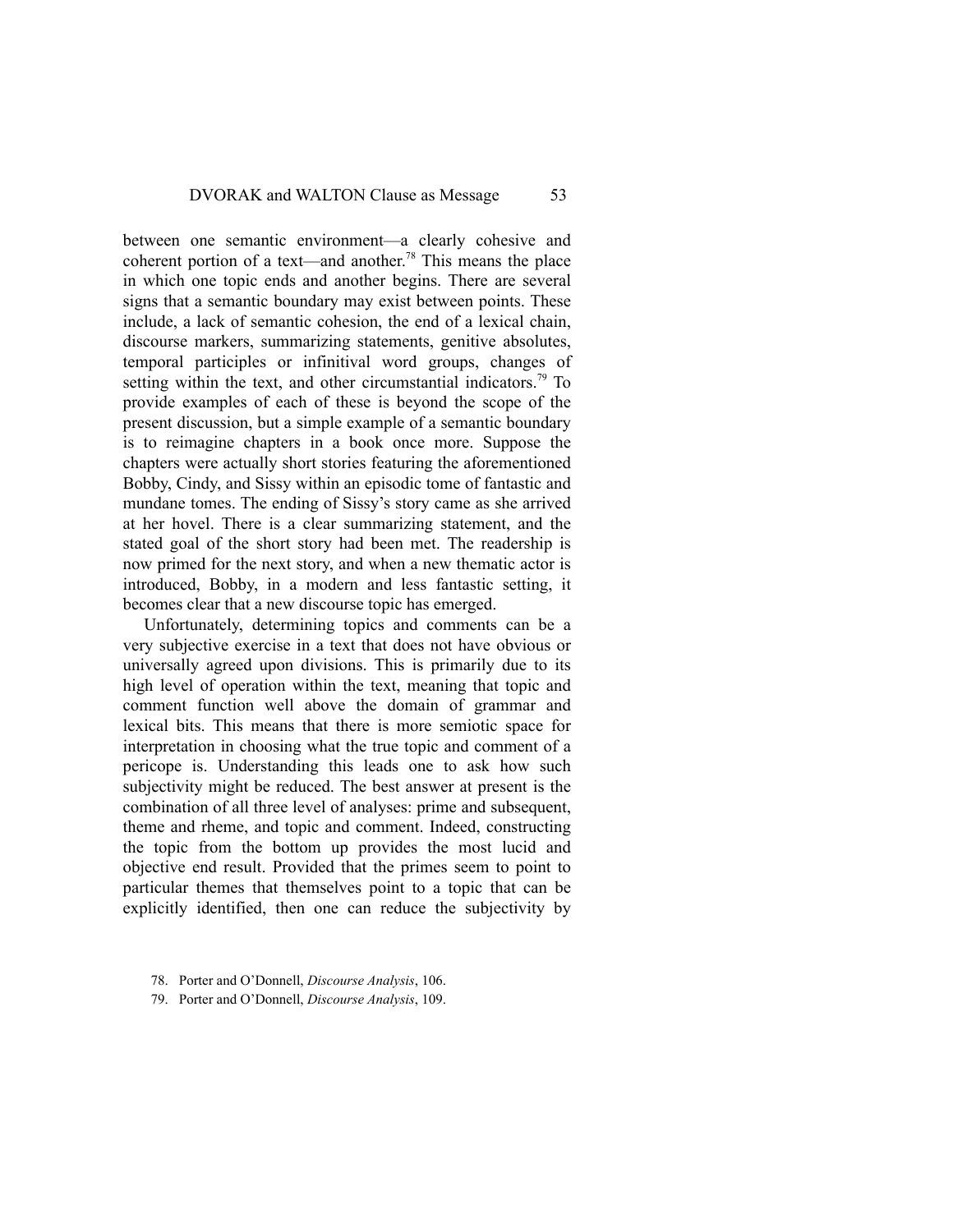between one semantic environment—a clearly cohesive and coherent portion of a text—and another.[78] This means the place in which one topic ends and another begins. There are several signs that a semantic boundary may exist between points. These include, a lack of semantic cohesion, the end of a lexical chain, discourse markers, summarizing statements, genitive absolutes, temporal participles or infinitival word groups, changes of setting within the text, and other circumstantial indicators.[79] To provide examples of each of these is beyond the scope of the present discussion, but a simple example of a semantic boundary is to reimagine chapters in a book once more. Suppose the chapters were actually short stories featuring the aforementioned Bobby, Cindy, and Sissy within an episodic tome of fantastic and mundane tomes. The ending of Sissy's story came as she arrived at her hovel. There is a clear summarizing statement, and the stated goal of the short story had been met. The readership is now primed for the next story, and when a new thematic actor is introduced, Bobby, in a modern and less fantastic setting, it becomes clear that a new discourse topic has emerged.

Unfortunately, determining topics and comments can be a very subjective exercise in a text that does not have obvious or universally agreed upon divisions. This is primarily due to its high level of operation within the text, meaning that topic and comment function well above the domain of grammar and lexical bits. This means that there is more semiotic space for interpretation in choosing what the true topic and comment of a pericope is. Understanding this leads one to ask how such subjectivity might be reduced. The best answer at present is the combination of all three level of analyses: prime and subsequent, theme and rheme, and topic and comment. Indeed, constructing the topic from the bottom up provides the most lucid and objective end result. Provided that the primes seem to point to particular themes that themselves point to a topic that can be explicitly identified, then one can reduce the subjectivity by

78. Porter and O'Donnell, *Discourse Analysis*, 106.

79. Porter and O'Donnell, *Discourse Analysis*, 109.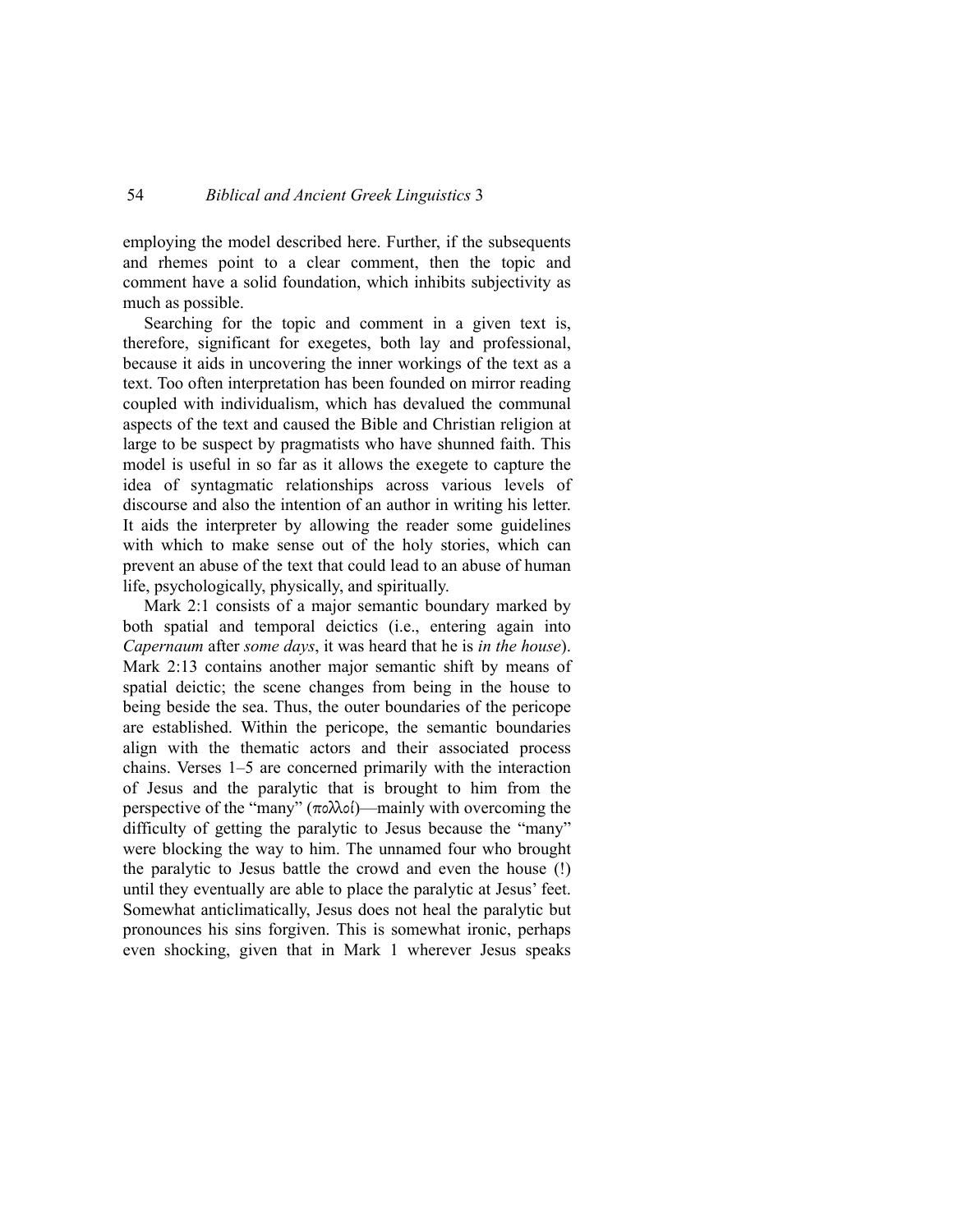employing the model described here. Further, if the subsequents and rhemes point to a clear comment, then the topic and comment have a solid foundation, which inhibits subjectivity as much as possible.

Searching for the topic and comment in a given text is, therefore, significant for exegetes, both lay and professional, because it aids in uncovering the inner workings of the text as a text. Too often interpretation has been founded on mirror reading coupled with individualism, which has devalued the communal aspects of the text and caused the Bible and Christian religion at large to be suspect by pragmatists who have shunned faith. This model is useful in so far as it allows the exegete to capture the idea of syntagmatic relationships across various levels of discourse and also the intention of an author in writing his letter. It aids the interpreter by allowing the reader some guidelines with which to make sense out of the holy stories, which can prevent an abuse of the text that could lead to an abuse of human life, psychologically, physically, and spiritually.

Mark 2:1 consists of a major semantic boundary marked by both spatial and temporal deictics (i.e., entering again into *Capernaum* after *some days*, it was heard that he is *in the house*). Mark 2:13 contains another major semantic shift by means of spatial deictic; the scene changes from being in the house to being beside the sea. Thus, the outer boundaries of the pericope are established. Within the pericope, the semantic boundaries align with the thematic actors and their associated process chains. Verses 1–5 are concerned primarily with the interaction of Jesus and the paralytic that is brought to him from the perspective of the "many" (πολλοί)—mainly with overcoming the difficulty of getting the paralytic to Jesus because the "many" were blocking the way to him. The unnamed four who brought the paralytic to Jesus battle the crowd and even the house (!) until they eventually are able to place the paralytic at Jesus' feet. Somewhat anticlimatically, Jesus does not heal the paralytic but pronounces his sins forgiven. This is somewhat ironic, perhaps even shocking, given that in Mark 1 wherever Jesus speaks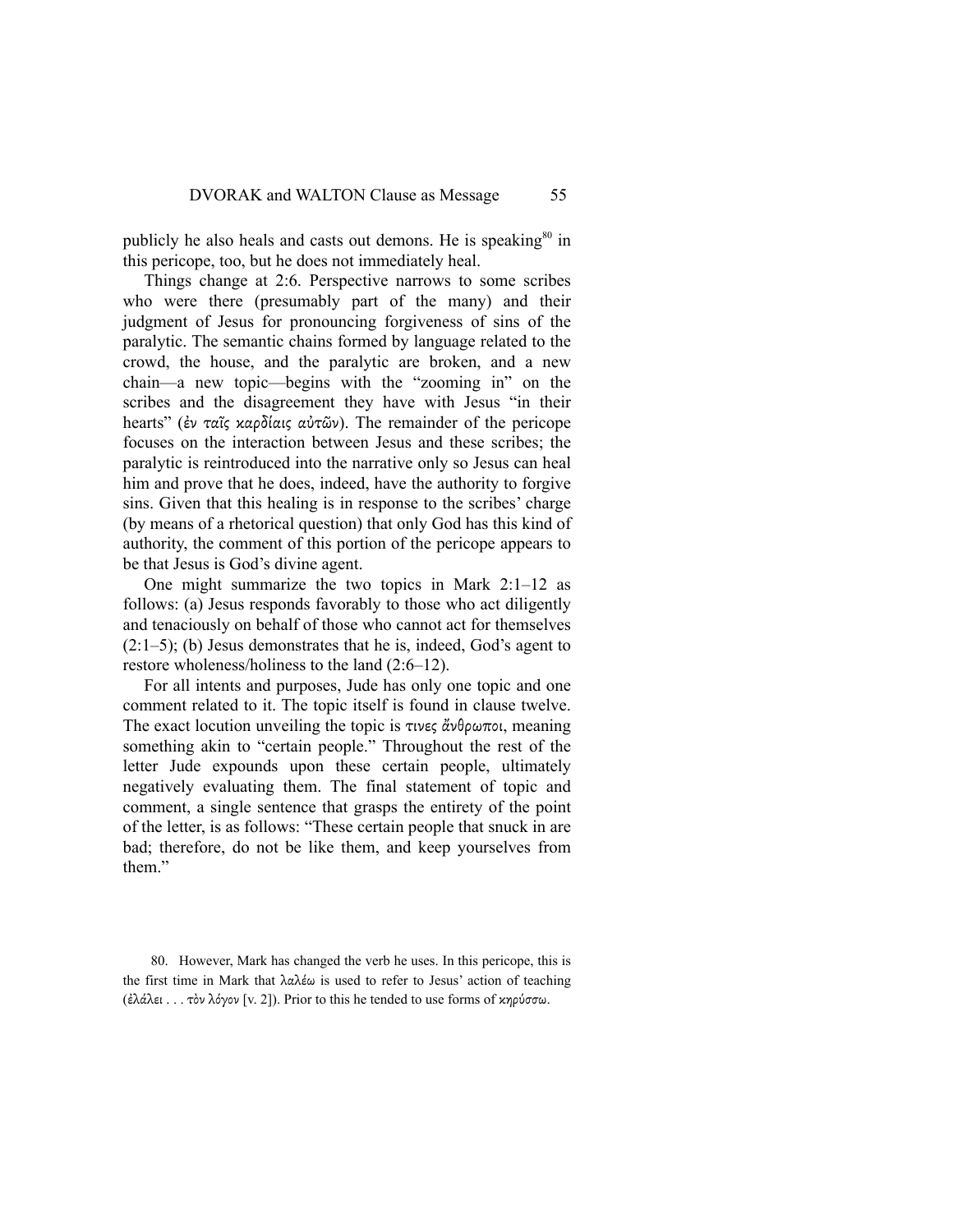publicly he also heals and casts out demons. He is speaking[80] in this pericope, too, but he does not immediately heal.

Things change at 2:6. Perspective narrows to some scribes who were there (presumably part of the many) and their judgment of Jesus for pronouncing forgiveness of sins of the paralytic. The semantic chains formed by language related to the crowd, the house, and the paralytic are broken, and a new chain—a new topic—begins with the "zooming in" on the scribes and the disagreement they have with Jesus "in their hearts" (ἐν ταῖς καρδίαις αὐτῶν). The remainder of the pericope focuses on the interaction between Jesus and these scribes; the paralytic is reintroduced into the narrative only so Jesus can heal him and prove that he does, indeed, have the authority to forgive sins. Given that this healing is in response to the scribes' charge (by means of a rhetorical question) that only God has this kind of authority, the comment of this portion of the pericope appears to be that Jesus is God's divine agent.

One might summarize the two topics in Mark 2:1–12 as follows: (a) Jesus responds favorably to those who act diligently and tenaciously on behalf of those who cannot act for themselves (2:1–5); (b) Jesus demonstrates that he is, indeed, God's agent to restore wholeness/holiness to the land (2:6–12).

For all intents and purposes, Jude has only one topic and one comment related to it. The topic itself is found in clause twelve. The exact locution unveiling the topic is τινες ἄνθρωποι, meaning something akin to "certain people." Throughout the rest of the letter Jude expounds upon these certain people, ultimately negatively evaluating them. The final statement of topic and comment, a single sentence that grasps the entirety of the point of the letter, is as follows: "These certain people that snuck in are bad; therefore, do not be like them, and keep yourselves from them."

80. However, Mark has changed the verb he uses. In this pericope, this is the first time in Mark that λαλέω is used to refer to Jesus' action of teaching (ἐλάλει . . . τὸν λόγον [v. 2]). Prior to this he tended to use forms of κηρύσσω.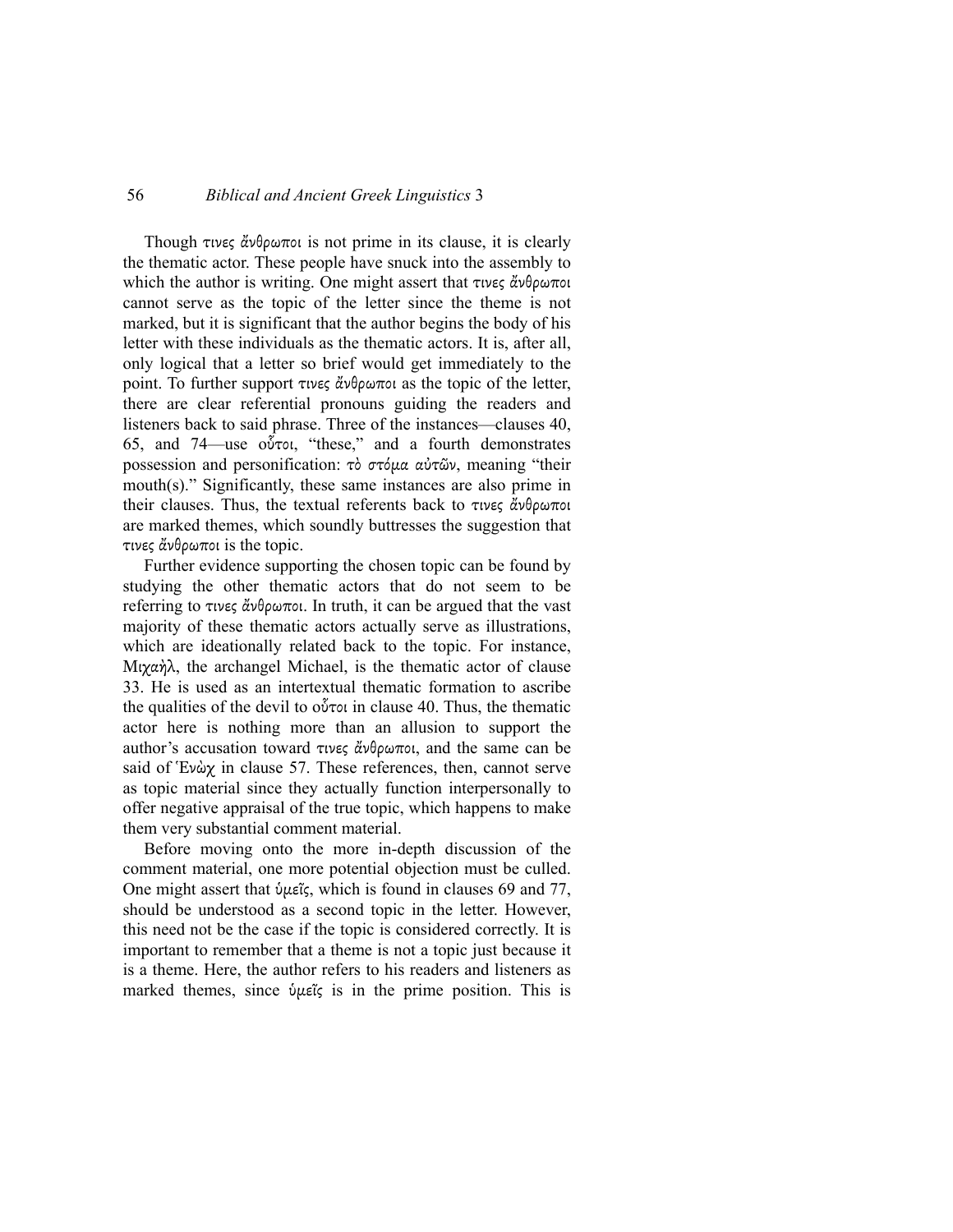Though τινες ἄνθρωποι is not prime in its clause, it is clearly the thematic actor. These people have snuck into the assembly to which the author is writing. One might assert that τινες ἄνθρωποι cannot serve as the topic of the letter since the theme is not marked, but it is significant that the author begins the body of his letter with these individuals as the thematic actors. It is, after all, only logical that a letter so brief would get immediately to the point. To further support τινες ἄνθρωποι as the topic of the letter, there are clear referential pronouns guiding the readers and listeners back to said phrase. Three of the instances—clauses 40, 65, and 74—use οὗτοι, "these," and a fourth demonstrates possession and personification: τὸ στόμα αὐτῶν, meaning "their mouth(s)." Significantly, these same instances are also prime in their clauses. Thus, the textual referents back to τινες ἄνθρωποι are marked themes, which soundly buttresses the suggestion that τινες ἄνθρωποι is the topic.

Further evidence supporting the chosen topic can be found by studying the other thematic actors that do not seem to be referring to τινες ἄνθρωποι. In truth, it can be argued that the vast majority of these thematic actors actually serve as illustrations, which are ideationally related back to the topic. For instance, Μιχαὴλ, the archangel Michael, is the thematic actor of clause 33. He is used as an intertextual thematic formation to ascribe the qualities of the devil to οὗτοι in clause 40. Thus, the thematic actor here is nothing more than an allusion to support the author's accusation toward τινες ἄνθρωποι, and the same can be said of Ἑνὼχ in clause 57. These references, then, cannot serve as topic material since they actually function interpersonally to offer negative appraisal of the true topic, which happens to make them very substantial comment material.

Before moving onto the more in-depth discussion of the comment material, one more potential objection must be culled. One might assert that ὑμεῖς, which is found in clauses 69 and 77, should be understood as a second topic in the letter. However, this need not be the case if the topic is considered correctly. It is important to remember that a theme is not a topic just because it is a theme. Here, the author refers to his readers and listeners as marked themes, since ὑμεῖς is in the prime position. This is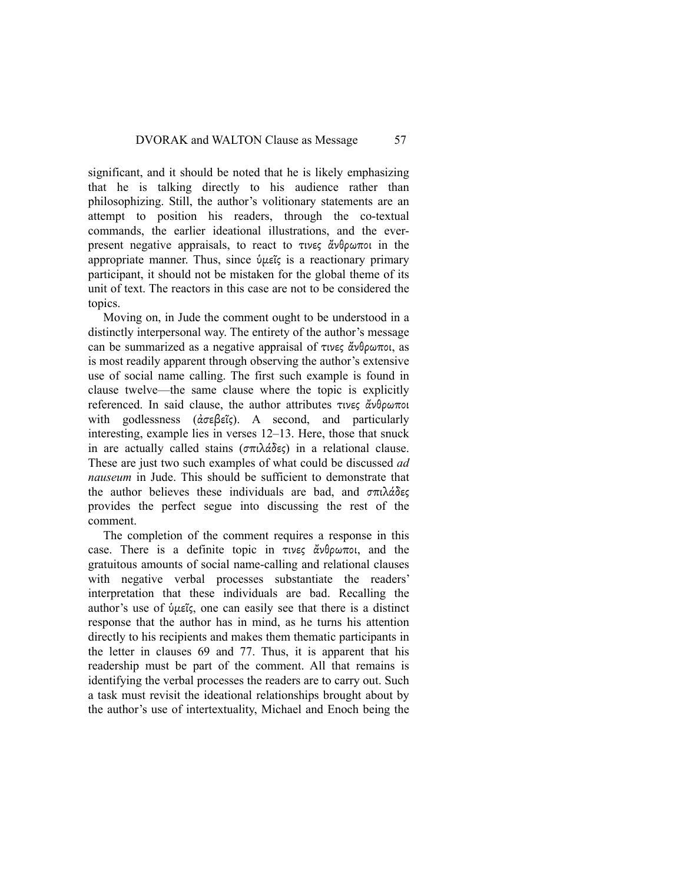significant, and it should be noted that he is likely emphasizing that he is talking directly to his audience rather than philosophizing. Still, the author's volitionary statements are an attempt to position his readers, through the co-textual commands, the earlier ideational illustrations, and the ever-present negative appraisals, to react to τινες ἄνθρωποι in the appropriate manner. Thus, since ὑμεῖς is a reactionary primary participant, it should not be mistaken for the global theme of its unit of text. The reactors in this case are not to be considered the topics.

Moving on, in Jude the comment ought to be understood in a distinctly interpersonal way. The entirety of the author's message can be summarized as a negative appraisal of τινες ἄνθρωποι, as is most readily apparent through observing the author's extensive use of social name calling. The first such example is found in clause twelve—the same clause where the topic is explicitly referenced. In said clause, the author attributes τινες ἄνθρωποι with godlessness (ἀσεβεῖς). A second, and particularly interesting, example lies in verses 12–13. Here, those that snuck in are actually called stains (σπιλάδες) in a relational clause. These are just two such examples of what could be discussed *ad nauseum* in Jude. This should be sufficient to demonstrate that the author believes these individuals are bad, and σπιλάδες provides the perfect segue into discussing the rest of the comment.

The completion of the comment requires a response in this case. There is a definite topic in τινες ἄνθρωποι, and the gratuitous amounts of social name-calling and relational clauses with negative verbal processes substantiate the readers' interpretation that these individuals are bad. Recalling the author's use of ὑμεῖς, one can easily see that there is a distinct response that the author has in mind, as he turns his attention directly to his recipients and makes them thematic participants in the letter in clauses 69 and 77. Thus, it is apparent that his readership must be part of the comment. All that remains is identifying the verbal processes the readers are to carry out. Such a task must revisit the ideational relationships brought about by the author's use of intertextuality, Michael and Enoch being the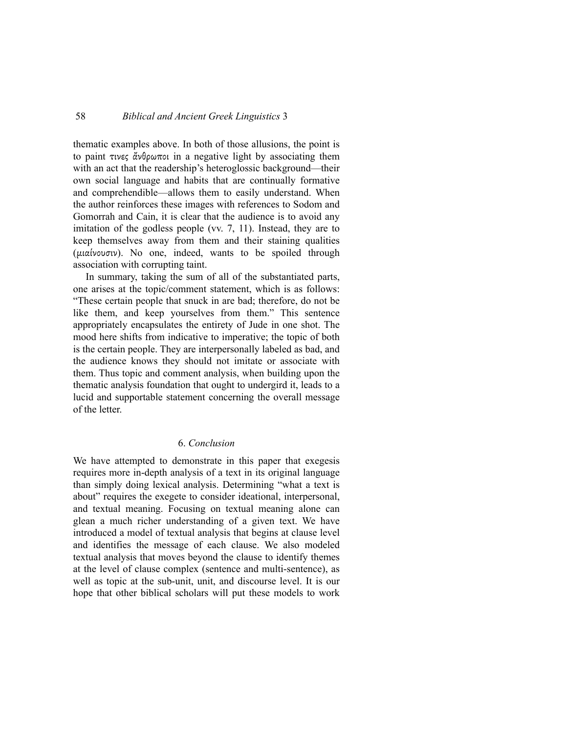thematic examples above. In both of those allusions, the point is to paint τινες ἄνθρωποι in a negative light by associating them with an act that the readership's heteroglossic background—their own social language and habits that are continually formative and comprehendible—allows them to easily understand. When the author reinforces these images with references to Sodom and Gomorrah and Cain, it is clear that the audience is to avoid any imitation of the godless people (vv. 7, 11). Instead, they are to keep themselves away from them and their staining qualities (μιαίνουσιν). No one, indeed, wants to be spoiled through association with corrupting taint.

In summary, taking the sum of all of the substantiated parts, one arises at the topic/comment statement, which is as follows: "These certain people that snuck in are bad; therefore, do not be like them, and keep yourselves from them." This sentence appropriately encapsulates the entirety of Jude in one shot. The mood here shifts from indicative to imperative; the topic of both is the certain people. They are interpersonally labeled as bad, and the audience knows they should not imitate or associate with them. Thus topic and comment analysis, when building upon the thematic analysis foundation that ought to undergird it, leads to a lucid and supportable statement concerning the overall message of the letter.

## 6. *Conclusion*

We have attempted to demonstrate in this paper that exegesis requires more in-depth analysis of a text in its original language than simply doing lexical analysis. Determining "what a text is about" requires the exegete to consider ideational, interpersonal, and textual meaning. Focusing on textual meaning alone can glean a much richer understanding of a given text. We have introduced a model of textual analysis that begins at clause level and identifies the message of each clause. We also modeled textual analysis that moves beyond the clause to identify themes at the level of clause complex (sentence and multi-sentence), as well as topic at the sub-unit, unit, and discourse level. It is our hope that other biblical scholars will put these models to work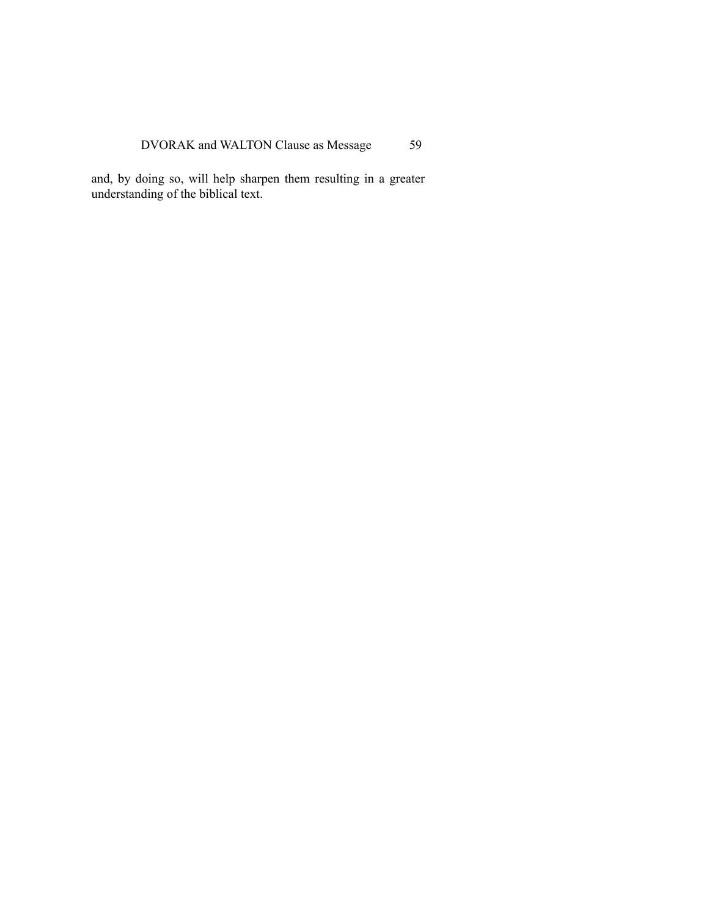and, by doing so, will help sharpen them resulting in a greater understanding of the biblical text.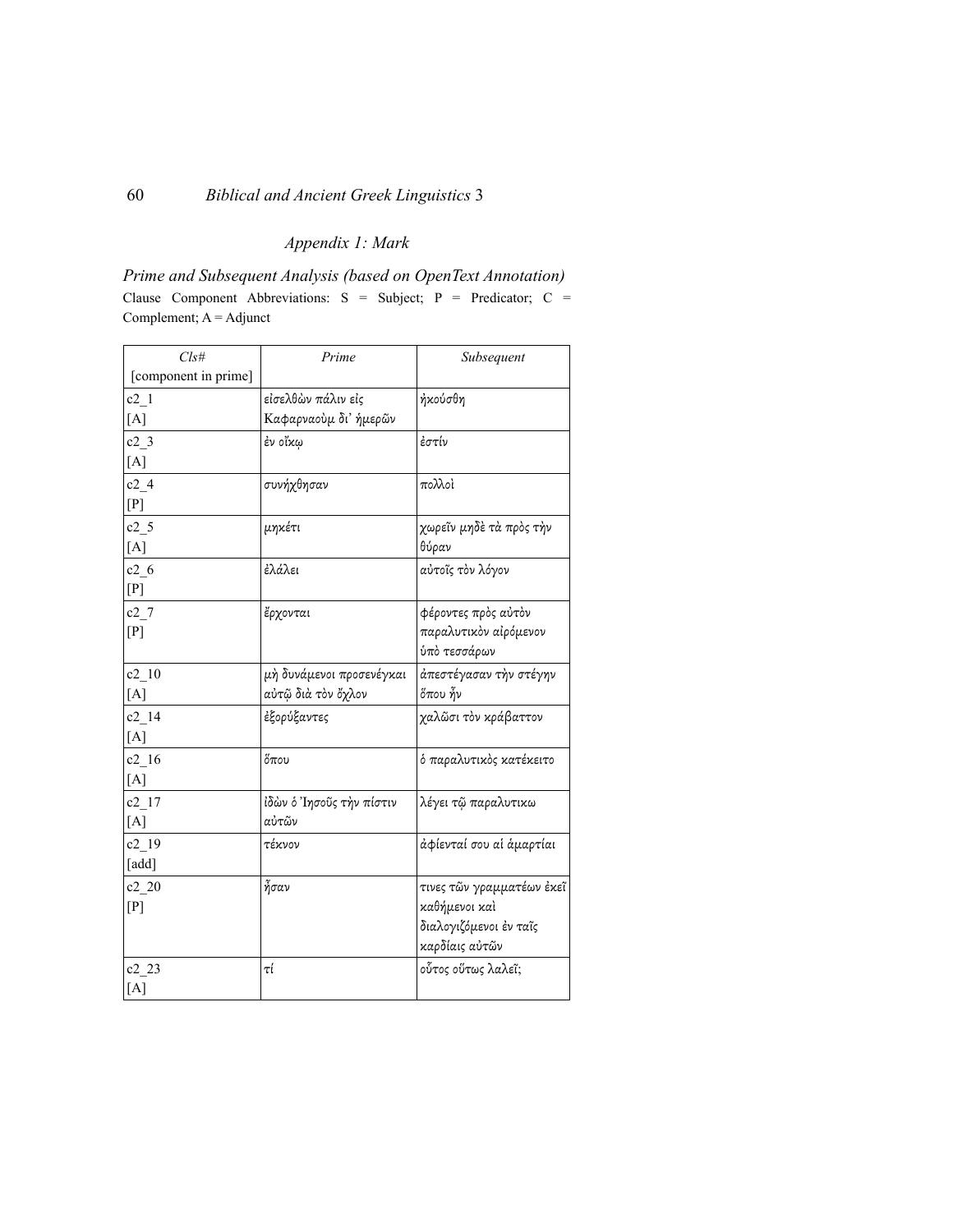## Appendix 1: Mark

### Prime and Subsequent Analysis (based on OpenText Annotation)

Clause Component Abbreviations: S = Subject; P = Predicator; C = Complement; A = Adjunct

| Cls# [component in prime] | Prime | Subsequent |
|---|---|---|
| c2_1 [A] | εἰσελθὼν πάλιν εἰς Καφαρναοὺμ δι᾽ ἡμερῶν | ἠκούσθη |
| c2_3 [A] | ἐν οἴκῳ | ἐστίν |
| c2_4 [P] | συνήχθησαν | πολλοὶ |
| c2_5 [A] | μηκέτι | χωρεῖν μηδὲ τὰ πρὸς τὴν θύραν |
| c2_6 [P] | ἐλάλει | αὐτοῖς τὸν λόγον |
| c2_7 [P] | ἔρχονται | φέροντες πρὸς αὐτὸν παραλυτικὸν αἰρόμενον ὑπὸ τεσσάρων |
| c2_10 [A] | μὴ δυνάμενοι προσενέγκαι αὐτῷ διὰ τὸν ὄχλον | ἀπεστέγασαν τὴν στέγην ὅπου ἦν |
| c2_14 [A] | ἐξορύξαντες | χαλῶσι τὸν κράβαττον |
| c2_16 [A] | ὅπου | ὁ παραλυτικὸς κατέκειτο |
| c2_17 [A] | ἰδὼν ὁ Ἰησοῦς τὴν πίστιν αὐτῶν | λέγει τῷ παραλυτικω |
| c2_19 [add] | τέκνον | ἀφίενταί σου αἱ ἁμαρτίαι |
| c2_20 [P] | ἦσαν | τινες τῶν γραμματέων ἐκεῖ καθήμενοι καὶ διαλογιζόμενοι ἐν ταῖς καρδίαις αὐτῶν |
| c2_23 [A] | τί | οὗτος οὕτως λαλεῖ; |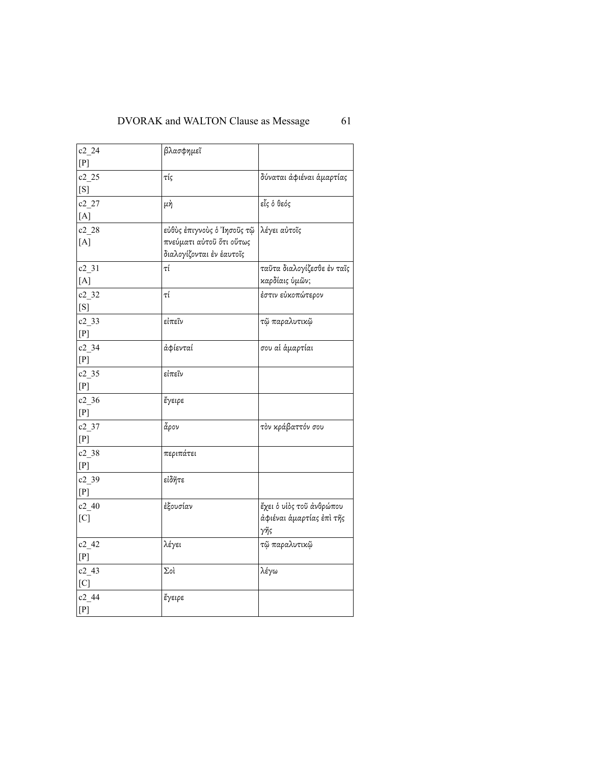| c2_24 [P] | βλασφημεῖ | |
|---|---|---|
| c2_25 [S] | τίς | δύναται ἀφιέναι ἁμαρτίας |
| c2_27 [A] | μὴ | εἷς ὁ θεός |
| c2_28 [A] | εὐθὺς ἐπιγνοὺς ὁ Ἰησοῦς τῷ πνεύματι αὐτοῦ ὅτι οὕτως διαλογίζονται ἐν ἑαυτοῖς | λέγει αὐτοῖς |
| c2_31 [A] | τί | ταῦτα διαλογίζεσθε ἐν ταῖς καρδίαις ὑμῶν; |
| c2_32 [S] | τί | ἐστιν εὐκοπώτερον |
| c2_33 [P] | εἰπεῖν | τῷ παραλυτικῷ |
| c2_34 [P] | ἀφίενταί | σου αἱ ἁμαρτίαι |
| c2_35 [P] | εἰπεῖν | |
| c2_36 [P] | ἔγειρε | |
| c2_37 [P] | ἆρον | τὸν κράβαττόν σου |
| c2_38 [P] | περιπάτει | |
| c2_39 [P] | εἰδῆτε | |
| c2_40 [C] | ἐξουσίαν | ἔχει ὁ υἱὸς τοῦ ἀνθρώπου ἀφιέναι ἁμαρτίας ἐπὶ τῆς γῆς |
| c2_42 [P] | λέγει | τῷ παραλυτικῷ |
| c2_43 [C] | Σοὶ | λέγω |
| c2_44 [P] | ἔγειρε | |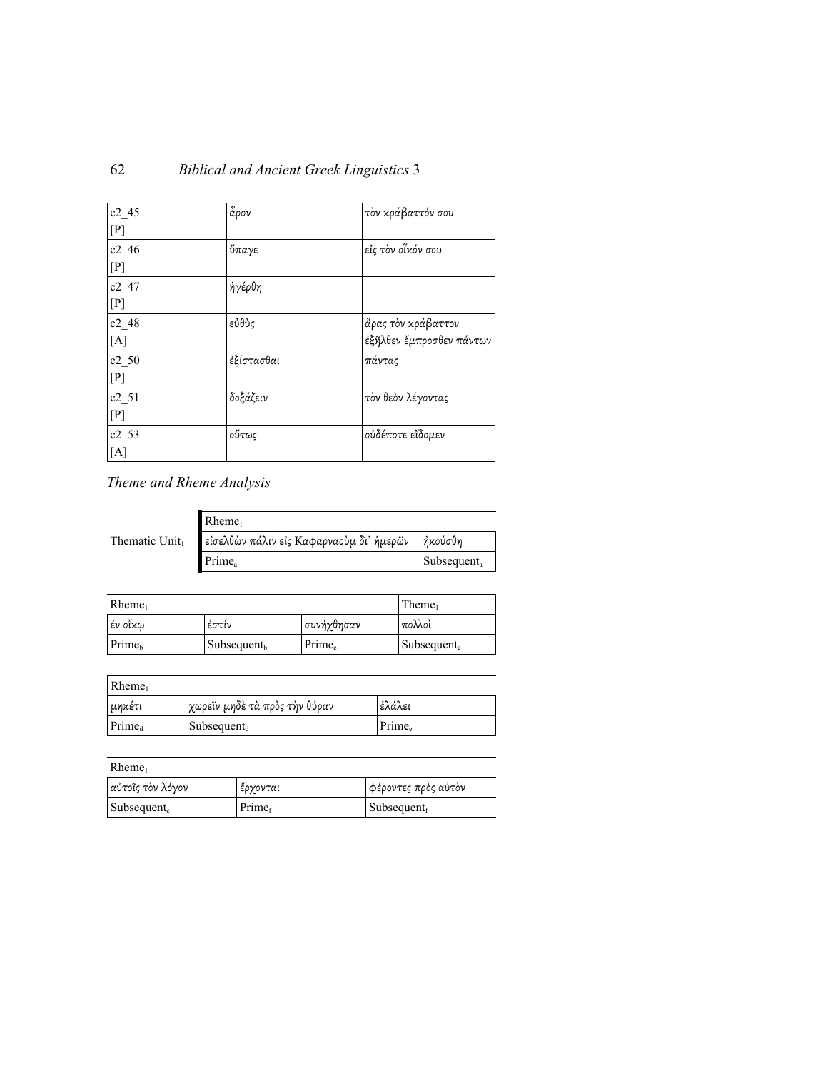| | | |
|---|---|---|
| c2_45 [P] | ἆρον | τὸν κράβαττόν σου |
| c2_46 [P] | ὕπαγε | εἰς τὸν οἶκόν σου |
| c2_47 [P] | ἠγέρθη | |
| c2_48 [A] | εὐθὺς | ἄρας τὸν κράβαττον ἐξῆλθεν ἔμπροσθεν πάντων |
| c2_50 [P] | ἐξίστασθαι | πάντας |
| c2_51 [P] | δοξάζειν | τὸν θεὸν λέγοντας |
| c2_53 [A] | οὕτως | οὐδέποτε εἴδομεν |

*Theme and Rheme Analysis*

| | $\text{Rheme}_1$ | |
|---|---|---|
| $\text{Thematic Unit}_1$ | εἰσελθὼν πάλιν εἰς Καφαρναοὺμ δι᾽ ἡμερῶν | ἠκούσθη |
| | $\text{Prime}_a$ | $\text{Subsequent}_a$ |

| $\text{Rheme}_1$ | | | $\text{Theme}_1$ |
|---|---|---|---|
| ἐν οἴκῳ | ἐστίν | συνήχθησαν | πολλοὶ |
| $\text{Prime}_b$ | $\text{Subsequent}_b$ | $\text{Prime}_c$ | $\text{Subsequent}_c$ |

| $\text{Rheme}_1$ | | |
|---|---|---|
| μηκέτι | χωρεῖν μηδὲ τὰ πρὸς τὴν θύραν | ἐλάλει |
| $\text{Prime}_d$ | $\text{Subsequent}_d$ | $\text{Prime}_e$ |

| $\text{Rheme}_1$ | | |
|---|---|---|
| αὐτοῖς τὸν λόγον | ἔρχονται | φέροντες πρὸς αὐτὸν |
| $\text{Subsequent}_e$ | $\text{Prime}_f$ | $\text{Subsequent}_f$ |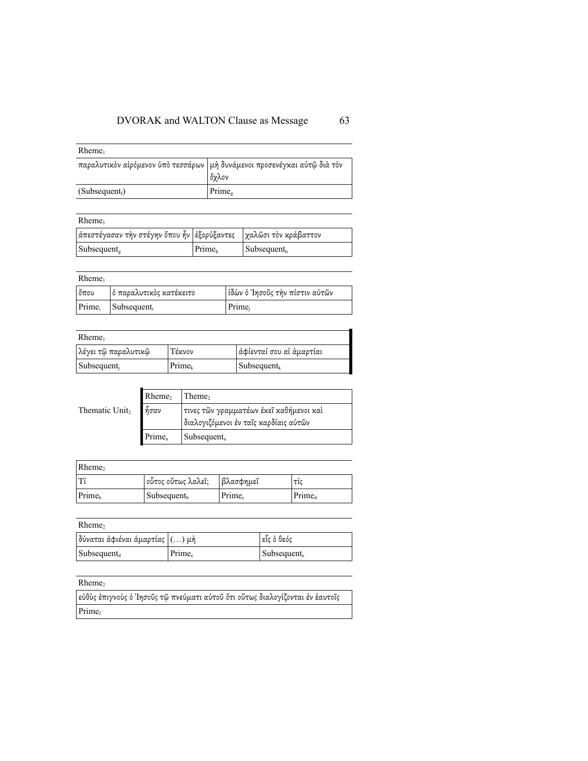| Rheme$_1$ | |
|---|---|
| παραλυτικὸν αἰρόμενον ὑπὸ τεσσάρων | μὴ δυνάμενοι προσενέγκαι αὐτῷ διὰ τὸν ὄχλον |
| (Subsequent$_f$) | Prime$_g$ |

| Rheme$_1$ | | |
|---|---|---|
| ἀπεστέγασαν τὴν στέγην ὅπου ἦν | ἐξορύξαντες | χαλῶσι τὸν κράβαττον |
| Subsequent$_g$ | Prime$_h$ | Subsequent$_h$ |

| Rheme$_1$ | | |
|---|---|---|
| ὅπου | ὁ παραλυτικὸς κατέκειτο | ἰδὼν ὁ Ἰησοῦς τὴν πίστιν αὐτῶν |
| Prime$_i$ | Subsequent$_i$ | Prime$_j$ |

| Rheme$_1$ | | |
|---|---|---|
| λέγει τῷ παραλυτικῷ | Τέκνον | ἀφίενταί σου αἱ ἁμαρτίαι |
| Subsequent$_j$ | Prime$_k$ | Subsequent$_k$ |

| Thematic Unit$_2$ | Rheme$_2$ | Theme$_2$ |
|---|---|---|
| | ἦσαν | τινες τῶν γραμματέων ἐκεῖ καθήμενοι καὶ διαλογιζόμενοι ἐν ταῖς καρδίαις αὐτῶν |
| | Prime$_a$ | Subsequent$_a$ |

| Rheme$_2$ | | | |
|---|---|---|---|
| Τί | οὗτος οὕτως λαλεῖ; | βλασφημεῖ | τίς |
| Prime$_b$ | Subsequent$_b$ | Prime$_c$ | Prime$_d$ |

| Rheme$_2$ | | |
|---|---|---|
| δύναται ἀφιέναι ἁμαρτίας | (…) μὴ | εἷς ὁ θεός |
| Subsequent$_d$ | Prime$_e$ | Subsequent$_e$ |

| Rheme$_2$ |
|---|
| εὐθὺς ἐπιγνοὺς ὁ Ἰησοῦς τῷ πνεύματι αὐτοῦ ὅτι οὕτως διαλογίζονται ἐν ἑαυτοῖς |
| Prime$_f$ |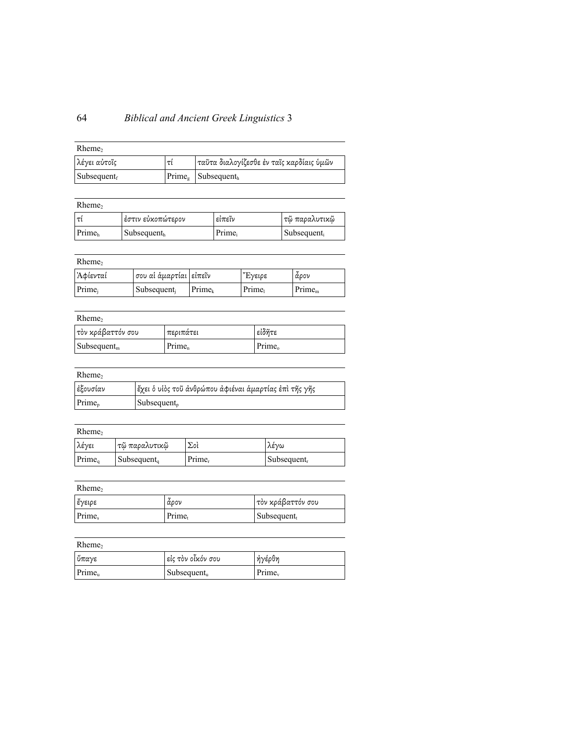| Rheme$_2$ | | |
|---|---|---|
| λέγει αὐτοῖς | τί | ταῦτα διαλογίζεσθε ἐν ταῖς καρδίαις ὑμῶν |
| Subsequent$_f$ | Prime$_g$ | Subsequent$_h$ |

| Rheme$_2$ | | | |
|---|---|---|---|
| τί | ἐστιν εὐκοπώτερον | εἰπεῖν | τῷ παραλυτικῷ |
| Prime$_h$ | Subsequent$_h$ | Prime$_i$ | Subsequent$_i$ |

| Rheme$_2$ | | | | |
|---|---|---|---|---|
| Ἀφίενταί | σου αἱ ἁμαρτίαι | εἰπεῖν | Ἔγειρε | ἆρον |
| Prime$_j$ | Subsequent$_j$ | Prime$_k$ | Prime$_l$ | Prime$_m$ |

| Rheme$_2$ | | |
|---|---|---|
| τὸν κράβαττόν σου | περιπάτει | εἰδῆτε |
| Subsequent$_m$ | Prime$_n$ | Prime$_o$ |

| Rheme$_2$ | |
|---|---|
| ἐξουσίαν | ἔχει ὁ υἱὸς τοῦ ἀνθρώπου ἀφιέναι ἁμαρτίας ἐπὶ τῆς γῆς |
| Prime$_p$ | Subsequent$_p$ |

| Rheme$_2$ | | | |
|---|---|---|---|
| λέγει | τῷ παραλυτικῷ | Σοὶ | λέγω |
| Prime$_q$ | Subsequent$_q$ | Prime$_r$ | Subsequent$_r$ |

| Rheme$_2$ | | |
|---|---|---|
| ἔγειρε | ἆρον | τὸν κράβαττόν σου |
| Prime$_s$ | Prime$_t$ | Subsequent$_t$ |

| Rheme$_2$ | | |
|---|---|---|
| ὕπαγε | εἰς τὸν οἶκόν σου | ἠγέρθη |
| Prime$_u$ | Subsequent$_u$ | Prime$_v$ |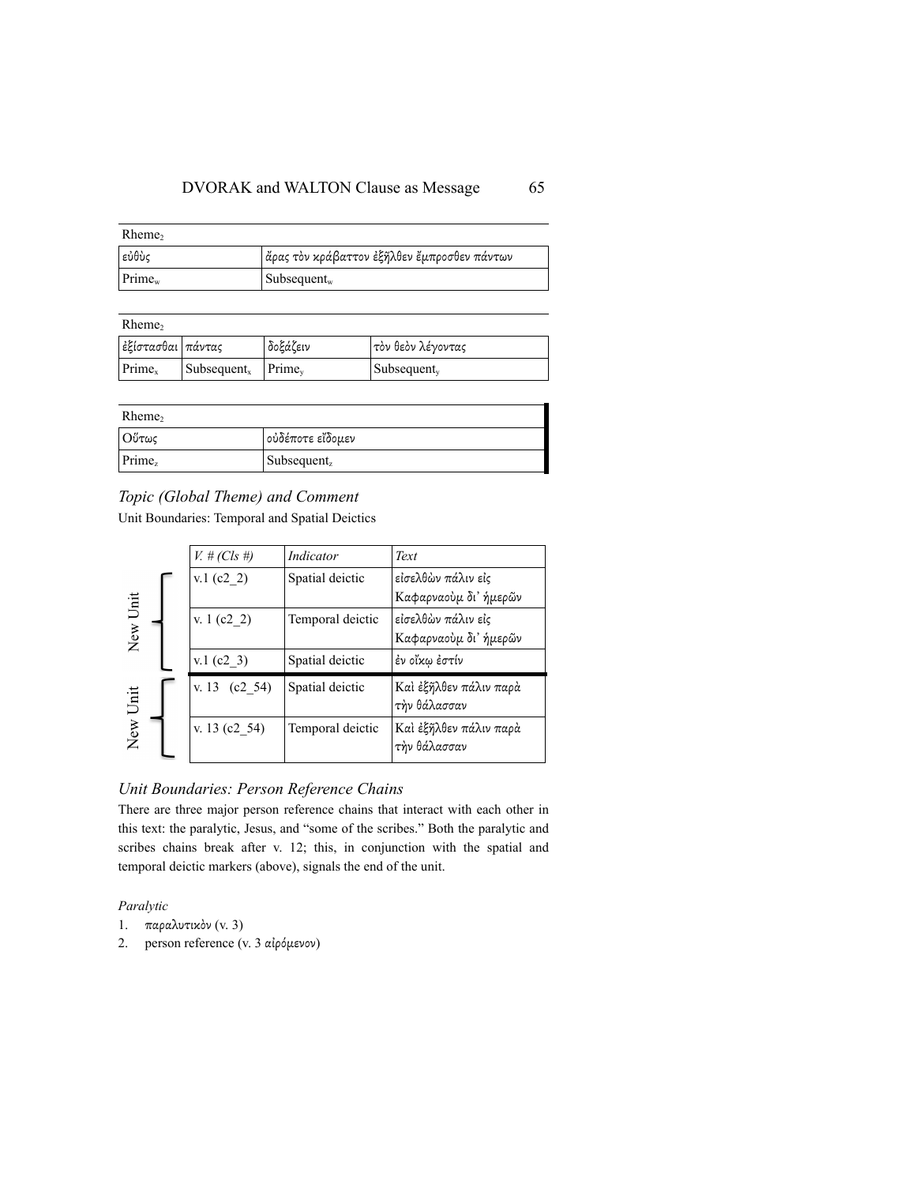| Rheme$_2$ | |
|---|---|
| εὐθὺς | ἄρας τὸν κράβαττον ἐξῆλθεν ἔμπροσθεν πάντων |
| Prime$_w$ | Subsequent$_w$ |

| Rheme$_2$ | | | |
|---|---|---|---|
| ἐξίστασθαι | πάντας | δοξάζειν | τὸν θεὸν λέγοντας |
| Prime$_x$ | Subsequent$_x$ | Prime$_y$ | Subsequent$_y$ |

| Rheme$_2$ | |
|---|---|
| Οὕτως | οὐδέποτε εἴδομεν |
| Prime$_z$ | Subsequent$_z$ |

### *Topic (Global Theme) and Comment*

Unit Boundaries: Temporal and Spatial Deictics

| | *V. # (Cls #)* | *Indicator* | *Text* |
|---|---|---|---|
| New Unit | v.1 (c2_2) | Spatial deictic | εἰσελθὼν πάλιν εἰς Καφαρναοὺμ δι᾽ ἡμερῶν |
| | v. 1 (c2_2) | Temporal deictic | εἰσελθὼν πάλιν εἰς Καφαρναοὺμ δι᾽ ἡμερῶν |
| | v.1 (c2_3) | Spatial deictic | ἐν οἴκῳ ἐστίν |
| New Unit | v. 13 (c2_54) | Spatial deictic | Καὶ ἐξῆλθεν πάλιν παρὰ τὴν θάλασσαν |
| | v. 13 (c2_54) | Temporal deictic | Καὶ ἐξῆλθεν πάλιν παρὰ τὴν θάλασσαν |

### *Unit Boundaries: Person Reference Chains*

There are three major person reference chains that interact with each other in this text: the paralytic, Jesus, and "some of the scribes." Both the paralytic and scribes chains break after v. 12; this, in conjunction with the spatial and temporal deictic markers (above), signals the end of the unit.

*Paralytic*

1. παραλυτικὸν (v. 3)
2. person reference (v. 3 αἰρόμενον)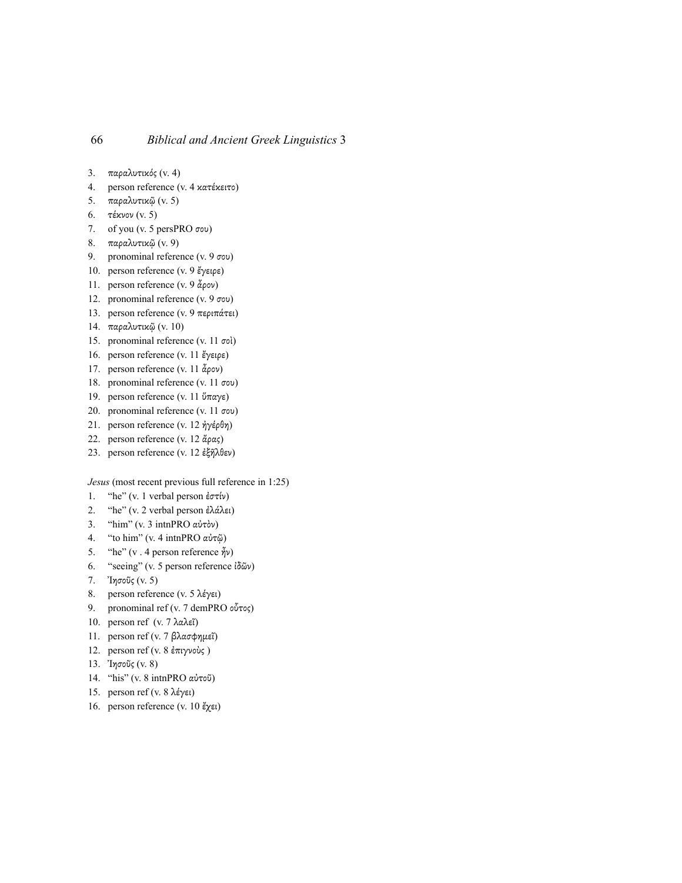3. παραλυτικός (v. 4)
4. person reference (v. 4 κατέκειτο)
5. παραλυτικῷ (v. 5)
6. τέκνον (v. 5)
7. of you (v. 5 persPRO σου)
8. παραλυτικῷ (v. 9)
9. pronominal reference (v. 9 σου)
10. person reference (v. 9 ἔγειρε)
11. person reference (v. 9 ἆρον)
12. pronominal reference (v. 9 σου)
13. person reference (v. 9 περιπάτει)
14. παραλυτικῷ (v. 10)
15. pronominal reference (v. 11 σοὶ)
16. person reference (v. 11 ἔγειρε)
17. person reference (v. 11 ἆρον)
18. pronominal reference (v. 11 σου)
19. person reference (v. 11 ὕπαγε)
20. pronominal reference (v. 11 σου)
21. person reference (v. 12 ἠγέρθη)
22. person reference (v. 12 ἄρας)
23. person reference (v. 12 ἐξῆλθεν)

*Jesus* (most recent previous full reference in 1:25)

1. "he" (v. 1 verbal person ἐστίν)
2. "he" (v. 2 verbal person ἐλάλει)
3. "him" (v. 3 intnPRO αὐτὸν)
4. "to him" (v. 4 intnPRO αὐτῷ)
5. "he" (v . 4 person reference ἦν)
6. "seeing" (v. 5 person reference ἰδὼν)
7. Ἰησοῦς (v. 5)
8. person reference (v. 5 λέγει)
9. pronominal ref (v. 7 demPRO οὗτος)
10. person ref (v. 7 λαλεῖ)
11. person ref (v. 7 βλασφημεῖ)
12. person ref (v. 8 ἐπιγνοὺς )
13. Ἰησοῦς (v. 8)
14. "his" (v. 8 intnPRO αὐτοῦ)
15. person ref (v. 8 λέγει)
16. person reference (v. 10 ἔχει)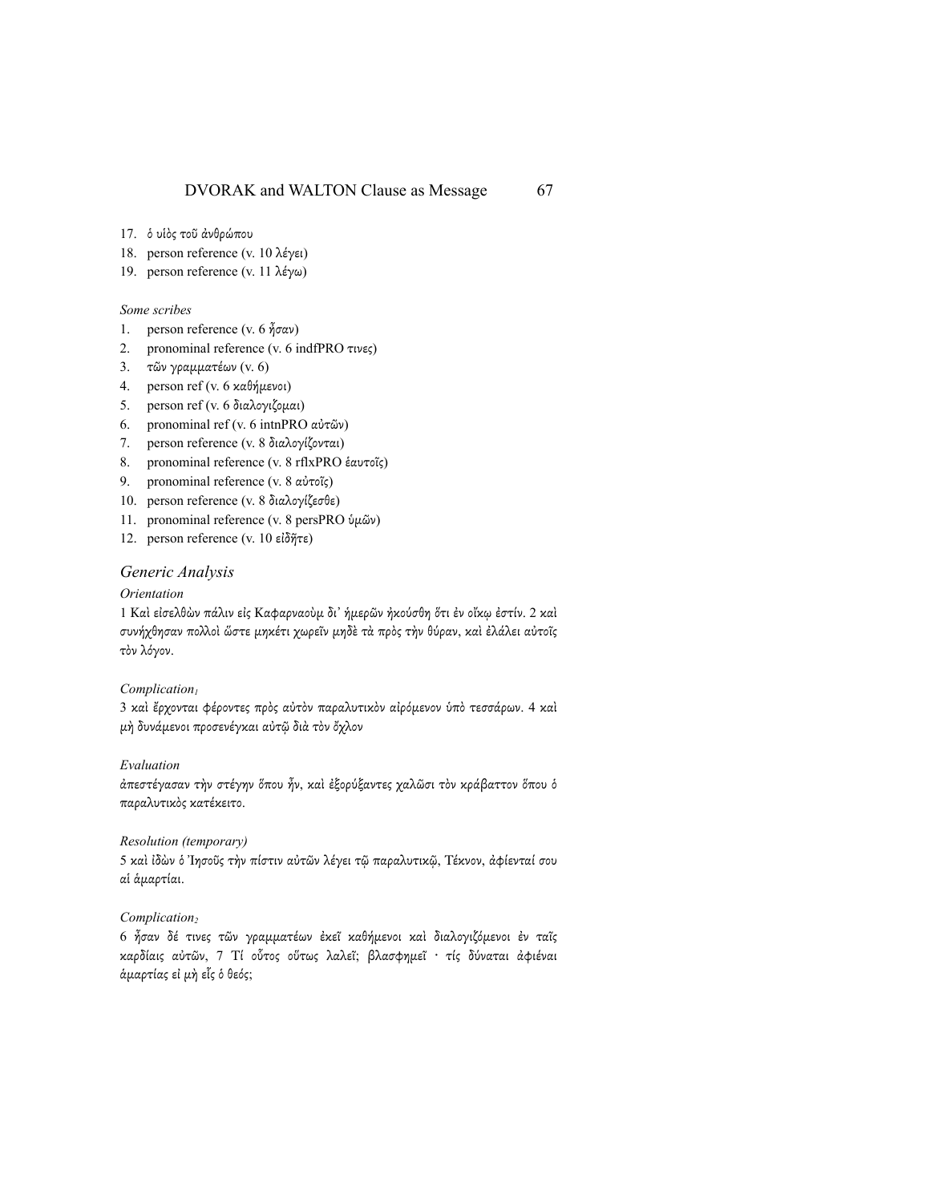17. ὁ υἱὸς τοῦ ἀνθρώπου
18. person reference (v. 10 λέγει)
19. person reference (v. 11 λέγω)

*Some scribes*

1. person reference (v. 6 ἦσαν)
2. pronominal reference (v. 6 indfPRO τινες)
3. τῶν γραμματέων (v. 6)
4. person ref (v. 6 καθήμενοι)
5. person ref (v. 6 διαλογιζομαι)
6. pronominal ref (v. 6 intnPRO αὐτῶν)
7. person reference (v. 8 διαλογίζονται)
8. pronominal reference (v. 8 rflxPRO ἑαυτοῖς)
9. pronominal reference (v. 8 αὐτοῖς)
10. person reference (v. 8 διαλογίζεσθε)
11. pronominal reference (v. 8 persPRO ὑμῶν)
12. person reference (v. 10 εἰδῆτε)

## Generic Analysis

*Orientation*

1 Καὶ εἰσελθὼν πάλιν εἰς Καφαρναοὺμ δι᾽ ἡμερῶν ἠκούσθη ὅτι ἐν οἴκῳ ἐστίν. 2 καὶ συνήχθησαν πολλοὶ ὥστε μηκέτι χωρεῖν μηδὲ τὰ πρὸς τὴν θύραν, καὶ ἐλάλει αὐτοῖς τὸν λόγον.

*Complication₁*

3 καὶ ἔρχονται φέροντες πρὸς αὐτὸν παραλυτικὸν αἰρόμενον ὑπὸ τεσσάρων. 4 καὶ μὴ δυνάμενοι προσενέγκαι αὐτῷ διὰ τὸν ὄχλον

*Evaluation*

ἀπεστέγασαν τὴν στέγην ὅπου ἦν, καὶ ἐξορύξαντες χαλῶσι τὸν κράβαττον ὅπου ὁ παραλυτικὸς κατέκειτο.

*Resolution (temporary)*

5 καὶ ἰδὼν ὁ Ἰησοῦς τὴν πίστιν αὐτῶν λέγει τῷ παραλυτικῷ, Τέκνον, ἀφίενταί σου αἱ ἁμαρτίαι.

*Complication₂*

6 ἦσαν δέ τινες τῶν γραμματέων ἐκεῖ καθήμενοι καὶ διαλογιζόμενοι ἐν ταῖς καρδίαις αὐτῶν, 7 Τί οὗτος οὕτως λαλεῖ; βλασφημεῖ · τίς δύναται ἀφιέναι ἁμαρτίας εἰ μὴ εἷς ὁ θεός;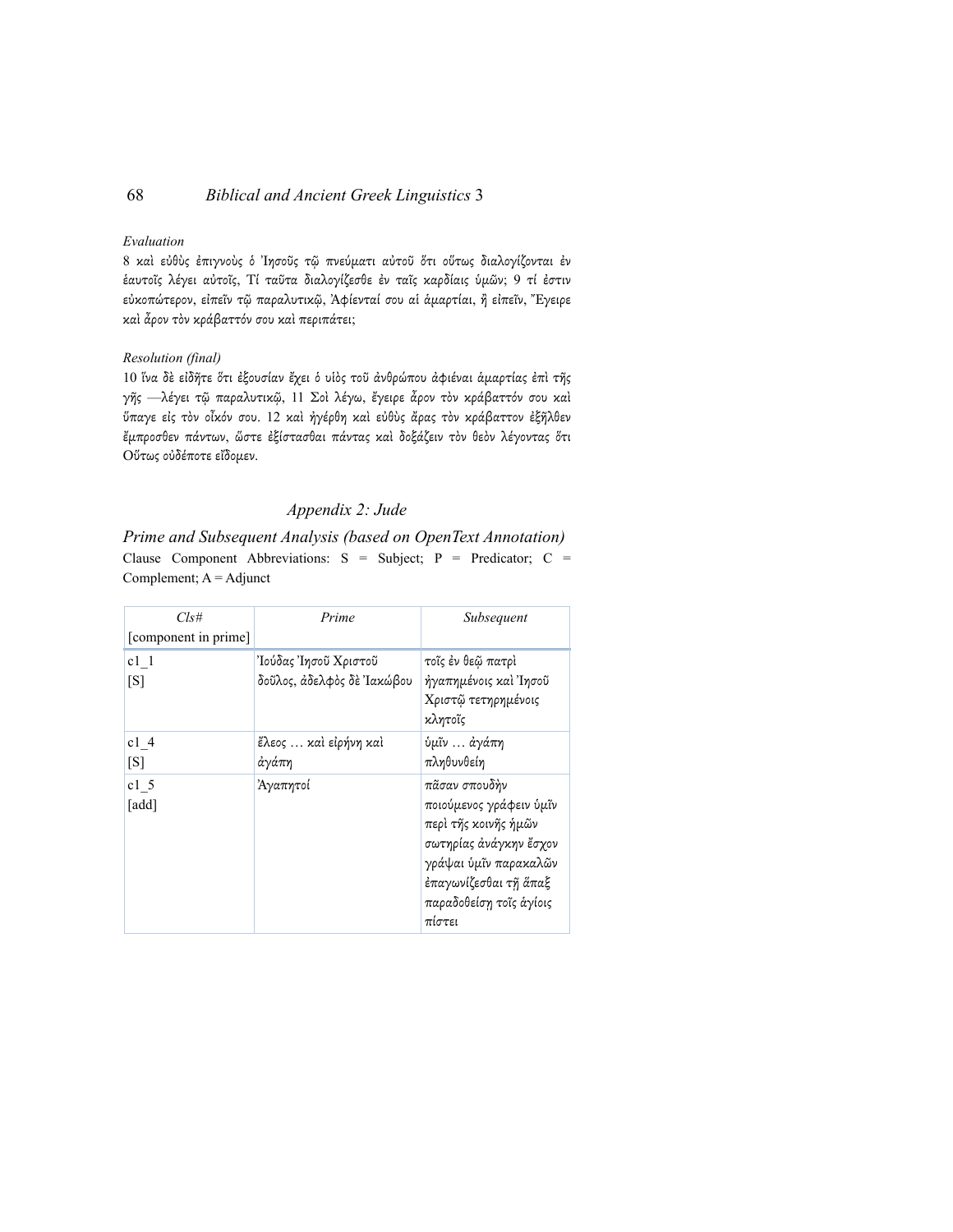*Evaluation*

8 καὶ εὐθὺς ἐπιγνοὺς ὁ Ἰησοῦς τῷ πνεύματι αὐτοῦ ὅτι οὕτως διαλογίζονται ἐν ἑαυτοῖς λέγει αὐτοῖς, Τί ταῦτα διαλογίζεσθε ἐν ταῖς καρδίαις ὑμῶν; 9 τί ἐστιν εὐκοπώτερον, εἰπεῖν τῷ παραλυτικῷ, Ἀφίενταί σου αἱ ἁμαρτίαι, ἢ εἰπεῖν, Ἔγειρε καὶ ἆρον τὸν κράβαττόν σου καὶ περιπάτει;

*Resolution (final)*

10 ἵνα δὲ εἰδῆτε ὅτι ἐξουσίαν ἔχει ὁ υἱὸς τοῦ ἀνθρώπου ἀφιέναι ἁμαρτίας ἐπὶ τῆς γῆς —λέγει τῷ παραλυτικῷ, 11 Σοὶ λέγω, ἔγειρε ἆρον τὸν κράβαττόν σου καὶ ὕπαγε εἰς τὸν οἶκόν σου. 12 καὶ ἠγέρθη καὶ εὐθὺς ἄρας τὸν κράβαττον ἐξῆλθεν ἔμπροσθεν πάντων, ὥστε ἐξίστασθαι πάντας καὶ δοξάζειν τὸν θεὸν λέγοντας ὅτι Οὕτως οὐδέποτε εἴδομεν.

## *Appendix 2: Jude*

### *Prime and Subsequent Analysis (based on OpenText Annotation)*

Clause Component Abbreviations: S = Subject; P = Predicator; C = Complement; A = Adjunct

| *Cls#* [component in prime] | *Prime* | *Subsequent* |
|---|---|---|
| c1_1 [S] | Ἰούδας Ἰησοῦ Χριστοῦ δοῦλος, ἀδελφὸς δὲ Ἰακώβου | τοῖς ἐν θεῷ πατρὶ ἠγαπημένοις καὶ Ἰησοῦ Χριστῷ τετηρημένοις κλητοῖς |
| c1_4 [S] | ἔλεος … καὶ εἰρήνη καὶ ἀγάπη | ὑμῖν … ἀγάπη πληθυνθείη |
| c1_5 [add] | Ἀγαπητοί | πᾶσαν σπουδὴν ποιούμενος γράφειν ὑμῖν περὶ τῆς κοινῆς ἡμῶν σωτηρίας ἀνάγκην ἔσχον γράψαι ὑμῖν παρακαλῶν ἐπαγωνίζεσθαι τῇ ἅπαξ παραδοθείσῃ τοῖς ἁγίοις πίστει |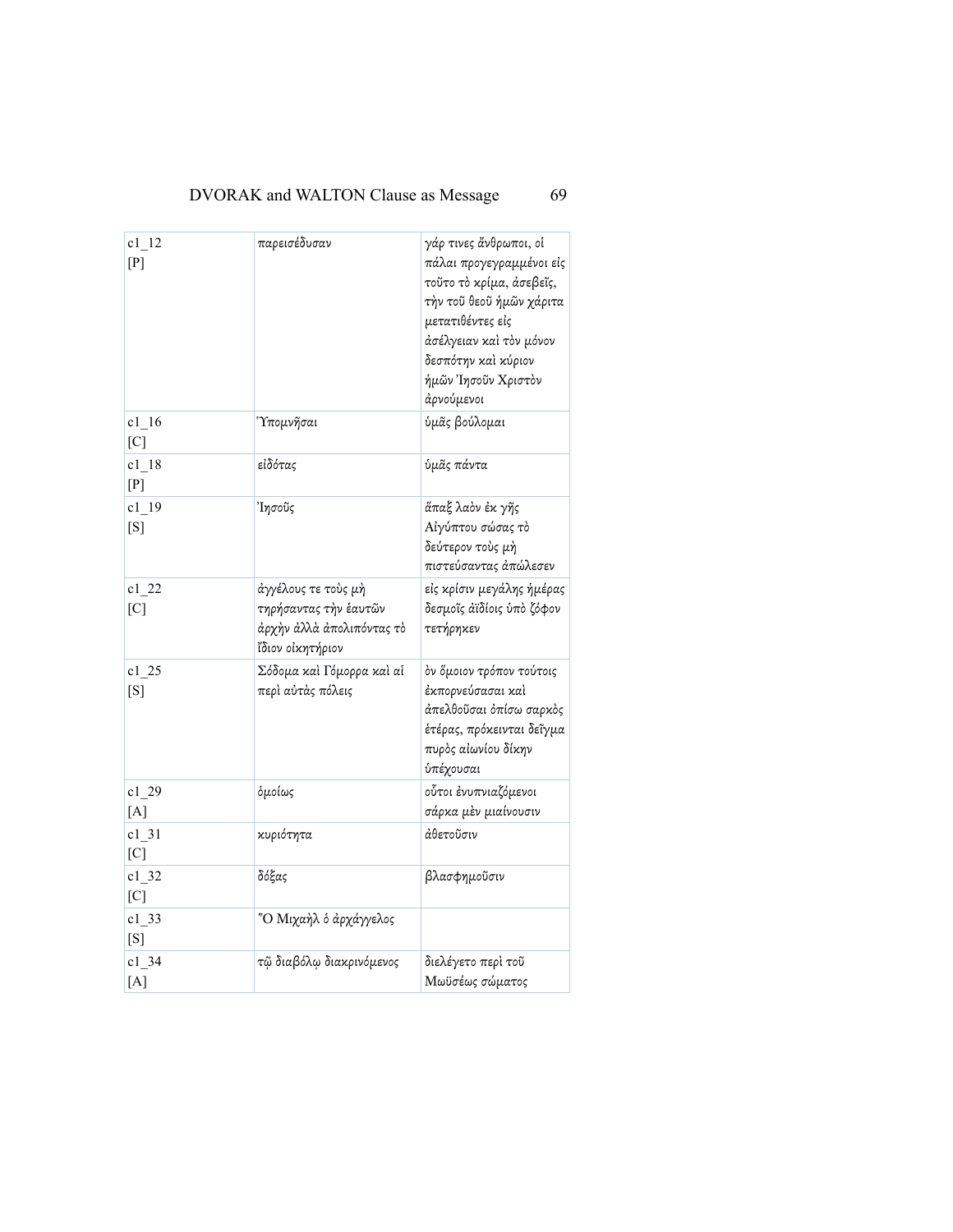| c1_12 [P] | παρεισέδυσαν | γάρ τινες ἄνθρωποι, οἱ πάλαι προγεγραμμένοι εἰς τοῦτο τὸ κρίμα, ἀσεβεῖς, τὴν τοῦ θεοῦ ἡμῶν χάριτα μετατιθέντες εἰς ἀσέλγειαν καὶ τὸν μόνον δεσπότην καὶ κύριον ἡμῶν Ἰησοῦν Χριστὸν ἀρνούμενοι |
|---|---|---|
| c1_16 [C] | Ὑπομνῆσαι | ὑμᾶς βούλομαι |
| c1_18 [P] | εἰδότας | ὑμᾶς πάντα |
| c1_19 [S] | Ἰησοῦς | ἅπαξ λαὸν ἐκ γῆς Αἰγύπτου σώσας τὸ δεύτερον τοὺς μὴ πιστεύσαντας ἀπώλεσεν |
| c1_22 [C] | ἀγγέλους τε τοὺς μὴ τηρήσαντας τὴν ἑαυτῶν ἀρχὴν ἀλλὰ ἀπολιπόντας τὸ ἴδιον οἰκητήριον | εἰς κρίσιν μεγάλης ἡμέρας δεσμοῖς ἀϊδίοις ὑπὸ ζόφον τετήρηκεν |
| c1_25 [S] | Σόδομα καὶ Γόμορρα καὶ αἱ περὶ αὐτὰς πόλεις | τὸν ὅμοιον τρόπον τούτοις ἐκπορνεύσασαι καὶ ἀπελθοῦσαι ὀπίσω σαρκὸς ἑτέρας, πρόκεινται δεῖγμα πυρὸς αἰωνίου δίκην ὑπέχουσαι |
| c1_29 [A] | ὁμοίως | οὗτοι ἐνυπνιαζόμενοι σάρκα μὲν μιαίνουσιν |
| c1_31 [C] | κυριότητα | ἀθετοῦσιν |
| c1_32 [C] | δόξας | βλασφημοῦσιν |
| c1_33 [S] | Ὁ Μιχαὴλ ὁ ἀρχάγγελος | |
| c1_34 [A] | τῷ διαβόλῳ διακρινόμενος | διελέγετο περὶ τοῦ Μωϋσέως σώματος |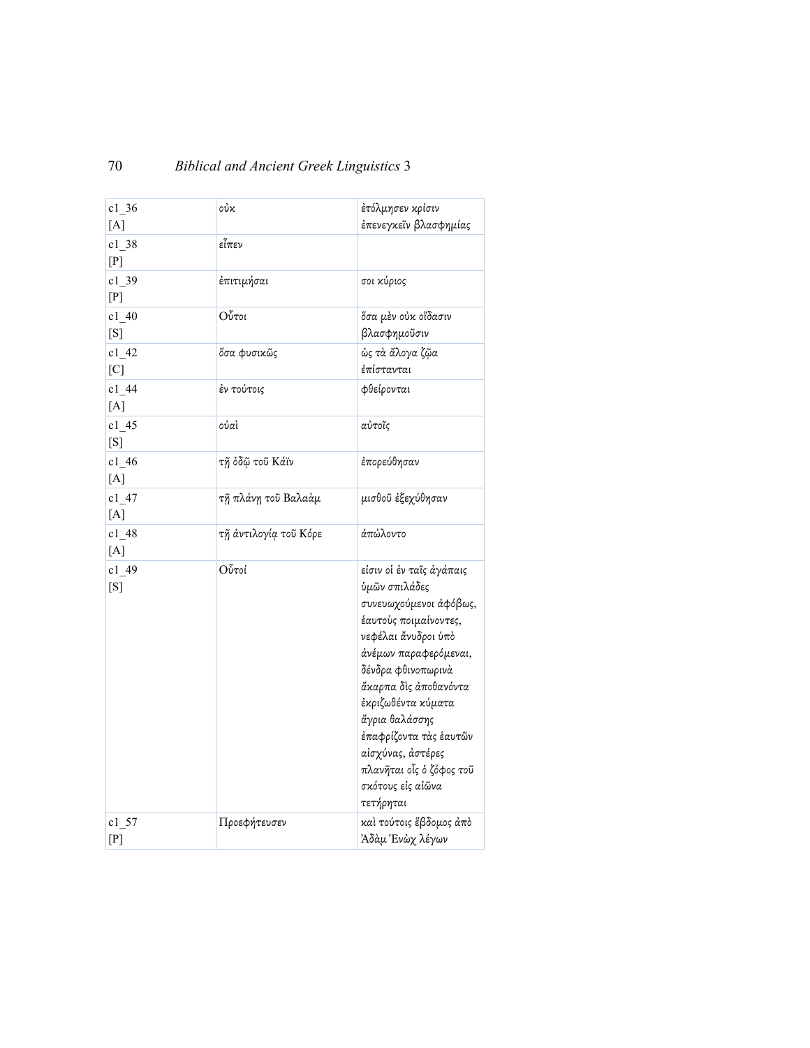| c1_36 [A] | οὐκ | ἐτόλμησεν κρίσιν ἐπενεγκεῖν βλασφημίας |
|---|---|---|
| c1_38 [P] | εἶπεν | |
| c1_39 [P] | ἐπιτιμήσαι | σοι κύριος |
| c1_40 [S] | Οὗτοι | ὅσα μὲν οὐκ οἴδασιν βλασφημοῦσιν |
| c1_42 [C] | ὅσα φυσικῶς | ὡς τὰ ἄλογα ζῷα ἐπίστανται |
| c1_44 [A] | ἐν τούτοις | φθείρονται |
| c1_45 [S] | οὐαὶ | αὐτοῖς |
| c1_46 [A] | τῇ ὁδῷ τοῦ Κάϊν | ἐπορεύθησαν |
| c1_47 [A] | τῇ πλάνῃ τοῦ Βαλαὰμ | μισθοῦ ἐξεχύθησαν |
| c1_48 [A] | τῇ ἀντιλογίᾳ τοῦ Κόρε | ἀπώλοντο |
| c1_49 [S] | Οὗτοί | εἰσιν οἱ ἐν ταῖς ἀγάπαις ὑμῶν σπιλάδες συνευωχούμενοι ἀφόβως, ἑαυτοὺς ποιμαίνοντες, νεφέλαι ἄνυδροι ὑπὸ ἀνέμων παραφερόμεναι, δένδρα φθινοπωρινὰ ἄκαρπα δὶς ἀποθανόντα ἐκριζωθέντα κύματα ἄγρια θαλάσσης ἐπαφρίζοντα τὰς ἑαυτῶν αἰσχύνας, ἀστέρες πλανῆται οἷς ὁ ζόφος τοῦ σκότους εἰς αἰῶνα τετήρηται |
| c1_57 [P] | Προεφήτευσεν | καὶ τούτοις ἕβδομος ἀπὸ Ἀδὰμ Ἑνὼχ λέγων |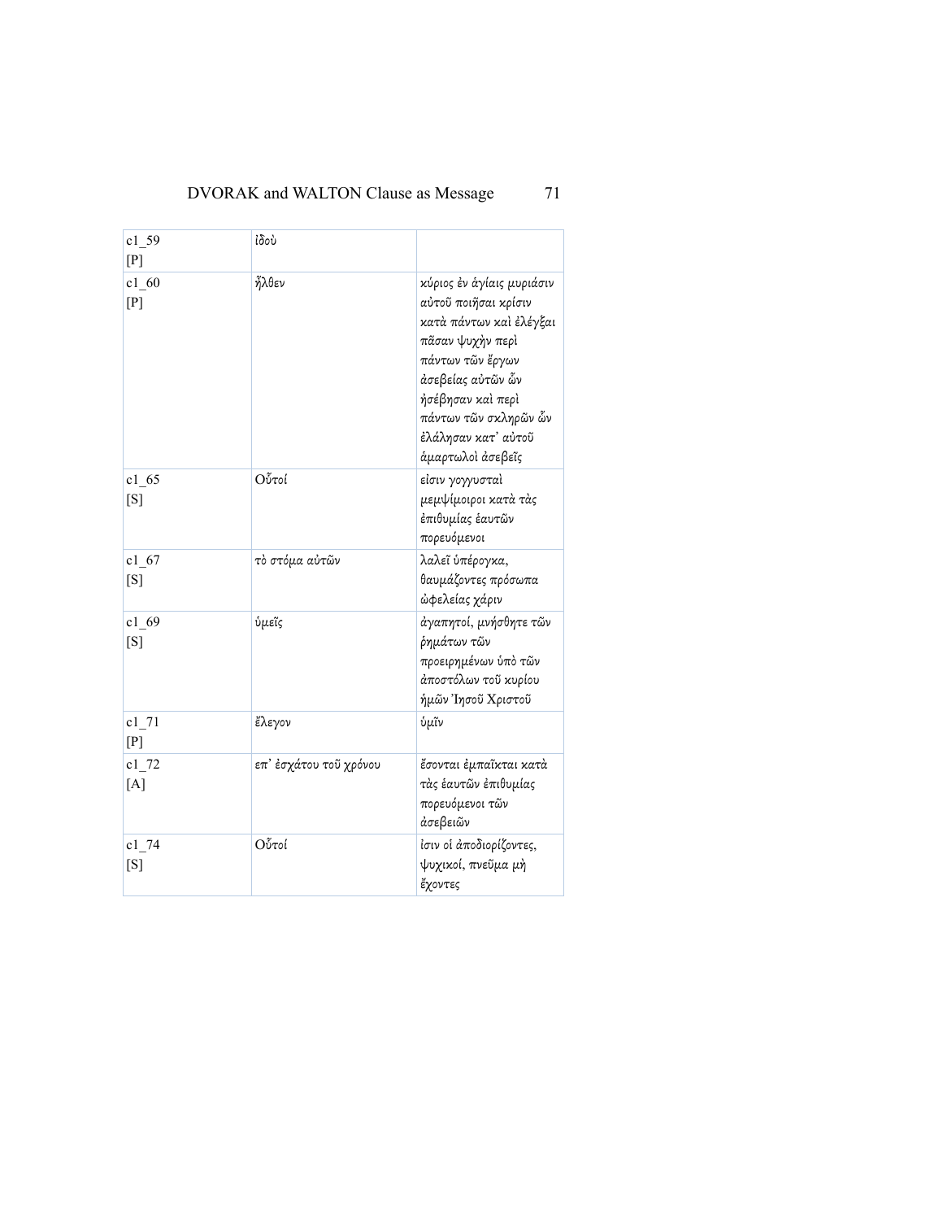| | | |
|---|---|---|
| c1_59 [P] | ἰδοὺ | |
| c1_60 [P] | ἦλθεν | κύριος ἐν ἁγίαις μυριάσιν αὐτοῦ ποιῆσαι κρίσιν κατὰ πάντων καὶ ἐλέγξαι πᾶσαν ψυχὴν περὶ πάντων τῶν ἔργων ἀσεβείας αὐτῶν ὧν ἠσέβησαν καὶ περὶ πάντων τῶν σκληρῶν ὧν ἐλάλησαν κατ᾽ αὐτοῦ ἁμαρτωλοὶ ἀσεβεῖς |
| c1_65 [S] | Οὗτοί | εἰσιν γογγυσταὶ μεμψίμοιροι κατὰ τὰς ἐπιθυμίας ἑαυτῶν πορευόμενοι |
| c1_67 [S] | τὸ στόμα αὐτῶν | λαλεῖ ὑπέρογκα, θαυμάζοντες πρόσωπα ὠφελείας χάριν |
| c1_69 [S] | ὑμεῖς | ἀγαπητοί, μνήσθητε τῶν ῥημάτων τῶν προειρημένων ὑπὸ τῶν ἀποστόλων τοῦ κυρίου ἡμῶν Ἰησοῦ Χριστοῦ |
| c1_71 [P] | ἔλεγον | ὑμῖν |
| c1_72 [A] | επ᾽ ἐσχάτου τοῦ χρόνου | ἔσονται ἐμπαῖκται κατὰ τὰς ἑαυτῶν ἐπιθυμίας πορευόμενοι τῶν ἀσεβειῶν |
| c1_74 [S] | Οὗτοί | ἰσιν οἱ ἀποδιορίζοντες, ψυχικοί, πνεῦμα μὴ ἔχοντες |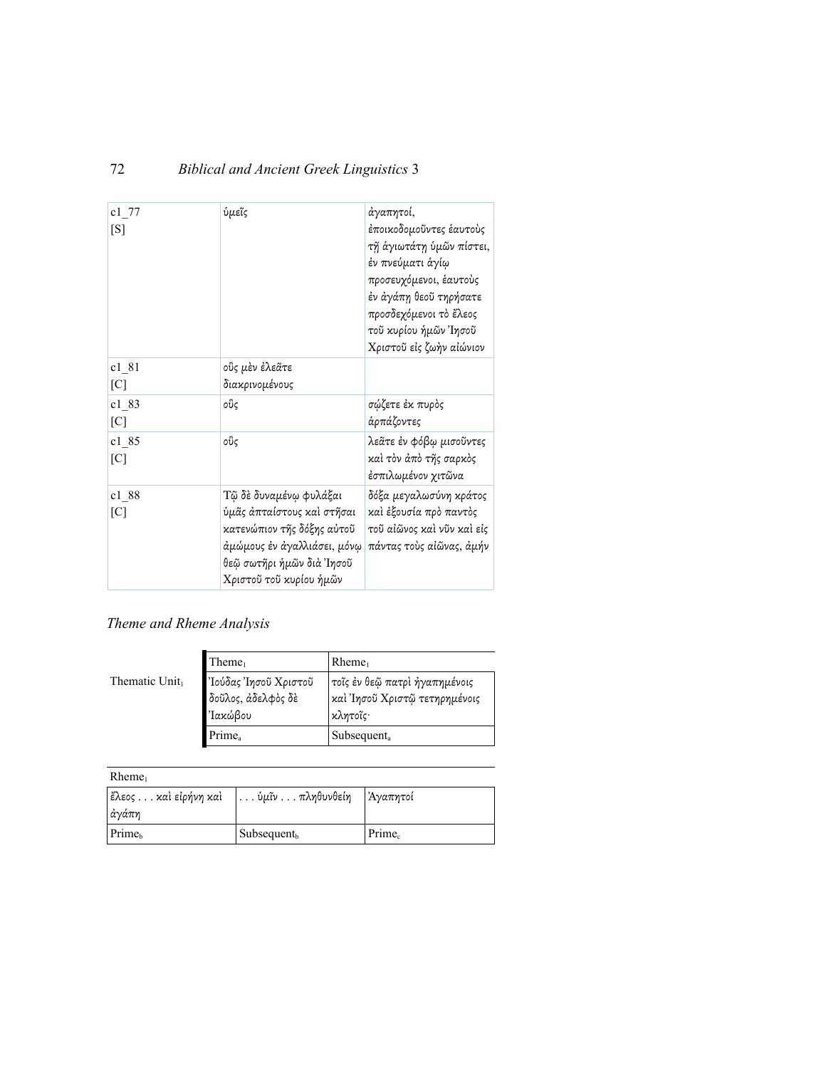| | | |
|---|---|---|
| c1_77 [S] | ὑμεῖς | ἀγαπητοί, ἐποικοδομοῦντες ἑαυτοὺς τῇ ἁγιωτάτῃ ὑμῶν πίστει, ἐν πνεύματι ἁγίῳ προσευχόμενοι, ἑαυτοὺς ἐν ἀγάπῃ θεοῦ τηρήσατε προσδεχόμενοι τὸ ἔλεος τοῦ κυρίου ἡμῶν Ἰησοῦ Χριστοῦ εἰς ζωὴν αἰώνιον |
| c1_81 [C] | οὓς μὲν ἐλεᾶτε διακρινομένους | |
| c1_83 [C] | οὓς | σῴζετε ἐκ πυρὸς ἁρπάζοντες |
| c1_85 [C] | οὓς | λεᾶτε ἐν φόβῳ μισοῦντες καὶ τὸν ἀπὸ τῆς σαρκὸς ἐσπιλωμένον χιτῶνα |
| c1_88 [C] | Τῷ δὲ δυναμένῳ φυλάξαι ὑμᾶς ἀπταίστους καὶ στῆσαι κατενώπιον τῆς δόξης αὐτοῦ ἀμώμους ἐν ἀγαλλιάσει, μόνῳ θεῷ σωτῆρι ἡμῶν διὰ Ἰησοῦ Χριστοῦ τοῦ κυρίου ἡμῶν | δόξα μεγαλωσύνη κράτος καὶ ἐξουσία πρὸ παντὸς τοῦ αἰῶνος καὶ νῦν καὶ εἰς πάντας τοὺς αἰῶνας, ἀμήν |

## *Theme and Rheme Analysis*

| | $\text{Theme}_1$ | $\text{Rheme}_1$ |
|---|---|---|
| $\text{Thematic Unit}_1$ | Ἰούδας Ἰησοῦ Χριστοῦ δοῦλος, ἀδελφὸς δὲ Ἰακώβου | τοῖς ἐν θεῷ πατρὶ ἠγαπημένοις καὶ Ἰησοῦ Χριστῷ τετηρημένοις κλητοῖς· |
| | $\text{Prime}_a$ | $\text{Subsequent}_a$ |

| $\text{Rheme}_1$ | | |
|---|---|---|
| ἔλεος . . . καὶ εἰρήνη καὶ ἀγάπη | . . . ὑμῖν . . . πληθυνθείη | Ἀγαπητοί |
| $\text{Prime}_b$ | $\text{Subsequent}_b$ | $\text{Prime}_c$ |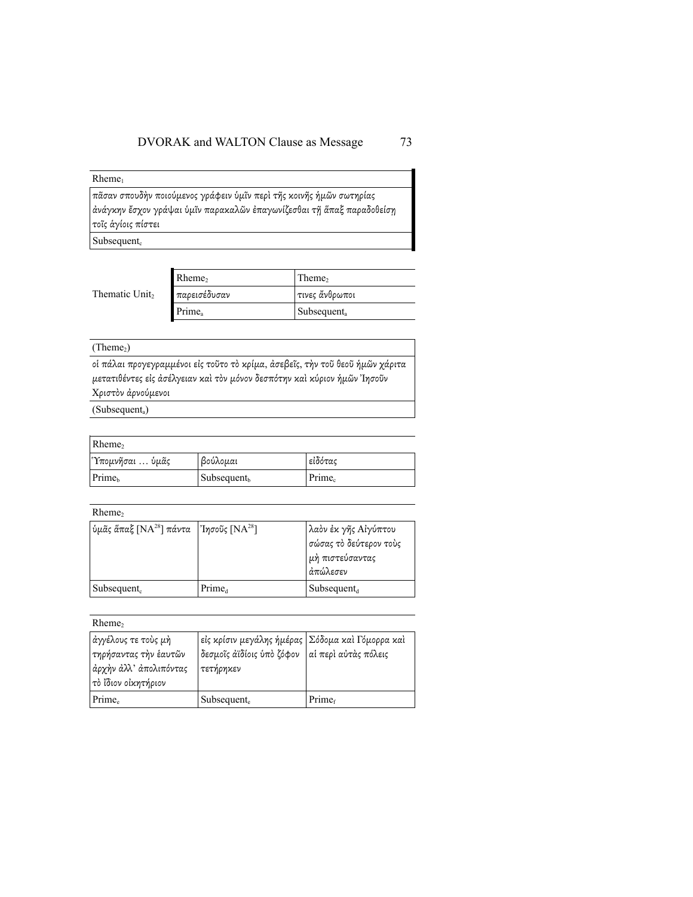| Rheme$_1$ |
|---|
| πᾶσαν σπουδὴν ποιούμενος γράφειν ὑμῖν περὶ τῆς κοινῆς ἡμῶν σωτηρίας ἀνάγκην ἔσχον γράψαι ὑμῖν παρακαλῶν ἐπαγωνίζεσθαι τῇ ἅπαξ παραδοθείσῃ τοῖς ἁγίοις πίστει |
| Subsequent$_c$ |

| | Rheme$_2$ | Theme$_2$ |
|---|---|---|
| Thematic Unit$_2$ | παρεισέδυσαν | τινες ἄνθρωποι |
| | Prime$_a$ | Subsequent$_a$ |

| (Theme$_2$) |
|---|
| οἱ πάλαι προγεγραμμένοι εἰς τοῦτο τὸ κρίμα, ἀσεβεῖς, τὴν τοῦ θεοῦ ἡμῶν χάριτα μετατιθέντες εἰς ἀσέλγειαν καὶ τὸν μόνον δεσπότην καὶ κύριον ἡμῶν Ἰησοῦν Χριστὸν ἀρνούμενοι |
| (Subsequent$_a$) |

| Rheme$_2$ | | |
|---|---|---|
| Ὑπομνῆσαι … ὑμᾶς | βούλομαι | εἰδότας |
| Prime$_b$ | Subsequent$_b$ | Prime$_c$ |

| Rheme$_2$ | | |
|---|---|---|
| ὑμᾶς ἅπαξ [NA[28]] πάντα | Ἰησοῦς [NA[28]] | λαὸν ἐκ γῆς Αἰγύπτου σώσας τὸ δεύτερον τοὺς μὴ πιστεύσαντας ἀπώλεσεν |
| Subsequent$_c$ | Prime$_d$ | Subsequent$_d$ |

| Rheme$_2$ | | |
|---|---|---|
| ἀγγέλους τε τοὺς μὴ τηρήσαντας τὴν ἑαυτῶν ἀρχὴν ἀλλ᾽ ἀπολιπόντας τὸ ἴδιον οἰκητήριον | εἰς κρίσιν μεγάλης ἡμέρας δεσμοῖς ἀϊδίοις ὑπὸ ζόφον τετήρηκεν | Σόδομα καὶ Γόμορρα καὶ αἱ περὶ αὐτὰς πόλεις |
| Prime$_e$ | Subsequent$_e$ | Prime$_f$ |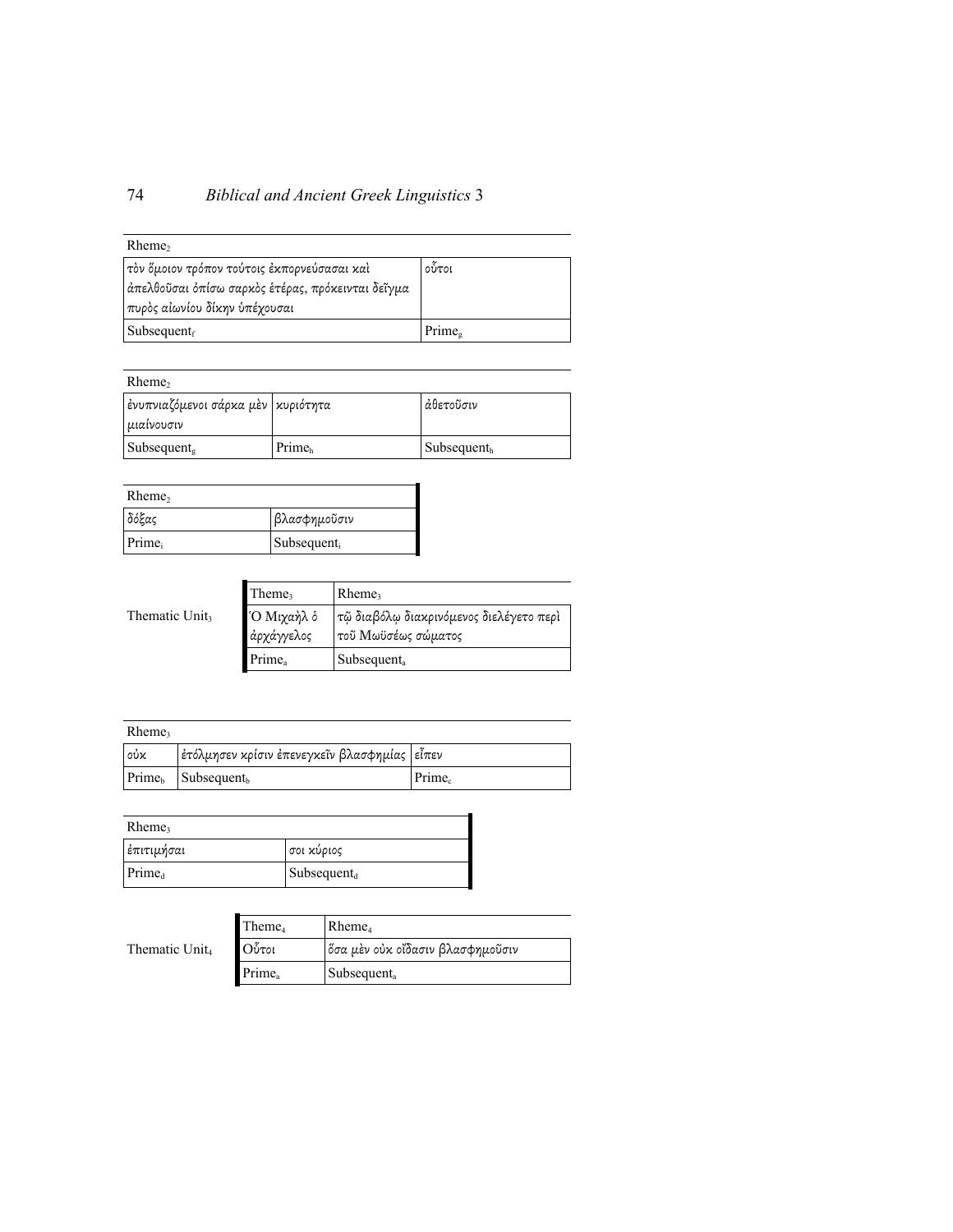| Rheme$_2$ | |
|---|---|
| τὸν ὅμοιον τρόπον τούτοις ἐκπορνεύσασαι καὶ ἀπελθοῦσαι ὀπίσω σαρκὸς ἑτέρας, πρόκεινται δεῖγμα πυρὸς αἰωνίου δίκην ὑπέχουσαι | οὗτοι |
| Subsequent$_f$ | Prime$_g$ |

| Rheme$_2$ | | |
|---|---|---|
| ἐνυπνιαζόμενοι σάρκα μὲν μιαίνουσιν | κυριότητα | ἀθετοῦσιν |
| Subsequent$_g$ | Prime$_h$ | Subsequent$_h$ |

| Rheme$_2$ | |
|---|---|
| δόξας | βλασφημοῦσιν |
| Prime$_i$ | Subsequent$_i$ |

| | Theme$_3$ | Rheme$_3$ |
|---|---|---|
| Thematic Unit$_3$ | Ὁ Μιχαὴλ ὁ ἀρχάγγελος | τῷ διαβόλῳ διακρινόμενος διελέγετο περὶ τοῦ Μωϋσέως σώματος |
| | Prime$_a$ | Subsequent$_a$ |

| Rheme$_3$ | | |
|---|---|---|
| οὐκ | ἐτόλμησεν κρίσιν ἐπενεγκεῖν βλασφημίας | εἶπεν |
| Prime$_b$ | Subsequent$_b$ | Prime$_c$ |

| Rheme$_3$ | |
|---|---|
| ἐπιτιμήσαι | σοι κύριος |
| Prime$_d$ | Subsequent$_d$ |

| | Theme$_4$ | Rheme$_4$ |
|---|---|---|
| Thematic Unit$_4$ | Οὗτοι | ὅσα μὲν οὐκ οἴδασιν βλασφημοῦσιν |
| | Prime$_a$ | Subsequent$_a$ |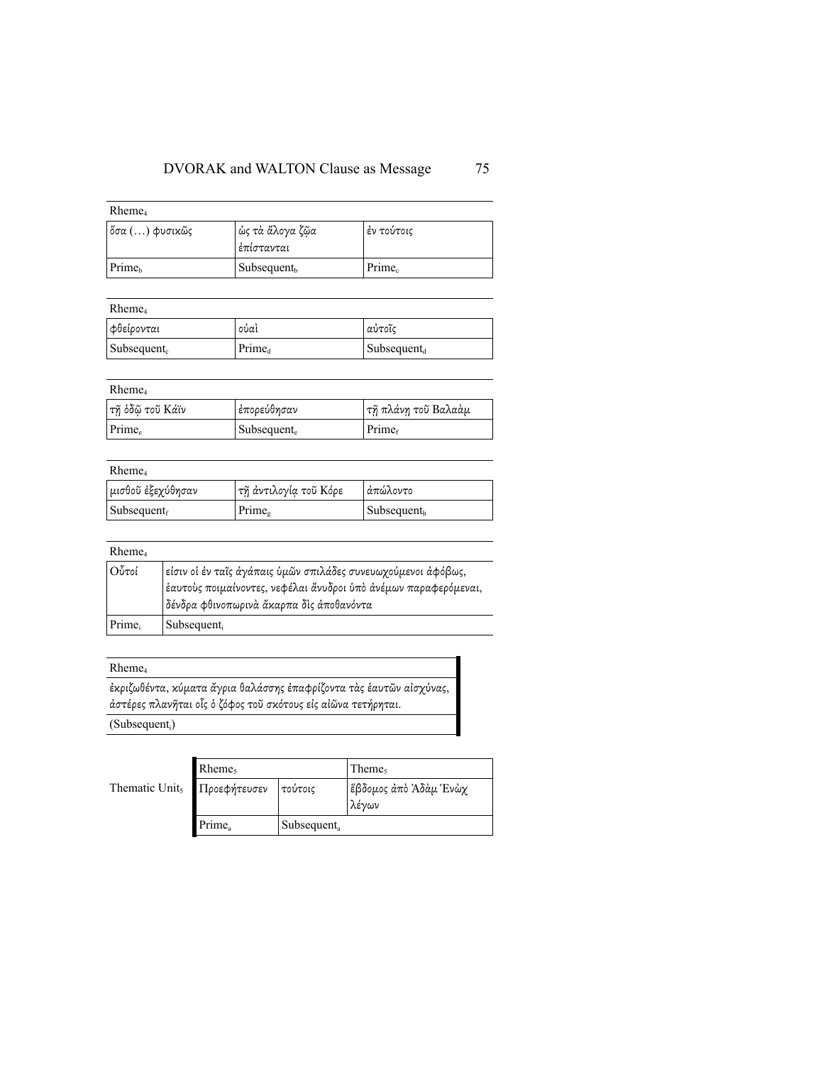| Rheme$_4$ | | |
|---|---|---|
| ὅσα (…) φυσικῶς | ὡς τὰ ἄλογα ζῷα ἐπίστανται | ἐν τούτοις |
| Prime$_b$ | Subsequent$_b$ | Prime$_c$ |

| Rheme$_4$ | | |
|---|---|---|
| φθείρονται | οὐαὶ | αὐτοῖς |
| Subsequent$_c$ | Prime$_d$ | Subsequent$_d$ |

| Rheme$_4$ | | |
|---|---|---|
| τῇ ὁδῷ τοῦ Κάϊν | ἐπορεύθησαν | τῇ πλάνῃ τοῦ Βαλαὰμ |
| Prime$_e$ | Subsequent$_e$ | Prime$_f$ |

| Rheme$_4$ | | |
|---|---|---|
| μισθοῦ ἐξεχύθησαν | τῇ ἀντιλογίᾳ τοῦ Κόρε | ἀπώλοντο |
| Subsequent$_f$ | Prime$_g$ | Subsequent$_h$ |

| Rheme$_4$ | |
|---|---|
| Οὗτοί | εἰσιν οἱ ἐν ταῖς ἀγάπαις ὑμῶν σπιλάδες συνευωχούμενοι ἀφόβως, ἑαυτοὺς ποιμαίνοντες, νεφέλαι ἄνυδροι ὑπὸ ἀνέμων παραφερόμεναι, δένδρα φθινοπωρινὰ ἄκαρπα δὶς ἀποθανόντα |
| Prime$_i$ | Subsequent$_i$ |

| Rheme$_4$ |
|---|
| ἐκριζωθέντα, κύματα ἄγρια θαλάσσης ἐπαφρίζοντα τὰς ἑαυτῶν αἰσχύνας, ἀστέρες πλανῆται οἷς ὁ ζόφος τοῦ σκότους εἰς αἰῶνα τετήρηται. |
| (Subsequent$_i$) |

| | Rheme$_5$ | | Theme$_5$ |
|---|---|---|---|
| Thematic Unit$_5$ | Προεφήτευσεν | τούτοις | ἕβδομος ἀπὸ Ἀδὰμ Ἑνὼχ λέγων |
| | Prime$_a$ | Subsequent$_a$ | |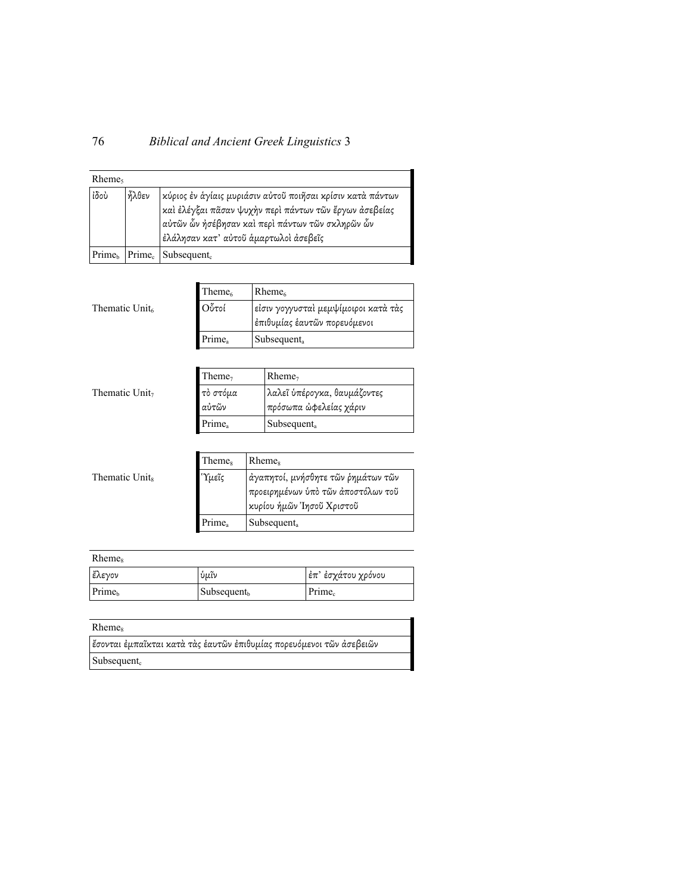| Rheme$_5$ | | |
|---|---|---|
| ἰδοὺ | ἦλθεν | κύριος ἐν ἁγίαις μυριάσιν αὐτοῦ ποιῆσαι κρίσιν κατὰ πάντων καὶ ἐλέγξαι πᾶσαν ψυχὴν περὶ πάντων τῶν ἔργων ἀσεβείας αὐτῶν ὧν ἠσέβησαν καὶ περὶ πάντων τῶν σκληρῶν ὧν ἐλάλησαν κατ᾽ αὐτοῦ ἁμαρτωλοὶ ἀσεβεῖς |
| Prime$_b$ | Prime$_c$ | Subsequent$_c$ |

Thematic Unit$_6$

| Theme$_6$ | Rheme$_6$ |
|---|---|
| Οὗτοί | εἰσιν γογγυσταὶ μεμψίμοιροι κατὰ τὰς ἐπιθυμίας ἑαυτῶν πορευόμενοι |
| Prime$_a$ | Subsequent$_a$ |

Thematic Unit$_7$

| Theme$_7$ | Rheme$_7$ |
|---|---|
| τὸ στόμα αὐτῶν | λαλεῖ ὑπέρογκα, θαυμάζοντες πρόσωπα ὠφελείας χάριν |
| Prime$_a$ | Subsequent$_a$ |

Thematic Unit$_8$

| Theme$_8$ | Rheme$_8$ |
|---|---|
| Ὑμεῖς | ἀγαπητοί, μνήσθητε τῶν ῥημάτων τῶν προειρημένων ὑπὸ τῶν ἀποστόλων τοῦ κυρίου ἡμῶν Ἰησοῦ Χριστοῦ |
| Prime$_a$ | Subsequent$_a$ |

| Rheme$_8$ | | |
|---|---|---|
| ἔλεγον | ὑμῖν | ἐπ᾽ ἐσχάτου χρόνου |
| Prime$_b$ | Subsequent$_b$ | Prime$_c$ |

| Rheme$_8$ |
|---|
| ἔσονται ἐμπαῖκται κατὰ τὰς ἑαυτῶν ἐπιθυμίας πορευόμενοι τῶν ἀσεβειῶν |
| Subsequent$_c$ |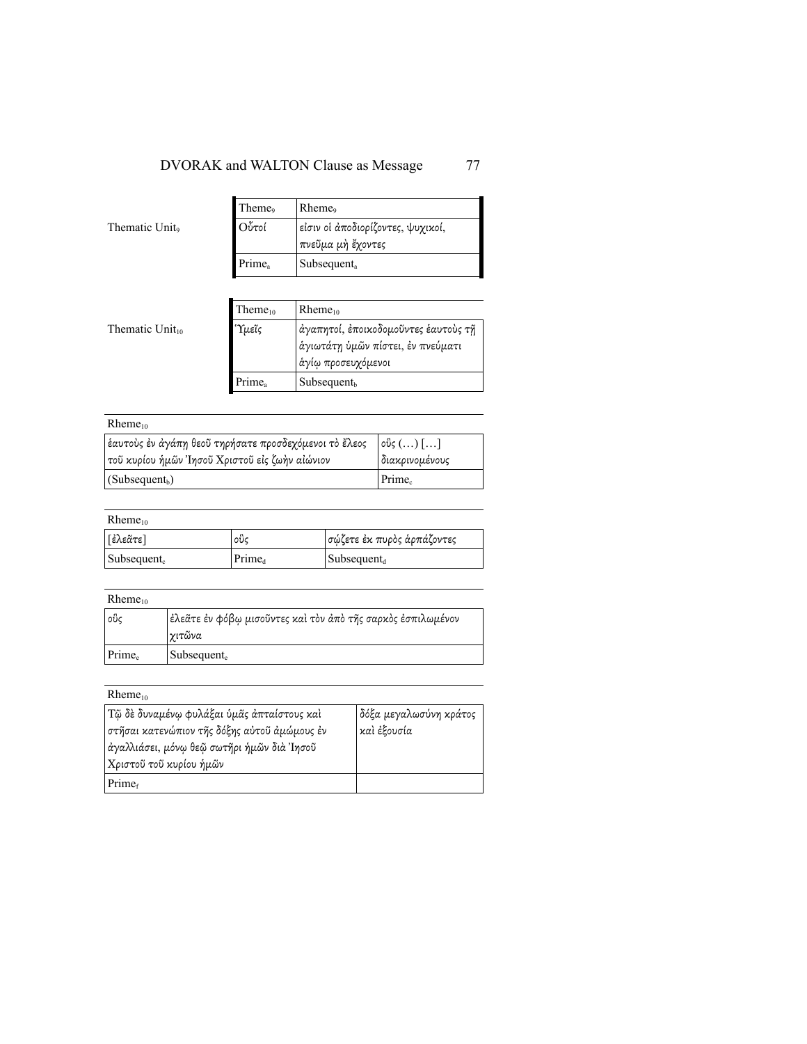Thematic Unit$_9$

| Theme$_9$ | Rheme$_9$ |
|---|---|
| Οὗτοί | εἰσιν οἱ ἀποδιορίζοντες, ψυχικοί, πνεῦμα μὴ ἔχοντες |
| Prime$_a$ | Subsequent$_a$ |

Thematic Unit$_{10}$

| Theme$_{10}$ | Rheme$_{10}$ |
|---|---|
| Ὑμεῖς | ἀγαπητοί, ἐποικοδομοῦντες ἑαυτοὺς τῇ ἁγιωτάτῃ ὑμῶν πίστει, ἐν πνεύματι ἁγίῳ προσευχόμενοι |
| Prime$_a$ | Subsequent$_b$ |

| Rheme$_{10}$ | |
|---|---|
| ἑαυτοὺς ἐν ἀγάπῃ θεοῦ τηρήσατε προσδεχόμενοι τὸ ἔλεος τοῦ κυρίου ἡμῶν Ἰησοῦ Χριστοῦ εἰς ζωὴν αἰώνιον | οὓς (…) […] διακρινομένους |
| (Subsequent$_b$) | Prime$_c$ |

| Rheme$_{10}$ | | |
|---|---|---|
| [ἐλεᾶτε] | οὓς | σῴζετε ἐκ πυρὸς ἁρπάζοντες |
| Subsequent$_c$ | Prime$_d$ | Subsequent$_d$ |

| Rheme$_{10}$ | |
|---|---|
| οὓς | ἐλεᾶτε ἐν φόβῳ μισοῦντες καὶ τὸν ἀπὸ τῆς σαρκὸς ἐσπιλωμένον χιτῶνα |
| Prime$_e$ | Subsequent$_e$ |

| Rheme$_{10}$ | |
|---|---|
| Τῷ δὲ δυναμένῳ φυλάξαι ὑμᾶς ἀπταίστους καὶ στῆσαι κατενώπιον τῆς δόξης αὐτοῦ ἀμώμους ἐν ἀγαλλιάσει, μόνῳ θεῷ σωτῆρι ἡμῶν διὰ Ἰησοῦ Χριστοῦ τοῦ κυρίου ἡμῶν | δόξα μεγαλωσύνη κράτος καὶ ἐξουσία |
| Prime$_f$ | |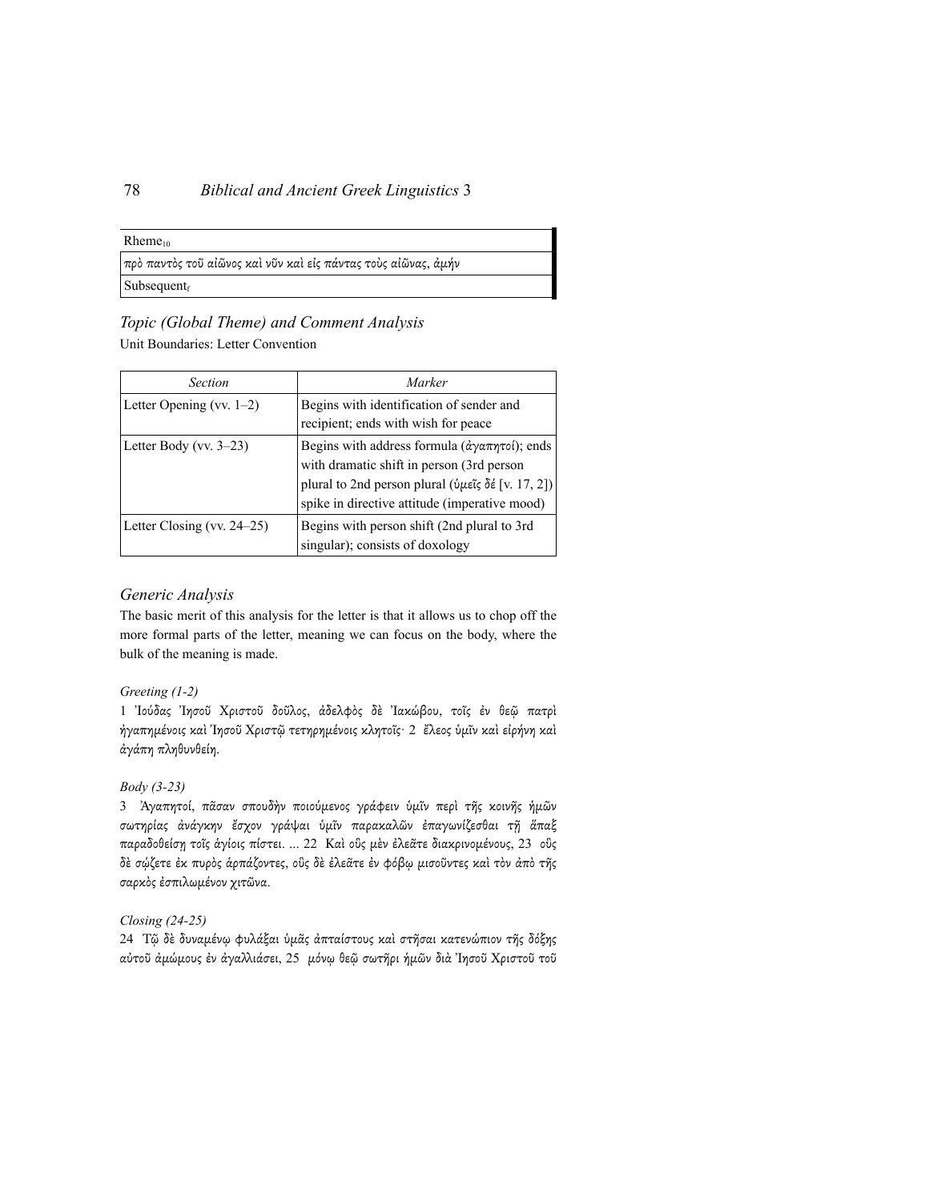| Rheme$_{10}$ |
| --- |
| πρὸ παντὸς τοῦ αἰῶνος καὶ νῦν καὶ εἰς πάντας τοὺς αἰῶνας, ἀμήν |
| Subsequent$_f$ |

### *Topic (Global Theme) and Comment Analysis*

Unit Boundaries: Letter Convention

| *Section* | *Marker* |
| --- | --- |
| Letter Opening (vv. 1–2) | Begins with identification of sender and recipient; ends with wish for peace |
| Letter Body (vv. 3–23) | Begins with address formula (ἀγαπητοί); ends with dramatic shift in person (3rd person plural to 2nd person plural (ὑμεῖς δέ [v. 17, 2]) spike in directive attitude (imperative mood) |
| Letter Closing (vv. 24–25) | Begins with person shift (2nd plural to 3rd singular); consists of doxology |

### *Generic Analysis*

The basic merit of this analysis for the letter is that it allows us to chop off the more formal parts of the letter, meaning we can focus on the body, where the bulk of the meaning is made.

#### *Greeting (1-2)*

1 Ἰούδας Ἰησοῦ Χριστοῦ δοῦλος, ἀδελφὸς δὲ Ἰακώβου, τοῖς ἐν θεῷ πατρὶ ἠγαπημένοις καὶ Ἰησοῦ Χριστῷ τετηρημένοις κλητοῖς· 2 ἔλεος ὑμῖν καὶ εἰρήνη καὶ ἀγάπη πληθυνθείη.

#### *Body (3-23)*

3 Ἀγαπητοί, πᾶσαν σπουδὴν ποιούμενος γράφειν ὑμῖν περὶ τῆς κοινῆς ἡμῶν σωτηρίας ἀνάγκην ἔσχον γράψαι ὑμῖν παρακαλῶν ἐπαγωνίζεσθαι τῇ ἅπαξ παραδοθείσῃ τοῖς ἁγίοις πίστει. ... 22 Καὶ οὓς μὲν ἐλεᾶτε διακρινομένους, 23 οὓς δὲ σῴζετε ἐκ πυρὸς ἁρπάζοντες, οὓς δὲ ἐλεᾶτε ἐν φόβῳ μισοῦντες καὶ τὸν ἀπὸ τῆς σαρκὸς ἐσπιλωμένον χιτῶνα.

#### *Closing (24-25)*

24 Τῷ δὲ δυναμένῳ φυλάξαι ὑμᾶς ἀπταίστους καὶ στῆσαι κατενώπιον τῆς δόξης αὐτοῦ ἀμώμους ἐν ἀγαλλιάσει, 25 μόνῳ θεῷ σωτῆρι ἡμῶν διὰ Ἰησοῦ Χριστοῦ τοῦ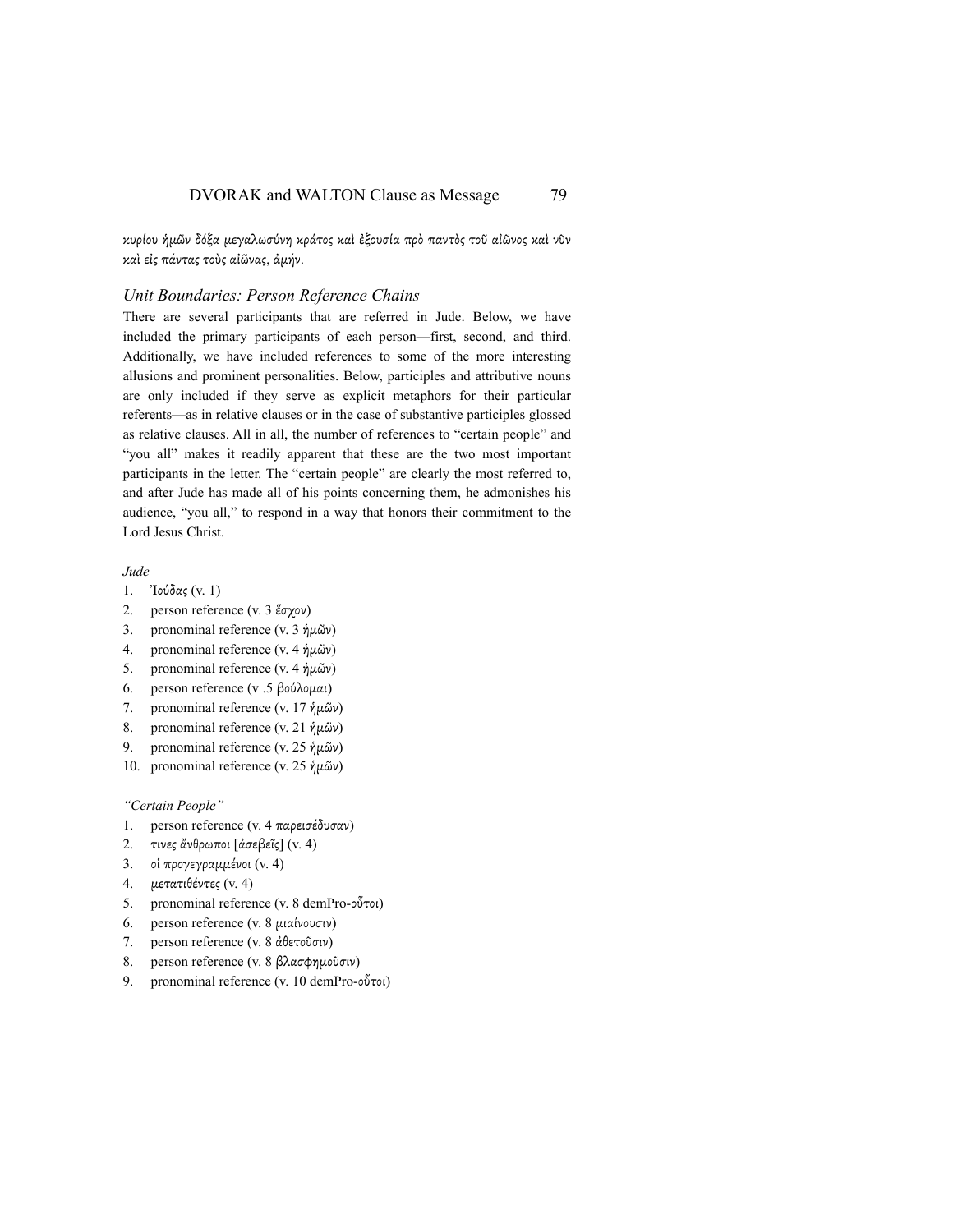κυρίου ἡμῶν δόξα μεγαλωσύνη κράτος καὶ ἐξουσία πρὸ παντὸς τοῦ αἰῶνος καὶ νῦν καὶ εἰς πάντας τοὺς αἰῶνας, ἀμήν.

### *Unit Boundaries: Person Reference Chains*

There are several participants that are referred in Jude. Below, we have included the primary participants of each person—first, second, and third. Additionally, we have included references to some of the more interesting allusions and prominent personalities. Below, participles and attributive nouns are only included if they serve as explicit metaphors for their particular referents—as in relative clauses or in the case of substantive participles glossed as relative clauses. All in all, the number of references to "certain people" and "you all" makes it readily apparent that these are the two most important participants in the letter. The "certain people" are clearly the most referred to, and after Jude has made all of his points concerning them, he admonishes his audience, "you all," to respond in a way that honors their commitment to the Lord Jesus Christ.

*Jude*

1. Ἰούδας (v. 1)
2. person reference (v. 3 ἔσχον)
3. pronominal reference (v. 3 ἡμῶν)
4. pronominal reference (v. 4 ἡμῶν)
5. pronominal reference (v. 4 ἡμῶν)
6. person reference (v .5 βούλομαι)
7. pronominal reference (v. 17 ἡμῶν)
8. pronominal reference (v. 21 ἡμῶν)
9. pronominal reference (v. 25 ἡμῶν)
10. pronominal reference (v. 25 ἡμῶν)

*"Certain People"*

1. person reference (v. 4 παρεισέδυσαν)
2. τινες ἄνθρωποι [ἀσεβεῖς] (v. 4)
3. οἱ προγεγραμμένοι (v. 4)
4. μετατιθέντες (v. 4)
5. pronominal reference (v. 8 demPro-οὗτοι)
6. person reference (v. 8 μιαίνουσιν)
7. person reference (v. 8 ἀθετοῦσιν)
8. person reference (v. 8 βλασφημοῦσιν)
9. pronominal reference (v. 10 demPro-οὗτοι)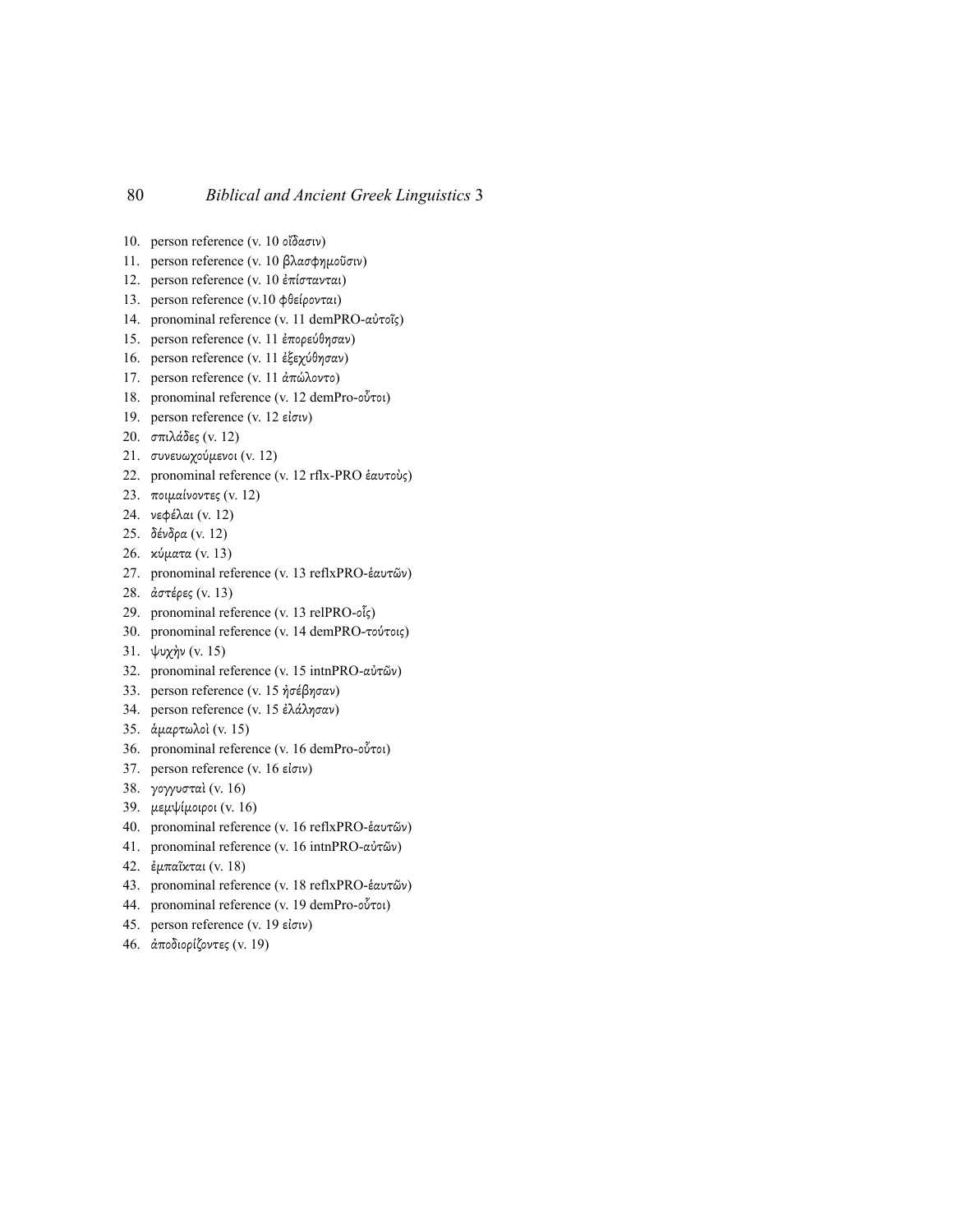10. person reference (v. 10 οἴδασιν)
11. person reference (v. 10 βλασφημοῦσιν)
12. person reference (v. 10 ἐπίστανται)
13. person reference (v.10 φθείρονται)
14. pronominal reference (v. 11 demPRO-αὐτοῖς)
15. person reference (v. 11 ἐπορεύθησαν)
16. person reference (v. 11 ἐξεχύθησαν)
17. person reference (v. 11 ἀπώλοντο)
18. pronominal reference (v. 12 demPro-οὗτοι)
19. person reference (v. 12 εἰσιν)
20. σπιλάδες (v. 12)
21. συνευωχούμενοι (v. 12)
22. pronominal reference (v. 12 rflx-PRO ἑαυτοὺς)
23. ποιμαίνοντες (v. 12)
24. νεφέλαι (v. 12)
25. δένδρα (v. 12)
26. κύματα (v. 13)
27. pronominal reference (v. 13 reflxPRO-ἑαυτῶν)
28. ἀστέρες (v. 13)
29. pronominal reference (v. 13 relPRO-οἷς)
30. pronominal reference (v. 14 demPRO-τούτοις)
31. ψυχὴν (v. 15)
32. pronominal reference (v. 15 intnPRO-αὐτῶν)
33. person reference (v. 15 ἠσέβησαν)
34. person reference (v. 15 ἐλάλησαν)
35. ἁμαρτωλοὶ (v. 15)
36. pronominal reference (v. 16 demPro-οὗτοι)
37. person reference (v. 16 εἰσιν)
38. γογγυσταὶ (v. 16)
39. μεμψίμοιροι (v. 16)
40. pronominal reference (v. 16 reflxPRO-ἑαυτῶν)
41. pronominal reference (v. 16 intnPRO-αὐτῶν)
42. ἐμπαῖκται (v. 18)
43. pronominal reference (v. 18 reflxPRO-ἑαυτῶν)
44. pronominal reference (v. 19 demPro-οὗτοι)
45. person reference (v. 19 εἰσιν)
46. ἀποδιορίζοντες (v. 19)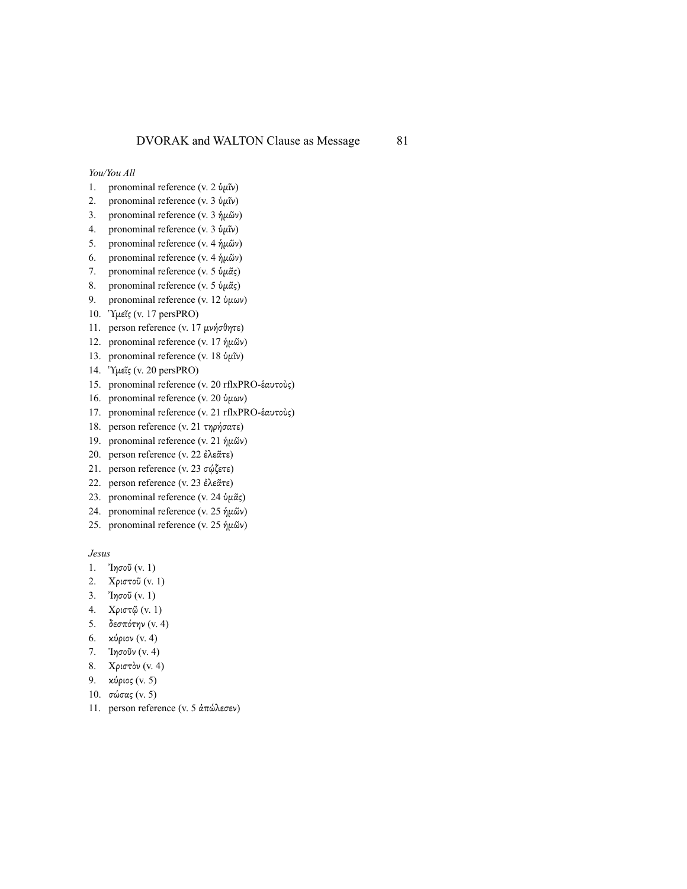*You/You All*

1. pronominal reference (v. 2 ὑμῖν)
2. pronominal reference (v. 3 ὑμῖν)
3. pronominal reference (v. 3 ἡμῶν)
4. pronominal reference (v. 3 ὑμῖν)
5. pronominal reference (v. 4 ἡμῶν)
6. pronominal reference (v. 4 ἡμῶν)
7. pronominal reference (v. 5 ὑμᾶς)
8. pronominal reference (v. 5 ὑμᾶς)
9. pronominal reference (v. 12 ὑμων)
10. Ὑμεῖς (v. 17 persPRO)
11. person reference (v. 17 μνήσθητε)
12. pronominal reference (v. 17 ἡμῶν)
13. pronominal reference (v. 18 ὑμῖν)
14. Ὑμεῖς (v. 20 persPRO)
15. pronominal reference (v. 20 rflxPRO-ἑαυτοὺς)
16. pronominal reference (v. 20 ὑμων)
17. pronominal reference (v. 21 rflxPRO-ἑαυτοὺς)
18. person reference (v. 21 τηρήσατε)
19. pronominal reference (v. 21 ἡμῶν)
20. person reference (v. 22 ἐλεᾶτε)
21. person reference (v. 23 σῴζετε)
22. person reference (v. 23 ἐλεᾶτε)
23. pronominal reference (v. 24 ὑμᾶς)
24. pronominal reference (v. 25 ἡμῶν)
25. pronominal reference (v. 25 ἡμῶν)

*Jesus*

1. Ἰησοῦ (v. 1)
2. Χριστοῦ (v. 1)
3. Ἰησοῦ (v. 1)
4. Χριστῷ (v. 1)
5. δεσπότην (v. 4)
6. κύριον (v. 4)
7. Ἰησοῦν (v. 4)
8. Χριστὸν (v. 4)
9. κύριος (v. 5)
10. σώσας (v. 5)
11. person reference (v. 5 ἀπώλεσεν)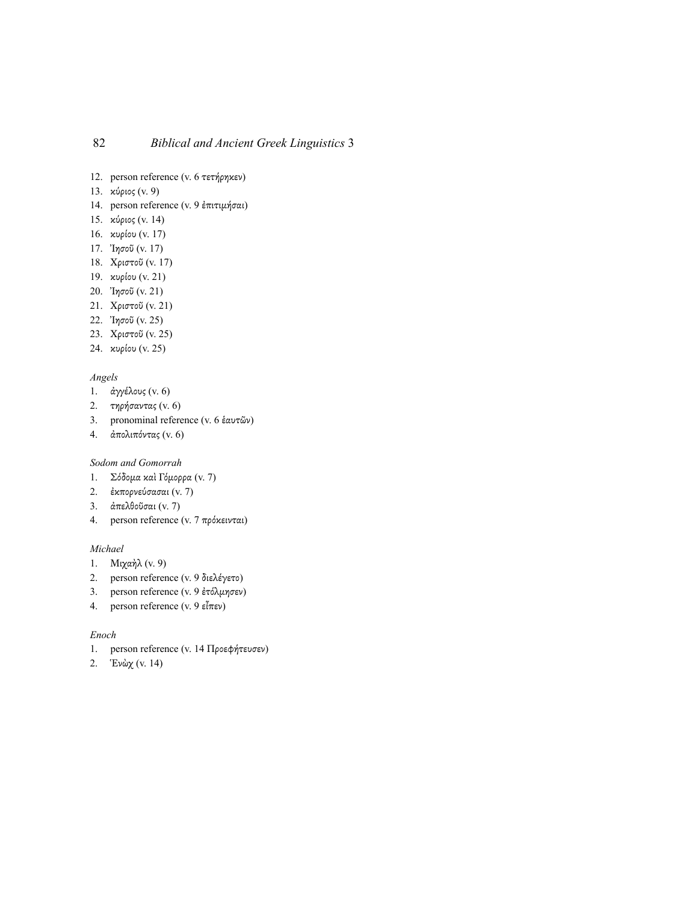12. person reference (v. 6 τετήρηκεν)
13. κύριος (v. 9)
14. person reference (v. 9 ἐπιτιμήσαι)
15. κύριος (v. 14)
16. κυρίου (v. 17)
17. Ἰησοῦ (v. 17)
18. Χριστοῦ (v. 17)
19. κυρίου (v. 21)
20. Ἰησοῦ (v. 21)
21. Χριστοῦ (v. 21)
22. Ἰησοῦ (v. 25)
23. Χριστοῦ (v. 25)
24. κυρίου (v. 25)

*Angels*

1. ἀγγέλους (v. 6)
2. τηρήσαντας (v. 6)
3. pronominal reference (v. 6 ἑαυτῶν)
4. ἀπολιπόντας (v. 6)

*Sodom and Gomorrah*

1. Σόδομα καὶ Γόμορρα (v. 7)
2. ἐκπορνεύσασαι (v. 7)
3. ἀπελθοῦσαι (v. 7)
4. person reference (v. 7 πρόκεινται)

*Michael*

1. Μιχαὴλ (v. 9)
2. person reference (v. 9 διελέγετο)
3. person reference (v. 9 ἐτόλμησεν)
4. person reference (v. 9 εἶπεν)

*Enoch*

1. person reference (v. 14 Προεφήτευσεν)
2. Ἑνὼχ (v. 14)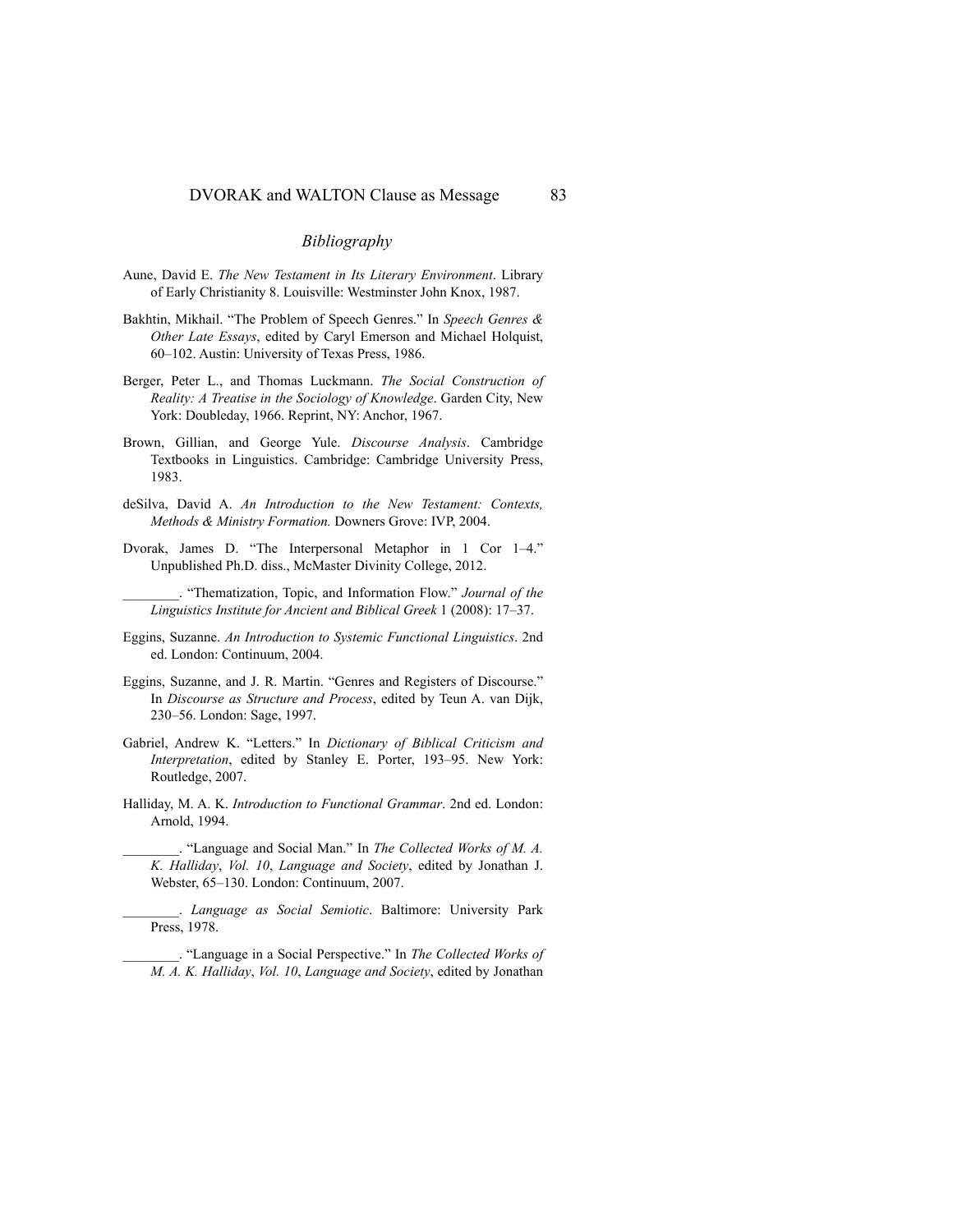## *Bibliography*

Aune, David E. *The New Testament in Its Literary Environment*. Library of Early Christianity 8. Louisville: Westminster John Knox, 1987.

Bakhtin, Mikhail. "The Problem of Speech Genres." In *Speech Genres & Other Late Essays*, edited by Caryl Emerson and Michael Holquist, 60–102. Austin: University of Texas Press, 1986.

Berger, Peter L., and Thomas Luckmann. *The Social Construction of Reality: A Treatise in the Sociology of Knowledge*. Garden City, New York: Doubleday, 1966. Reprint, NY: Anchor, 1967.

Brown, Gillian, and George Yule. *Discourse Analysis*. Cambridge Textbooks in Linguistics. Cambridge: Cambridge University Press, 1983.

deSilva, David A. *An Introduction to the New Testament: Contexts, Methods & Ministry Formation.* Downers Grove: IVP, 2004.

Dvorak, James D. "The Interpersonal Metaphor in 1 Cor 1–4." Unpublished Ph.D. diss., McMaster Divinity College, 2012.

________. "Thematization, Topic, and Information Flow." *Journal of the Linguistics Institute for Ancient and Biblical Greek* 1 (2008): 17–37.

Eggins, Suzanne. *An Introduction to Systemic Functional Linguistics*. 2nd ed. London: Continuum, 2004.

Eggins, Suzanne, and J. R. Martin. "Genres and Registers of Discourse." In *Discourse as Structure and Process*, edited by Teun A. van Dijk, 230–56. London: Sage, 1997.

Gabriel, Andrew K. "Letters." In *Dictionary of Biblical Criticism and Interpretation*, edited by Stanley E. Porter, 193–95. New York: Routledge, 2007.

Halliday, M. A. K. *Introduction to Functional Grammar*. 2nd ed. London: Arnold, 1994.

________. "Language and Social Man." In *The Collected Works of M. A. K. Halliday*, *Vol. 10*, *Language and Society*, edited by Jonathan J. Webster, 65–130. London: Continuum, 2007.

________. *Language as Social Semiotic*. Baltimore: University Park Press, 1978.

________. "Language in a Social Perspective." In *The Collected Works of M. A. K. Halliday*, *Vol. 10*, *Language and Society*, edited by Jonathan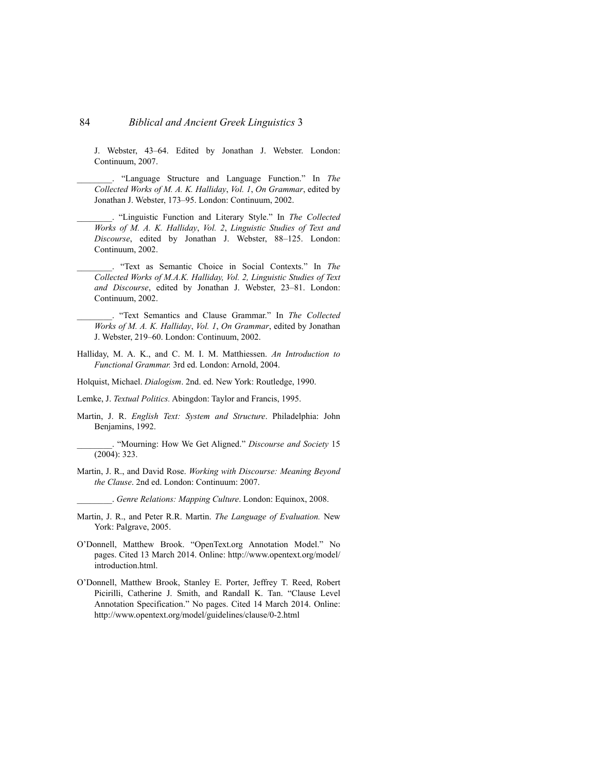J. Webster, 43–64. Edited by Jonathan J. Webster. London: Continuum, 2007.

________. "Language Structure and Language Function." In *The Collected Works of M. A. K. Halliday*, *Vol. 1*, *On Grammar*, edited by Jonathan J. Webster, 173–95. London: Continuum, 2002.

________. "Linguistic Function and Literary Style." In *The Collected Works of M. A. K. Halliday*, *Vol. 2*, *Linguistic Studies of Text and Discourse*, edited by Jonathan J. Webster, 88–125. London: Continuum, 2002.

________. "Text as Semantic Choice in Social Contexts." In *The Collected Works of M.A.K. Halliday, Vol. 2, Linguistic Studies of Text and Discourse*, edited by Jonathan J. Webster, 23–81. London: Continuum, 2002.

________. "Text Semantics and Clause Grammar." In *The Collected Works of M. A. K. Halliday*, *Vol. 1*, *On Grammar*, edited by Jonathan J. Webster, 219–60. London: Continuum, 2002.

Halliday, M. A. K., and C. M. I. M. Matthiessen. *An Introduction to Functional Grammar.* 3rd ed. London: Arnold, 2004.

Holquist, Michael. *Dialogism*. 2nd. ed. New York: Routledge, 1990.

Lemke, J. *Textual Politics.* Abingdon: Taylor and Francis, 1995.

Martin, J. R. *English Text: System and Structure*. Philadelphia: John Benjamins, 1992.

________. "Mourning: How We Get Aligned." *Discourse and Society* 15 (2004): 323.

Martin, J. R., and David Rose. *Working with Discourse: Meaning Beyond the Clause*. 2nd ed. London: Continuum: 2007.

________. *Genre Relations: Mapping Culture*. London: Equinox, 2008.

Martin, J. R., and Peter R.R. Martin. *The Language of Evaluation.* New York: Palgrave, 2005.

O'Donnell, Matthew Brook. "OpenText.org Annotation Model." No pages. Cited 13 March 2014. Online: http://www.opentext.org/model/introduction.html.

O'Donnell, Matthew Brook, Stanley E. Porter, Jeffrey T. Reed, Robert Picirilli, Catherine J. Smith, and Randall K. Tan. "Clause Level Annotation Specification." No pages. Cited 14 March 2014. Online: http://www.opentext.org/model/guidelines/clause/0-2.html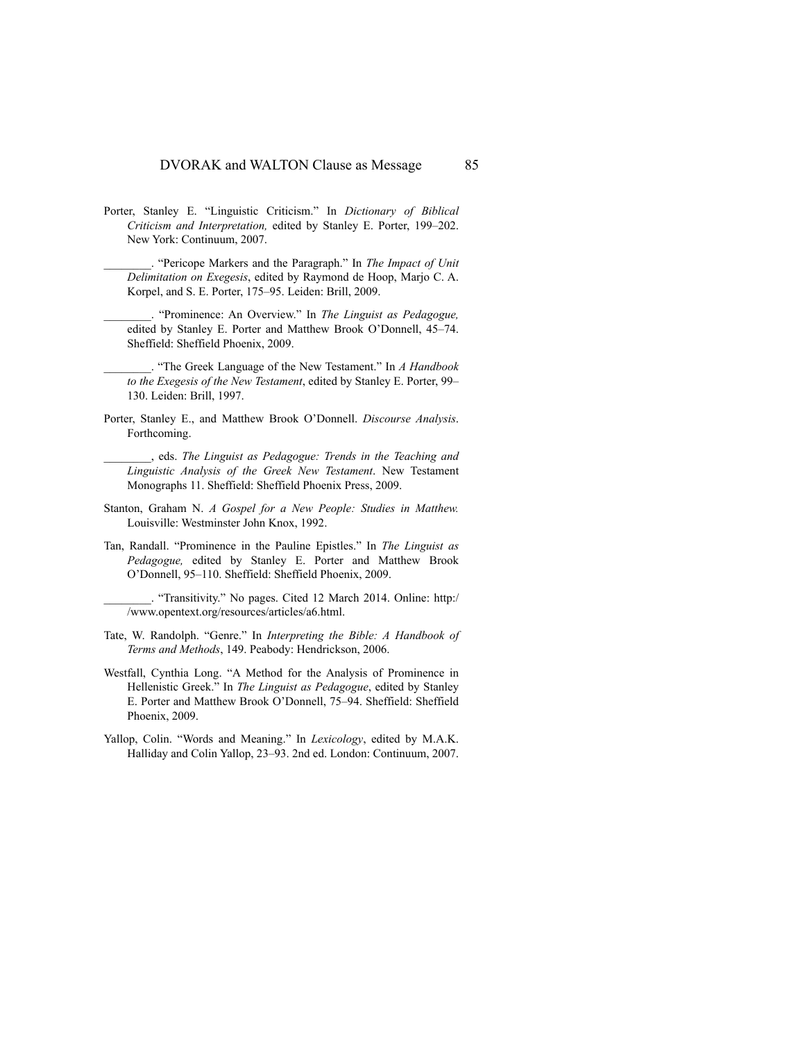Porter, Stanley E. "Linguistic Criticism." In *Dictionary of Biblical Criticism and Interpretation,* edited by Stanley E. Porter, 199–202. New York: Continuum, 2007.

________. "Pericope Markers and the Paragraph." In *The Impact of Unit Delimitation on Exegesis*, edited by Raymond de Hoop, Marjo C. A. Korpel, and S. E. Porter, 175–95. Leiden: Brill, 2009.

________. "Prominence: An Overview." In *The Linguist as Pedagogue,* edited by Stanley E. Porter and Matthew Brook O'Donnell, 45–74. Sheffield: Sheffield Phoenix, 2009.

________. "The Greek Language of the New Testament." In *A Handbook to the Exegesis of the New Testament*, edited by Stanley E. Porter, 99–130. Leiden: Brill, 1997.

Porter, Stanley E., and Matthew Brook O'Donnell. *Discourse Analysis*. Forthcoming.

________, eds. *The Linguist as Pedagogue: Trends in the Teaching and Linguistic Analysis of the Greek New Testament*. New Testament Monographs 11. Sheffield: Sheffield Phoenix Press, 2009.

Stanton, Graham N. *A Gospel for a New People: Studies in Matthew.* Louisville: Westminster John Knox, 1992.

Tan, Randall. "Prominence in the Pauline Epistles." In *The Linguist as Pedagogue,* edited by Stanley E. Porter and Matthew Brook O'Donnell, 95–110. Sheffield: Sheffield Phoenix, 2009.

________. "Transitivity." No pages. Cited 12 March 2014. Online: http://www.opentext.org/resources/articles/a6.html.

Tate, W. Randolph. "Genre." In *Interpreting the Bible: A Handbook of Terms and Methods*, 149. Peabody: Hendrickson, 2006.

Westfall, Cynthia Long. "A Method for the Analysis of Prominence in Hellenistic Greek." In *The Linguist as Pedagogue*, edited by Stanley E. Porter and Matthew Brook O'Donnell, 75–94. Sheffield: Sheffield Phoenix, 2009.

Yallop, Colin. "Words and Meaning." In *Lexicology*, edited by M.A.K. Halliday and Colin Yallop, 23–93. 2nd ed. London: Continuum, 2007.